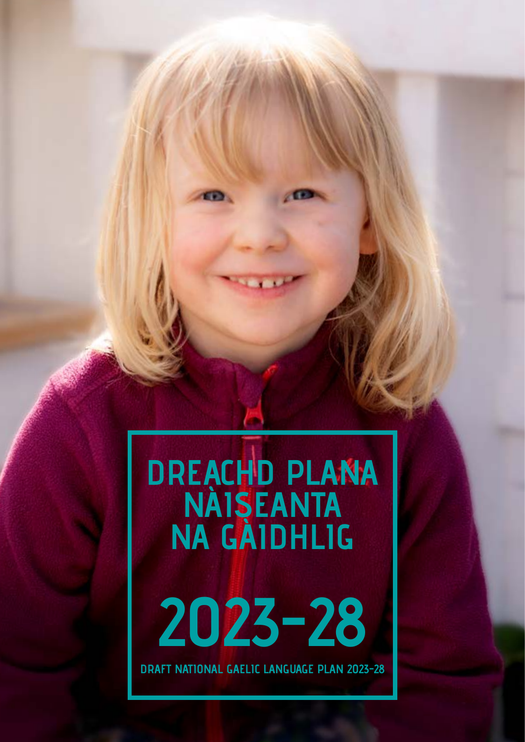# DREACHD PLANA NÀISEANTA NA GÀIDHLIG

# 2023-28

DRAFT NATIONAL GAELIC LANGUAGE PLAN 2023-28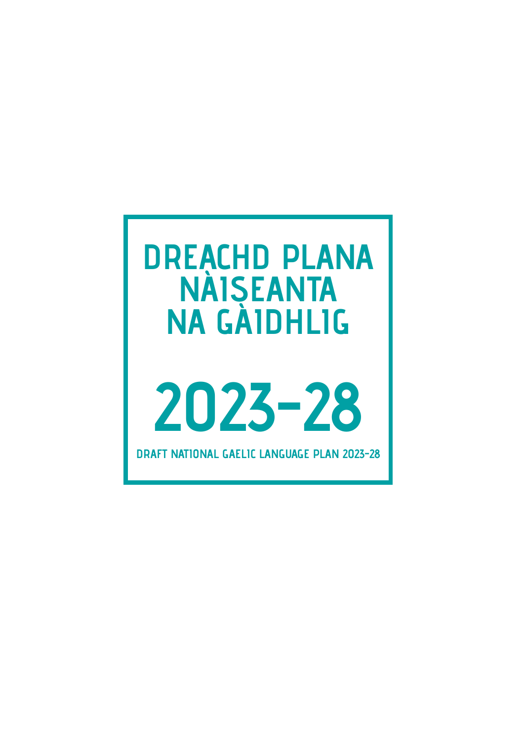# DREACHD PLANA NÀISEANTA NA GÀIDHLIG

# 2023-28

DRAFT NATIONAL GAELIC LANGUAGE PLAN 2023-28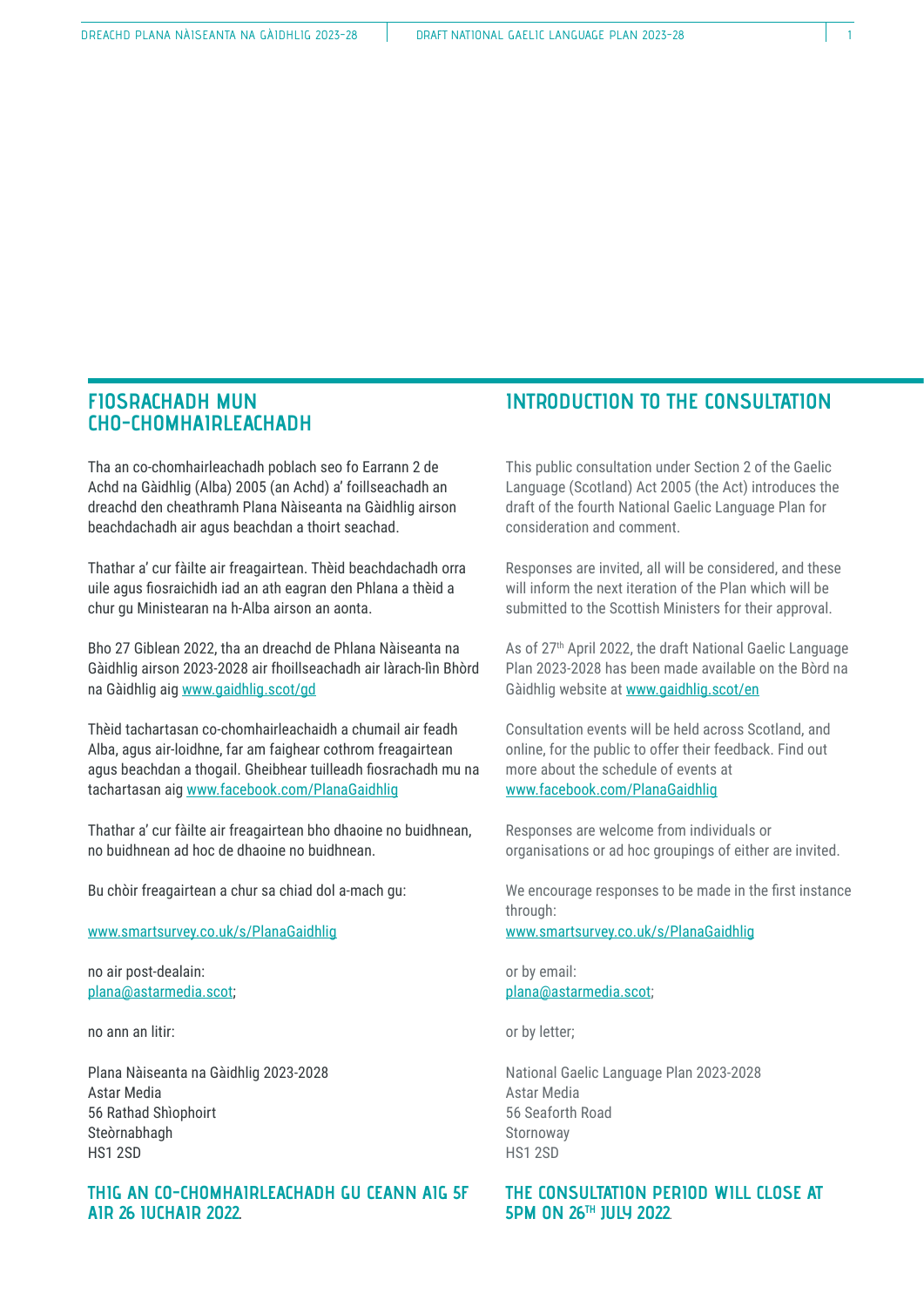## FIOSRACHADH MUN CHO-CHOMHAIRLEACHADH

Tha an co-chomhairleachadh poblach seo fo Earrann 2 de Achd na Gàidhlig (Alba) 2005 (an Achd) a' foillseachadh an dreachd den cheathramh Plana Nàiseanta na Gàidhlig airson beachdachadh air agus beachdan a thoirt seachad.

Thathar a' cur fàilte air freagairtean. Thèid beachdachadh orra uile agus fiosraichidh iad an ath eagran den Phlana a thèid a chur gu Ministearan na h-Alba airson an aonta.

Bho 27 Giblean 2022, tha an dreachd de Phlana Nàiseanta na Gàidhlig airson 2023-2028 air fhoillseachadh air làrach-lìn Bhòrd na Gàidhlig aig www.gaidhlig.scot/gd

Thèid tachartasan co-chomhairleachaidh a chumail air feadh Alba, agus air-loidhne, far am faighear cothrom freagairtean agus beachdan a thogail. Gheibhear tuilleadh fiosrachadh mu na tachartasan aig www.facebook.com/PlanaGaidhlig

Thathar a' cur fàilte air freagairtean bho dhaoine no buidhnean, no buidhnean ad hoc de dhaoine no buidhnean.

Bu chòir freagairtean a chur sa chiad dol a-mach gu:

www.smartsurvey.co.uk/s/PlanaGaidhlig

no air post-dealain:
plana@astarmedia.scot;

no ann an litir:

Plana Nàiseanta na Gàidhlig 2023-2028
Astar Media
56 Rathad Shìophoirt
Steòrnabhagh
HS1 2SD

### THIG AN CO-CHOMHAIRLEACHADH GU CEANN AIG 5F AIR 26 IUCHAIR 2022.

## INTRODUCTION TO THE CONSULTATION

This public consultation under Section 2 of the Gaelic Language (Scotland) Act 2005 (the Act) introduces the draft of the fourth National Gaelic Language Plan for consideration and comment.

Responses are invited, all will be considered, and these will inform the next iteration of the Plan which will be submitted to the Scottish Ministers for their approval.

As of 27th April 2022, the draft National Gaelic Language Plan 2023-2028 has been made available on the Bòrd na Gàidhlig website at www.gaidhlig.scot/en

Consultation events will be held across Scotland, and online, for the public to offer their feedback. Find out more about the schedule of events at www.facebook.com/PlanaGaidhlig

Responses are welcome from individuals or organisations or ad hoc groupings of either are invited.

We encourage responses to be made in the first instance through:
www.smartsurvey.co.uk/s/PlanaGaidhlig

or by email:
plana@astarmedia.scot;

or by letter;

National Gaelic Language Plan 2023-2028
Astar Media
56 Seaforth Road
Stornoway
HS1 2SD

### THE CONSULTATION PERIOD WILL CLOSE AT 5PM ON 26TH JULY 2022.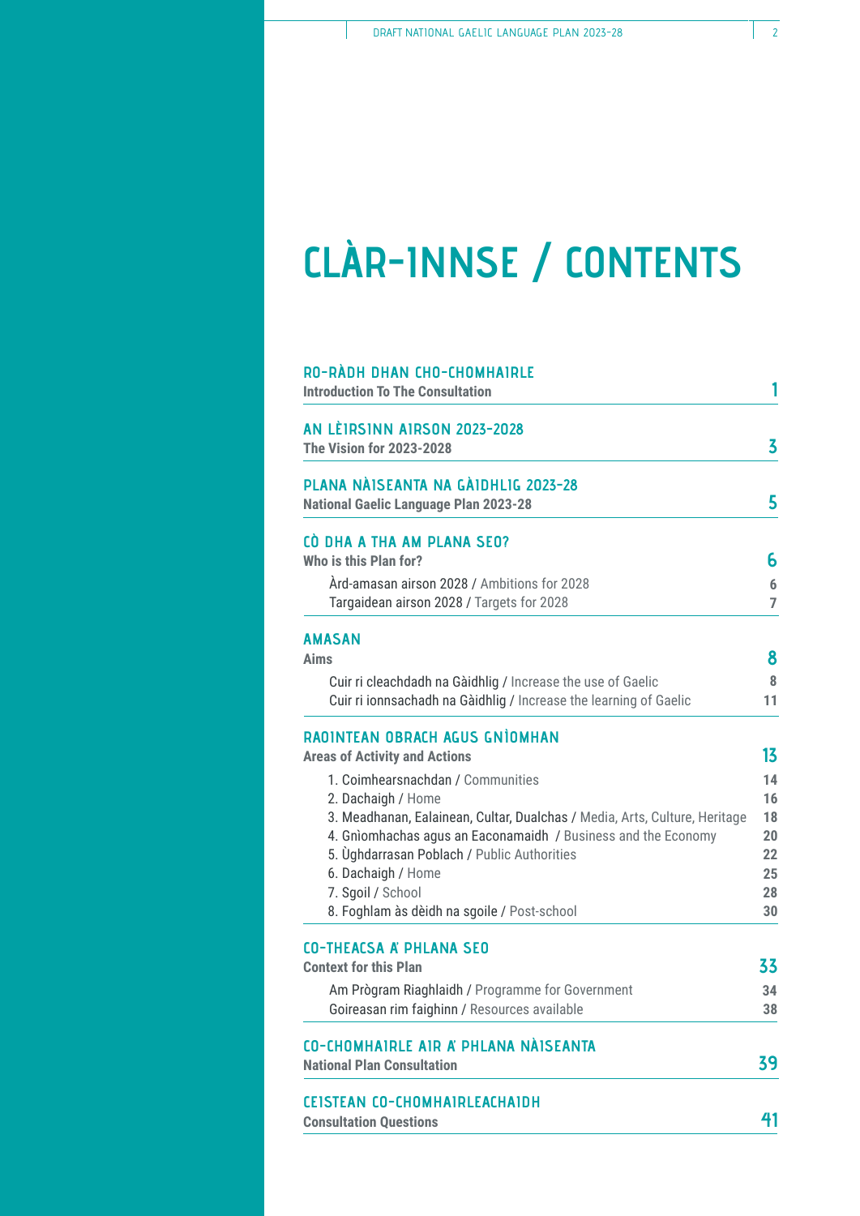# CLÀR-INNSE / CONTENTS

| | |
|---|---|
| **RO-RÀDH DHAN CHO-CHOMHAIRLE**<br>**Introduction To The Consultation** | **1** |
| **AN LÈIRSINN AIRSON 2023-2028**<br>**The Vision for 2023-2028** | **3** |
| **PLANA NÀISEANTA NA GÀIDHLIG 2023-28**<br>**National Gaelic Language Plan 2023-28** | **5** |
| **CÒ DHA A THA AM PLANA SEO?**<br>**Who is this Plan for?** | **6** |
| Àrd-amasan airson 2028 / Ambitions for 2028 | 6 |
| Targaidean airson 2028 / Targets for 2028 | 7 |
| **AMASAN**<br>**Aims** | **8** |
| Cuir ri cleachdadh na Gàidhlig / Increase the use of Gaelic | 8 |
| Cuir ri ionnsachadh na Gàidhlig / Increase the learning of Gaelic | 11 |
| **RAOINTEAN OBRACH AGUS GNÌOMHAN**<br>**Areas of Activity and Actions** | **13** |
| 1. Coimhearsnachdan / Communities | 14 |
| 2. Dachaigh / Home | 16 |
| 3. Meadhanan, Ealainean, Cultar, Dualchas / Media, Arts, Culture, Heritage | 18 |
| 4. Gnìomhachas agus an Eaconamaidh / Business and the Economy | 20 |
| 5. Ùghdarrasan Poblach / Public Authorities | 22 |
| 6. Dachaigh / Home | 25 |
| 7. Sgoil / School | 28 |
| 8. Foghlam às dèidh na sgoile / Post-school | 30 |
| **CO-THEACSA A' PHLANA SEO**<br>**Context for this Plan** | **33** |
| Am Prògram Riaghlaidh / Programme for Government | 34 |
| Goireasan rim faighinn / Resources available | 38 |
| **CO-CHOMHAIRLE AIR A' PHLANA NÀISEANTA**<br>**National Plan Consultation** | **39** |
| **CEISTEAN CO-CHOMHAIRLEACHAIDH**<br>**Consultation Questions** | **41** |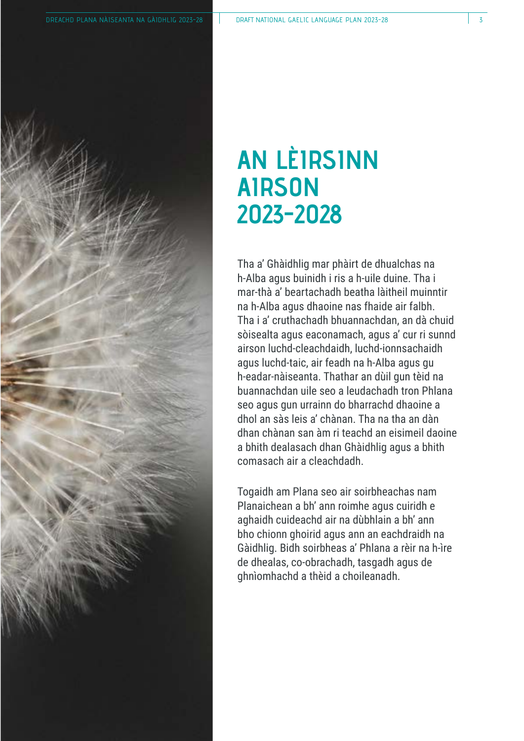# AN LÈIRSINN AIRSON 2023-2028

Tha a' Ghàidhlig mar phàirt de dhualchas na h-Alba agus buinidh i ris a h-uile duine. Tha i mar-thà a' beartachadh beatha làitheil muinntir na h-Alba agus dhaoine nas fhaide air falbh. Tha i a' cruthachadh bhuannachdan, an dà chuid sòisealta agus eaconamach, agus a' cur ri sunnd airson luchd-cleachdaidh, luchd-ionnsachaidh agus luchd-taic, air feadh na h-Alba agus gu h-eadar-nàiseanta. Thathar an dùil gun tèid na buannachdan uile seo a leudachadh tron Phlana seo agus gun urrainn do bharrachd dhaoine a dhol an sàs leis a' chànan. Tha na tha an dàn dhan chànan san àm ri teachd an eisimeil daoine a bhith dealasach dhan Ghàidhlig agus a bhith comasach air a cleachdadh.

Togaidh am Plana seo air soirbheachas nam Planaichean a bh' ann roimhe agus cuiridh e aghaidh cuideachd air na dùbhlain a bh' ann bho chionn ghoirid agus ann an eachdraidh na Gàidhlig. Bidh soirbheas a' Phlana a rèir na h-ìre de dhealas, co-obrachadh, tasgadh agus de ghnìomhachd a thèid a choileanadh.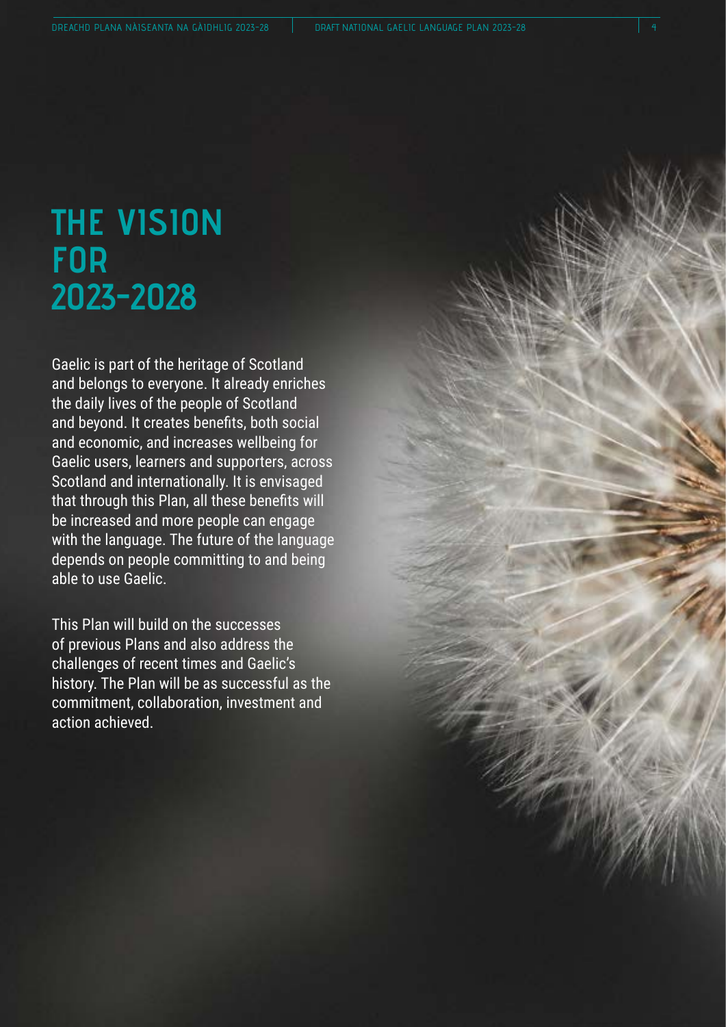# THE VISION FOR 2023-2028

Gaelic is part of the heritage of Scotland and belongs to everyone. It already enriches the daily lives of the people of Scotland and beyond. It creates benefits, both social and economic, and increases wellbeing for Gaelic users, learners and supporters, across Scotland and internationally. It is envisaged that through this Plan, all these benefits will be increased and more people can engage with the language. The future of the language depends on people committing to and being able to use Gaelic.

This Plan will build on the successes of previous Plans and also address the challenges of recent times and Gaelic's history. The Plan will be as successful as the commitment, collaboration, investment and action achieved.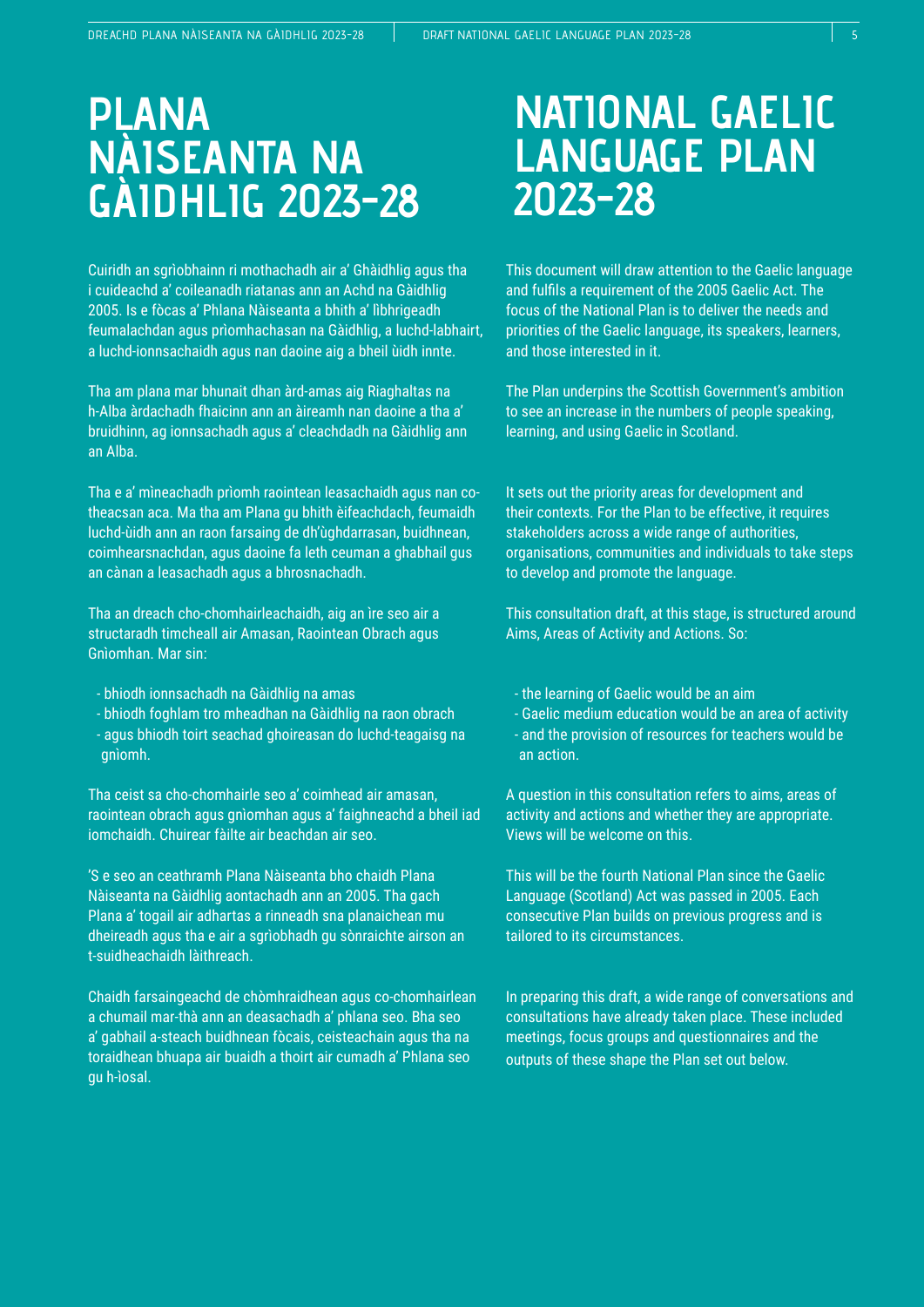# PLANA NÀISEANTA NA GÀIDHLIG 2023-28

Cuiridh an sgrìobhainn ri mothachadh air a' Ghàidhlig agus tha i cuideachd a' coileanadh riatanas ann an Achd na Gàidhlig 2005. Is e fòcas a' Phlana Nàiseanta a bhith a' lìbhrigeadh feumalachdan agus prìomhachasan na Gàidhlig, a luchd-labhairt, a luchd-ionnsachaidh agus nan daoine aig a bheil ùidh innte.

Tha am plana mar bhunait dhan àrd-amas aig Riaghaltas na h-Alba àrdachadh fhaicinn ann an àireamh nan daoine a tha a' bruidhinn, ag ionnsachadh agus a' cleachdadh na Gàidhlig ann an Alba.

Tha e a' mìneachadh prìomh raointean leasachaidh agus nan co-theacsan aca. Ma tha am Plana gu bhith èifeachdach, feumaidh luchd-ùidh ann an raon farsaing de dh'ùghdarrasan, buidhnean, coimhearsnachdan, agus daoine fa leth ceuman a ghabhail gus an cànan a leasachadh agus a bhrosnachadh.

Tha an dreach cho-chomhairleachaidh, aig an ìre seo air a structaradh timcheall air Amasan, Raointean Obrach agus Gnìomhan. Mar sin:

- bhiodh ionnsachadh na Gàidhlig na amas
- bhiodh foghlam tro mheadhan na Gàidhlig na raon obrach
- agus bhiodh toirt seachad ghoireasan do luchd-teagaisg na gnìomh.

Tha ceist sa cho-chomhairle seo a' coimhead air amasan, raointean obrach agus gnìomhan agus a' faighneachd a bheil iad iomchaidh. Chuirear fàilte air beachdan air seo.

'S e seo an ceathramh Plana Nàiseanta bho chaidh Plana Nàiseanta na Gàidhlig aontachadh ann an 2005. Tha gach Plana a' togail air adhartas a rinneadh sna planaichean mu dheireadh agus tha e air a sgrìobhadh gu sònraichte airson an t-suidheachaidh làithreach.

Chaidh farsaingeachd de chòmhraidhean agus co-chomhairlean a chumail mar-thà ann an deasachadh a' phlana seo. Bha seo a' gabhail a-steach buidhnean fòcais, ceisteachain agus tha na toraidhean bhuapa air buaidh a thoirt air cumadh a' Phlana seo gu h-ìosal.

# NATIONAL GAELIC LANGUAGE PLAN 2023-28

This document will draw attention to the Gaelic language and fulfils a requirement of the 2005 Gaelic Act. The focus of the National Plan is to deliver the needs and priorities of the Gaelic language, its speakers, learners, and those interested in it.

The Plan underpins the Scottish Government's ambition to see an increase in the numbers of people speaking, learning, and using Gaelic in Scotland.

It sets out the priority areas for development and their contexts. For the Plan to be effective, it requires stakeholders across a wide range of authorities, organisations, communities and individuals to take steps to develop and promote the language.

This consultation draft, at this stage, is structured around Aims, Areas of Activity and Actions. So:

- the learning of Gaelic would be an aim
- Gaelic medium education would be an area of activity
- and the provision of resources for teachers would be an action.

A question in this consultation refers to aims, areas of activity and actions and whether they are appropriate. Views will be welcome on this.

This will be the fourth National Plan since the Gaelic Language (Scotland) Act was passed in 2005. Each consecutive Plan builds on previous progress and is tailored to its circumstances.

In preparing this draft, a wide range of conversations and consultations have already taken place. These included meetings, focus groups and questionnaires and the outputs of these shape the Plan set out below.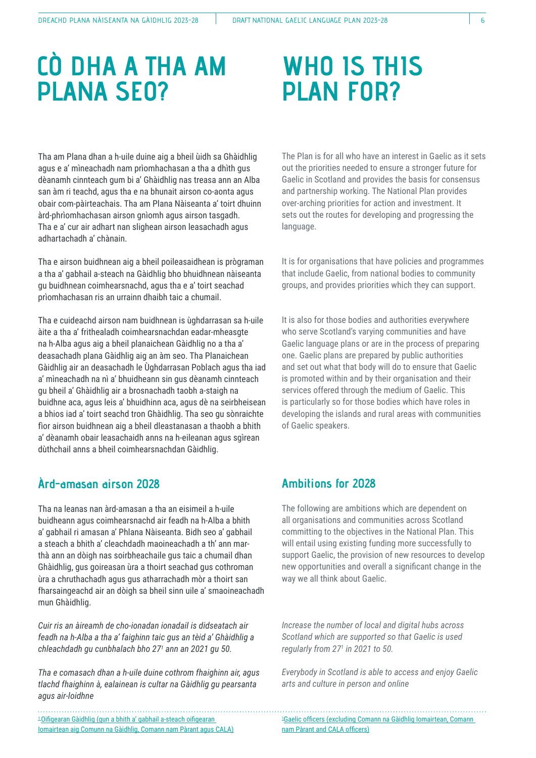# CÒ DHA A THA AM PLANA SEO?

Tha am Plana dhan a h-uile duine aig a bheil ùidh sa Ghàidhlig agus e a' mìneachadh nam prìomhachasan a tha a dhìth gus dèanamh cinnteach gum bi a' Ghàidhlig nas treasa ann an Alba san àm ri teachd, agus tha e na bhunait airson co-aonta agus obair com-pàirteachais. Tha am Plana Nàiseanta a' toirt dhuinn àrd-phrìomhachasan airson gnìomh agus airson tasgadh. Tha e a' cur air adhart nan slighean airson leasachadh agus adhartachadh a' chànain.

Tha e airson buidhnean aig a bheil poileasaidhean is prògraman a tha a' gabhail a-steach na Gàidhlig bho bhuidhnean nàiseanta gu buidhnean coimhearsnachd, agus tha e a' toirt seachad prìomhachasan ris an urrainn dhaibh taic a chumail.

Tha e cuideachd airson nam buidhnean is ùghdarrasan sa h-uile àite a tha a' frithealadh coimhearsnachdan eadar-mheasgte na h-Alba agus aig a bheil planaichean Gàidhlig no a tha a' deasachadh plana Gàidhlig aig an àm seo. Tha Planaichean Gàidhlig air an deasachadh le Ùghdarrasan Poblach agus tha iad a' mìneachadh na nì a' bhuidheann sin gus dèanamh cinnteach gu bheil a' Ghàidhlig air a brosnachadh taobh a-staigh na buidhne aca, agus leis a' bhuidhinn aca, agus dè na seirbheisean a bhios iad a' toirt seachd tron Ghàidhlig. Tha seo gu sònraichte fìor airson buidhnean aig a bheil dleastanasan a thaobh a bhith a' dèanamh obair leasachaidh anns na h-eileanan agus sgìrean dùthchail anns a bheil coimhearsnachdan Gàidhlig.

## Àrd-amasan airson 2028

Tha na leanas nan àrd-amasan a tha an eisimeil a h-uile buidheann agus coimhearsnachd air feadh na h-Alba a bhith a' gabhail ri amasan a' Phlana Nàiseanta. Bidh seo a' gabhail a steach a bhith a' cleachdadh maoineachadh a th' ann mar-thà ann an dòigh nas soirbheachaile gus taic a chumail dhan Ghàidhlig, gus goireasan ùra a thoirt seachad gus cothroman ùra a chruthachadh agus gus atharrachadh mòr a thoirt san fharsaingeachd air an dòigh sa bheil sinn uile a' smaoineachadh mun Ghàidhlig.

*Cuir ris an àireamh de cho-ionadan ionadail is didseatach air feadh na h-Alba a tha a' faighinn taic gus an tèid a' Ghàidhlig a chleachdadh gu cunbhalach bho 27[1] ann an 2021 gu 50.*

*Tha e comasach dhan a h-uile duine cothrom fhaighinn air, agus tlachd fhaighinn à, ealainean is cultar na Gàidhlig gu pearsanta agus air-loidhne*

[1] Oifigearan Gàidhlig (gun a bhith a' gabhail a-steach oifigearan Iomairtean aig Comunn na Gàidhlig, Comann nam Pàrant agus CALA)

# WHO IS THIS PLAN FOR?

The Plan is for all who have an interest in Gaelic as it sets out the priorities needed to ensure a stronger future for Gaelic in Scotland and provides the basis for consensus and partnership working. The National Plan provides over-arching priorities for action and investment. It sets out the routes for developing and progressing the language.

It is for organisations that have policies and programmes that include Gaelic, from national bodies to community groups, and provides priorities which they can support.

It is also for those bodies and authorities everywhere who serve Scotland's varying communities and have Gaelic language plans or are in the process of preparing one. Gaelic plans are prepared by public authorities and set out what that body will do to ensure that Gaelic is promoted within and by their organisation and their services offered through the medium of Gaelic. This is particularly so for those bodies which have roles in developing the islands and rural areas with communities of Gaelic speakers.

## Ambitions for 2028

The following are ambitions which are dependent on all organisations and communities across Scotland committing to the objectives in the National Plan. This will entail using existing funding more successfully to support Gaelic, the provision of new resources to develop new opportunities and overall a significant change in the way we all think about Gaelic.

*Increase the number of local and digital hubs across Scotland which are supported so that Gaelic is used regularly from 27[1] in 2021 to 50.*

*Everybody in Scotland is able to access and enjoy Gaelic arts and culture in person and online*

[1] Gaelic officers (excluding Comann na Gàidhlig Iomairtean, Comann nam Pàrant and CALA officers)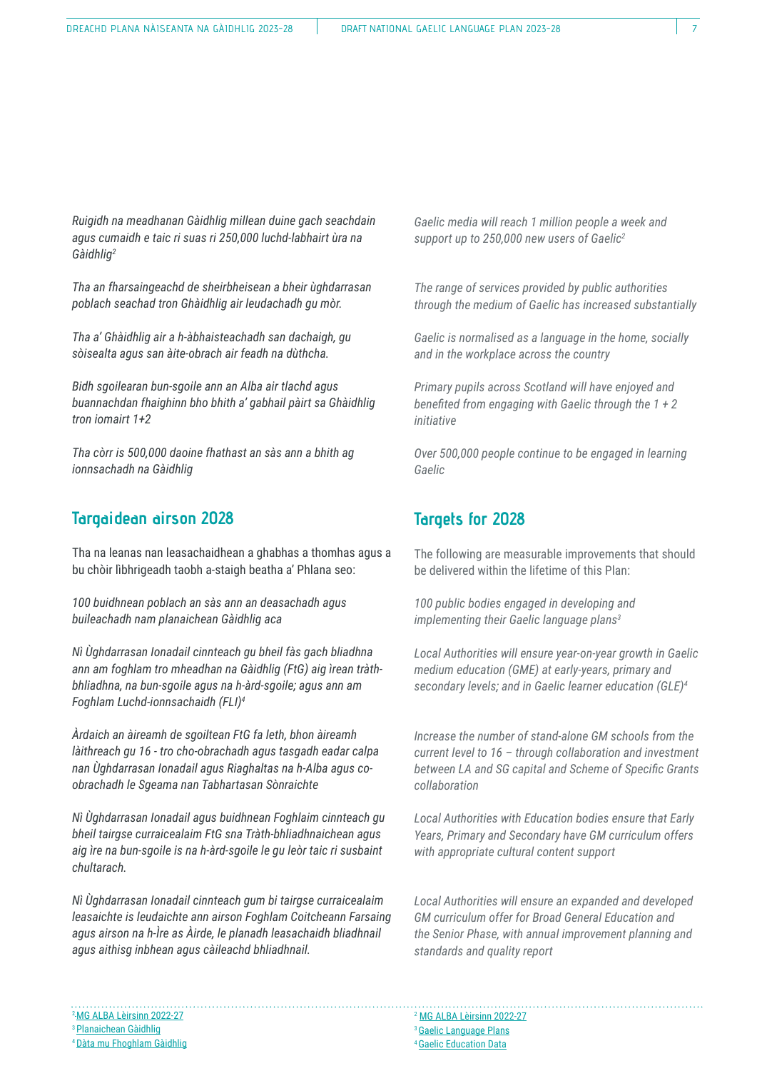*Ruigidh na meadhanan Gàidhlig millean duine gach seachdain agus cumaidh e taic ri suas ri 250,000 luchd-labhairt ùra na Gàidhlig*[2]

*Tha an fharsaingeachd de sheirbheisean a bheir ùghdarrasan poblach seachad tron Ghàidhlig air leudachadh gu mòr.*

*Tha a' Ghàidhlig air a h-àbhaisteachadh san dachaigh, gu sòisealta agus san àite-obrach air feadh na dùthcha.*

*Bidh sgoilearan bun-sgoile ann an Alba air tlachd agus buannachdan fhaighinn bho bhith a' gabhail pàirt sa Ghàidhlig tron iomairt 1+2*

*Tha còrr is 500,000 daoine fhathast an sàs ann a bhith ag ionnsachadh na Gàidhlig*

## Targaidean airson 2028

Tha na leanas nan leasachaidhean a ghabhas a thomhas agus a bu chòir lìbhrigeadh taobh a-staigh beatha a' Phlana seo:

*100 buidhnean poblach an sàs ann an deasachadh agus buileachadh nam planaichean Gàidhlig aca*

*Nì Ùghdarrasan Ionadail cinnteach gu bheil fàs gach bliadhna ann am foghlam tro mheadhan na Gàidhlig (FtG) aig ìrean tràth-bhliadhna, na bun-sgoile agus na h-àrd-sgoile; agus ann am Foghlam Luchd-ionnsachaidh (FLI)*[4]

*Àrdaich an àireamh de sgoiltean FtG fa leth, bhon àireamh làithreach gu 16 - tro cho-obrachadh agus tasgadh eadar calpa nan Ùghdarrasan Ionadail agus Riaghaltas na h-Alba agus co-obrachadh le Sgeama nan Tabhartasan Sònraichte*

*Nì Ùghdarrasan Ionadail agus buidhnean Foghlaim cinnteach gu bheil tairgse curraicealaim FtG sna Tràth-bhliadhnaichean agus aig ìre na bun-sgoile is na h-àrd-sgoile le gu leòr taic ri susbaint chultarach.*

*Nì Ùghdarrasan Ionadail cinnteach gum bi tairgse curraicealaim leasaichte is leudaichte ann airson Foghlam Coitcheann Farsaing agus airson na h-Ìre as Àirde, le planadh leasachaidh bliadhnail agus aithisg inbhean agus càileachd bhliadhnail.*

[2] MG ALBA Lèirsinn 2022-27
[3] Planaichean Gàidhlig
[4] Dàta mu Fhoghlam Gàidhlig

*Gaelic media will reach 1 million people a week and support up to 250,000 new users of Gaelic*[2]

*The range of services provided by public authorities through the medium of Gaelic has increased substantially*

*Gaelic is normalised as a language in the home, socially and in the workplace across the country*

*Primary pupils across Scotland will have enjoyed and benefited from engaging with Gaelic through the 1 + 2 initiative*

*Over 500,000 people continue to be engaged in learning Gaelic*

## Targets for 2028

The following are measurable improvements that should be delivered within the lifetime of this Plan:

*100 public bodies engaged in developing and implementing their Gaelic language plans*[3]

*Local Authorities will ensure year-on-year growth in Gaelic medium education (GME) at early-years, primary and secondary levels; and in Gaelic learner education (GLE)*[4]

*Increase the number of stand-alone GM schools from the current level to 16 – through collaboration and investment between LA and SG capital and Scheme of Specific Grants collaboration*

*Local Authorities with Education bodies ensure that Early Years, Primary and Secondary have GM curriculum offers with appropriate cultural content support*

*Local Authorities will ensure an expanded and developed GM curriculum offer for Broad General Education and the Senior Phase, with annual improvement planning and standards and quality report*

[2] MG ALBA Lèirsinn 2022-27
[3] Gaelic Language Plans
[4] Gaelic Education Data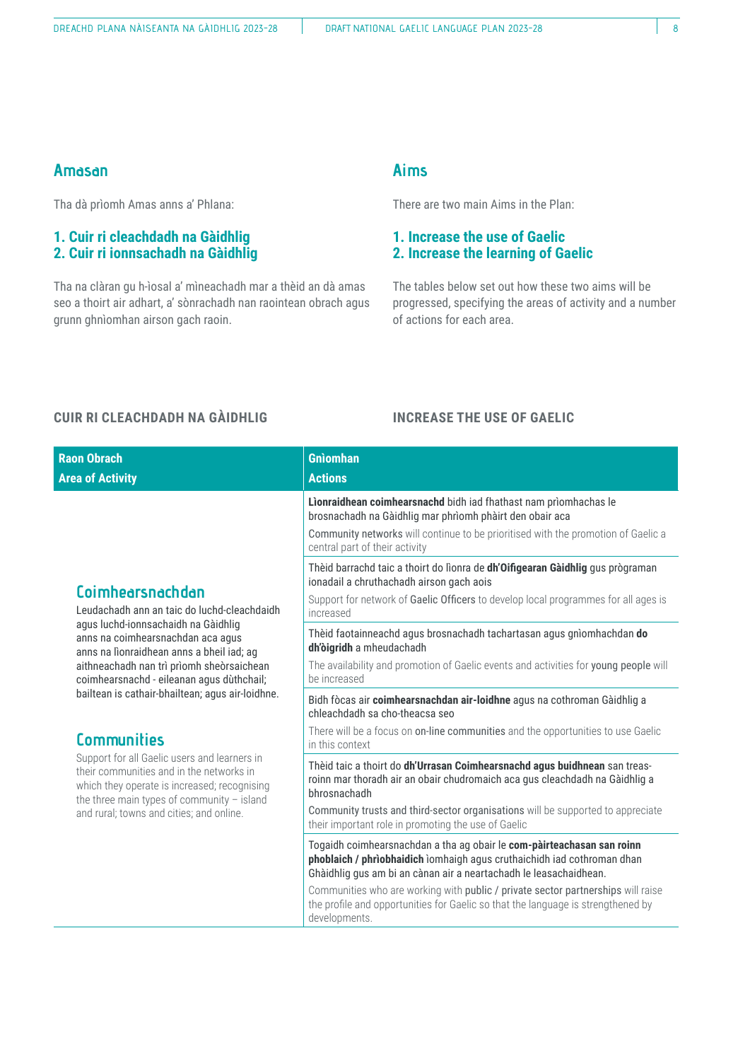## Amasan

Tha dà prìomh Amas anns a' Phlana:

### 1. Cuir ri cleachdadh na Gàidhlig
### 2. Cuir ri ionnsachadh na Gàidhlig

Tha na clàran gu h-ìosal a' mìneachadh mar a thèid an dà amas seo a thoirt air adhart, a' sònrachadh nan raointean obrach agus grunn ghnìomhan airson gach raoin.

## Aims

There are two main Aims in the Plan:

### 1. Increase the use of Gaelic
### 2. Increase the learning of Gaelic

The tables below set out how these two aims will be progressed, specifying the areas of activity and a number of actions for each area.

### CUIR RI CLEACHDADH NA GÀIDHLIG

### INCREASE THE USE OF GAELIC

| Raon Obrach<br>Area of Activity | Gnìomhan<br>Actions |
|---|---|
| **Coimhearsnachdan**<br>Leudachadh ann an taic do luchd-cleachdaidh agus luchd-ionnsachaidh na Gàidhlig anns na coimhearsnachdan aca agus anns na lìonraidhean anns a bheil iad; ag aithneachadh nan trì prìomh sheòrsaichean coimhearsnachd - eileanan agus dùthchail; bailtean is cathair-bhailtean; agus air-loidhne.<br><br>**Communities**<br>Support for all Gaelic users and learners in their communities and in the networks in which they operate is increased; recognising the three main types of community – island and rural; towns and cities; and online. | **Lìonraidhean coimhearsnachd** bidh iad fhathast nam prìomhachas le brosnachadh na Gàidhlig mar phrìomh phàirt den obair aca<br><br>**Community networks** will continue to be prioritised with the promotion of Gaelic a central part of their activity |
| | Thèid barrachd taic a thoirt do lìonra de **dh'Oifigearan Gàidhlig** gus prògraman ionadail a chruthachadh airson gach aois<br><br>Support for network of **Gaelic Officers** to develop local programmes for all ages is increased |
| | Thèid faotainneachd agus brosnachadh tachartasan agus gnìomhachdan **do dh'òigridh** a mheudachadh<br><br>The availability and promotion of Gaelic events and activities for **young people** will be increased |
| | Bidh fòcas air **coimhearsnachdan air-loidhne** agus na cothroman Gàidhlig a chleachdadh sa cho-theacsa seo<br><br>There will be a focus on **on-line communities** and the opportunities to use Gaelic in this context |
| | Thèid taic a thoirt do **dh'Urrasan Coimhearsnachd agus buidhnean** san treas-roinn mar thoradh air an obair chudromaich aca gus cleachdadh na Gàidhlig a bhrosnachadh<br><br>**Community trusts and third-sector organisations** will be supported to appreciate their important role in promoting the use of Gaelic |
| | Togaidh coimhearsnachdan a tha ag obair le **com-pàirteachasan san roinn phoblaich / phrìobhaidich** ìomhaigh agus cruthaichidh iad cothroman dhan Ghàidhlig gus am bi an cànan air a neartachadh le leasachaidhean.<br><br>Communities who are working with **public / private sector partnerships** will raise the profile and opportunities for Gaelic so that the language is strengthened by developments. |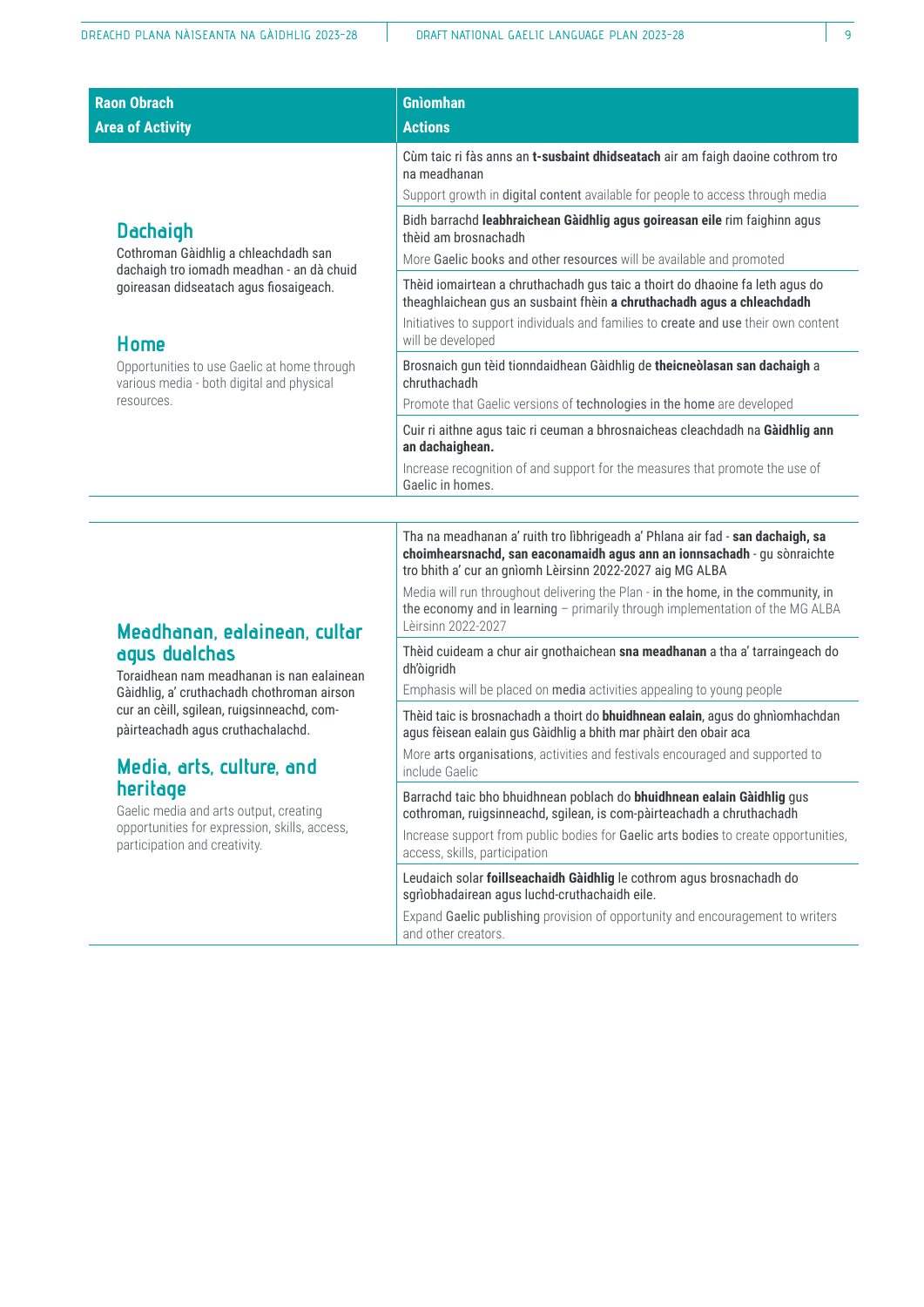| Raon Obrach<br>Area of Activity | Gnìomhan<br>Actions |
|---|---|
| **Dachaigh**<br>Cothroman Gàidhlig a chleachdadh san dachaigh tro iomadh meadhan - an dà chuid goireasan didseatach agus fiosaigeach.<br><br>**Home**<br>Opportunities to use Gaelic at home through various media - both digital and physical resources. | Cùm taic ri fàs anns an **t-susbaint dhidseatach** air am faigh daoine cothrom tro na meadhanan<br>Support growth in digital content available for people to access through media |
| | Bidh barrachd **leabhraichean Gàidhlig agus goireasan eile** rim faighinn agus thèid am brosnachadh<br>More Gaelic books and other resources will be available and promoted |
| | Thèid iomairtean a chruthachadh gus taic a thoirt do dhaoine fa leth agus do theaghlaichean gus an susbaint fhèin **a chruthachadh agus a chleachdadh**<br>Initiatives to support individuals and families to create and use their own content will be developed |
| | Brosnaich gun tèid tionndaidhean Gàidhlig de **theicneòlasan san dachaigh** a chruthachadh<br>Promote that Gaelic versions of technologies in the home are developed |
| | Cuir ri aithne agus taic ri ceuman a bhrosnaicheas cleachdadh na **Gàidhlig ann an dachaighean.**<br>Increase recognition of and support for the measures that promote the use of Gaelic in homes. |

| Raon Obrach<br>Area of Activity | Gnìomhan<br>Actions |
|---|---|
| **Meadhanan, ealainean, cultar agus dualchas**<br>Toraidhean nam meadhanan is nan ealainean Gàidhlig, a' cruthachadh chothroman airson cur an cèill, sgilean, ruigsinneachd, com-pàirteachadh agus cruthachalachd.<br><br>**Media, arts, culture, and heritage**<br>Gaelic media and arts output, creating opportunities for expression, skills, access, participation and creativity. | Tha na meadhanan a' ruith tro lìbhrigeadh a' Phlana air fad - **san dachaigh, sa choimhearsnachd, san eaconamaidh agus ann an ionnsachadh** - gu sònraichte tro bhith a' cur an gnìomh Lèirsinn 2022-2027 aig MG ALBA<br>Media will run throughout delivering the Plan - in the home, in the community, in the economy and in learning – primarily through implementation of the MG ALBA Lèirsinn 2022-2027 |
| | Thèid cuideam a chur air gnothaichean **sna meadhanan** a tha a' tarraingeach do dh'òigridh<br>Emphasis will be placed on media activities appealing to young people |
| | Thèid taic is brosnachadh a thoirt do **bhuidhnean ealain**, agus do ghnìomhachdan agus fèisean ealain gus Gàidhlig a bhith mar phàirt den obair aca<br>More arts organisations, activities and festivals encouraged and supported to include Gaelic |
| | Barrachd taic bho bhuidhnean poblach do **bhuidhnean ealain Gàidhlig** gus cothroman, ruigsinneachd, sgilean, is com-pàirteachadh a chruthachadh<br>Increase support from public bodies for Gaelic arts bodies to create opportunities, access, skills, participation |
| | Leudaich solar **foillseachaidh Gàidhlig** le cothrom agus brosnachadh do sgrìobhadairean agus luchd-cruthachaidh eile.<br>Expand Gaelic publishing provision of opportunity and encouragement to writers and other creators. |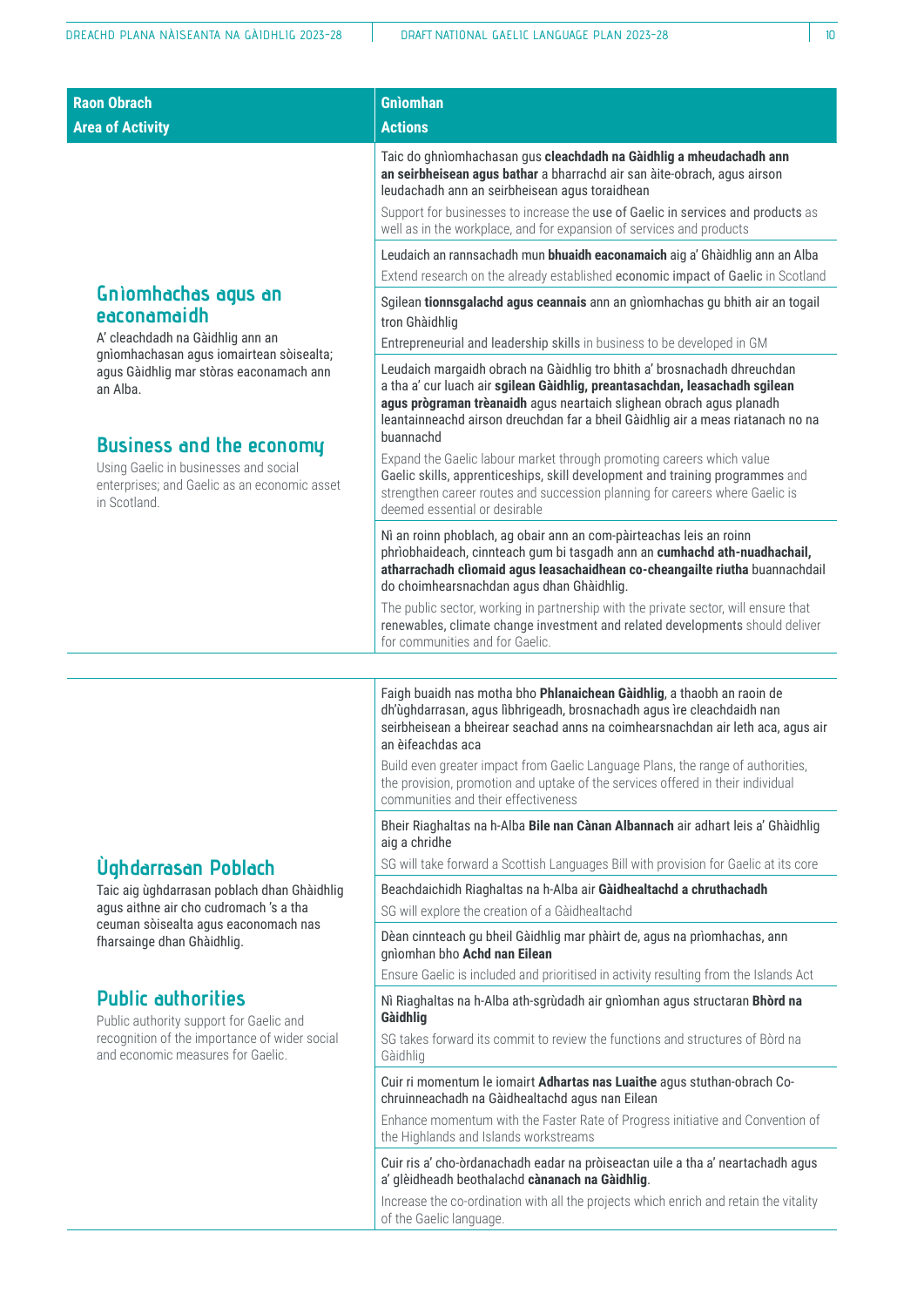| Raon Obrach<br>Area of Activity | Gnìomhan<br>Actions |
|---|---|
| **Gnìomhachas agus an eaconamaidh**<br>A' cleachdadh na Gàidhlig ann an gnìomhachasan agus iomairtean sòisealta; agus Gàidhlig mar stòras eaconamach ann an Alba.<br><br>**Business and the economy**<br>Using Gaelic in businesses and social enterprises; and Gaelic as an economic asset in Scotland. | Taic do ghnìomhachasan gus **cleachdadh na Gàidhlig a mheudachadh ann an seirbheisean agus bathar** a bharrachd air san àite-obrach, agus airson leudachadh ann an seirbheisean agus toraidhean<br><br>Support for businesses to increase the **use of Gaelic in services and products** as well as in the workplace, and for expansion of services and products |
| | Leudaich an rannsachadh mun **bhuaidh eaconamaich** aig a' Ghàidhlig ann an Alba<br><br>Extend research on the already established **economic impact of Gaelic** in Scotland |
| | Sgilean **tionnsgalachd agus ceannais** ann an gnìomhachas gu bhith air an togail tron Ghàidhlig<br><br>**Entrepreneurial and leadership skills** in business to be developed in GM |
| | Leudaich margaidh obrach na Gàidhlig tro bhith a' brosnachadh dhreuchdan a tha a' cur luach air **sgilean Gàidhlig, preantasachdan, leasachadh sgilean agus prògraman trèanaidh** agus neartaich slighean obrach agus planadh leantainneachd airson dreuchdan far a bheil Gàidhlig air a meas riatanach no na buannachd<br><br>Expand the Gaelic labour market through promoting careers which value **Gaelic skills, apprenticeships, skill development and training programmes** and strengthen career routes and succession planning for careers where Gaelic is deemed essential or desirable |
| | Nì an roinn phoblach, ag obair ann an com-pàirteachas leis an roinn phrìobhaideach, cinnteach gum bi tasgadh ann an **cumhachd ath-nuadhachail, atharrachadh clìomaid agus leasachaidhean co-cheangailte riutha** buannachdail do choimhearsnachdan agus dhan Ghàidhlig.<br><br>The public sector, working in partnership with the private sector, will ensure that **renewables, climate change investment and related developments** should deliver for communities and for Gaelic. |
| **Ùghdarrasan Poblach**<br>Taic aig ùghdarrasan poblach dhan Ghàidhlig agus aithne air cho cudromach 's a tha ceuman sòisealta agus eaconomach nas fharsainge dhan Ghàidhlig.<br><br>**Public authorities**<br>Public authority support for Gaelic and recognition of the importance of wider social and economic measures for Gaelic. | Faigh buaidh nas motha bho **Phlanaichean Gàidhlig**, a thaobh an raoin de dh'ùghdarrasan, agus lìbhrigeadh, brosnachadh agus ìre cleachdaidh nan seirbheisean a bheirear seachad anns na coimhearsnachdan air leth aca, agus air an èifeachdas aca<br><br>Build even greater impact from **Gaelic Language Plans**, the range of authorities, the provision, promotion and uptake of the services offered in their individual communities and their effectiveness |
| | Bheir Riaghaltas na h-Alba **Bile nan Cànan Albannach** air adhart leis a' Ghàidhlig aig a chridhe<br><br>SG will take forward a **Scottish Languages Bill** with provision for Gaelic at its core |
| | Beachdaichidh Riaghaltas na h-Alba air **Gàidhealtachd a chruthachadh**<br><br>SG will explore the **creation of a Gàidhealtachd** |
| | Dèan cinnteach gu bheil Gàidhlig mar phàirt de, agus na prìomhachas, ann gnìomhan bho **Achd nan Eilean**<br><br>Ensure Gaelic is included and prioritised in activity resulting from the **Islands Act** |
| | Nì Riaghaltas na h-Alba ath-sgrùdadh air gnìomhan agus structaran **Bhòrd na Gàidhlig**<br><br>SG takes forward its commit to review the functions and structures of **Bòrd na Gàidhlig** |
| | Cuir ri momentum le iomairt **Adhartas nas Luaithe** agus stuthan-obrach Co-chruinneachadh na Gàidhealtachd agus nan Eilean<br><br>Enhance momentum with the **Faster Rate of Progress** initiative and Convention of the Highlands and Islands workstreams |
| | Cuir ris a' cho-òrdanachadh eadar na pròiseactan uile a tha a' neartachadh agus a' glèidheadh beothalachd **cànanach na Gàidhlig**.<br><br>Increase the co-ordination with all the projects which enrich and retain the vitality of the **Gaelic language**. |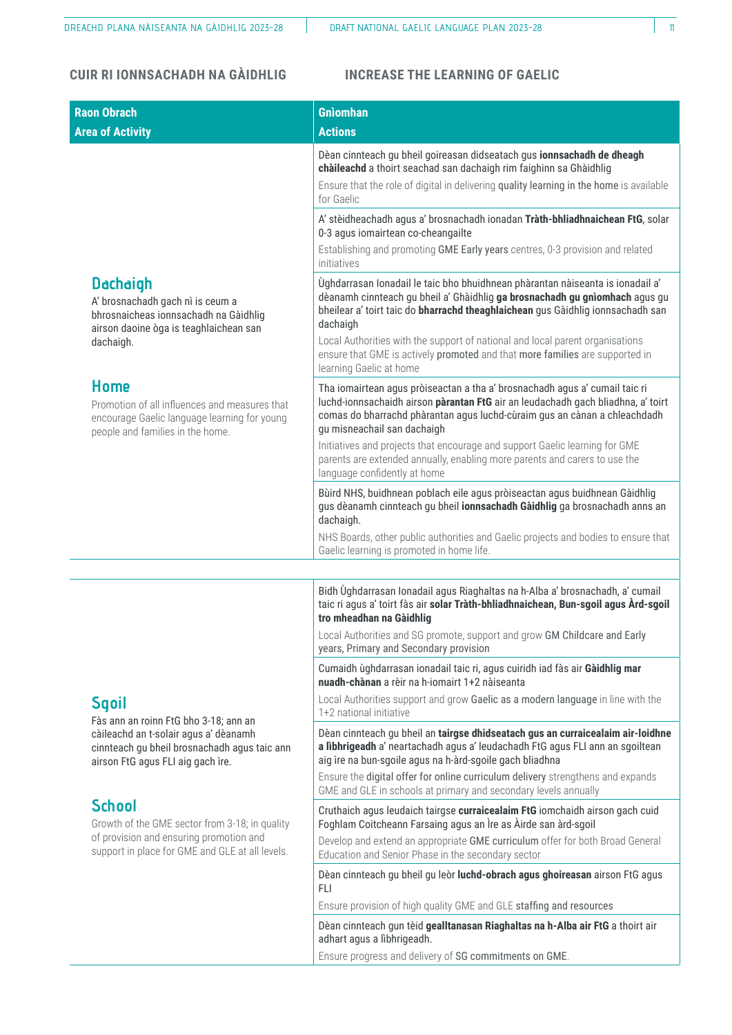## CUIR RI IONNSACHADH NA GÀIDHLIG — INCREASE THE LEARNING OF GAELIC

| Raon Obrach<br>Area of Activity | Gnìomhan<br>Actions |
|---|---|
| **Dachaigh**<br>A' brosnachadh gach nì is ceum a bhrosnaicheas ionnsachadh na Gàidhlig airson daoine òga is teaghlaichean san dachaigh.<br><br>**Home**<br>Promotion of all influences and measures that encourage Gaelic language learning for young people and families in the home. | Dèan cinnteach gu bheil goireasan didseatach gus **ionnsachadh de dheagh chàileachd** a thoirt seachad san dachaigh rim faighinn sa Ghàidhlig<br>Ensure that the role of digital in delivering **quality learning in the home** is available for Gaelic |
| | A' stèidheachadh agus a' brosnachadh ionadan **Tràth-bhliadhnaichean FtG**, solar 0-3 agus iomairtean co-cheangailte<br>Establishing and promoting **GME Early years** centres, 0-3 provision and related initiatives |
| | Ùghdarrasan Ionadail le taic bho bhuidhnean phàrantan nàiseanta is ionadail a' dèanamh cinnteach gu bheil a' Ghàidhlig **ga brosnachadh gu gnìomhach** agus gu bheilear a' toirt taic do **bharrachd theaghlaichean** gus Gàidhlig ionnsachadh san dachaigh<br>Local Authorities with the support of national and local parent organisations ensure that GME is actively **promoted** and that **more families** are supported in learning Gaelic at home |
| | Tha iomairtean agus pròiseactan a tha a' brosnachadh agus a' cumail taic ri luchd-ionnsachaidh airson **pàrantan FtG** air an leudachadh gach bliadhna, a' toirt comas do bharrachd phàrantan agus luchd-cùraim gus an cànan a chleachdadh gu misneachail san dachaigh<br>Initiatives and projects that encourage and support Gaelic learning for GME parents are extended annually, enabling more parents and carers to use the language confidently at home |
| | Bùird NHS, buidhnean poblach eile agus pròiseactan agus buidhnean Gàidhlig gus dèanamh cinnteach gu bheil **ionnsachadh Gàidhlig** ga brosnachadh anns an dachaigh.<br>NHS Boards, other public authorities and Gaelic projects and bodies to ensure that Gaelic learning is promoted in home life. |
| **Sgoil**<br>Fàs ann an roinn FtG bho 3-18; ann an càileachd an t-solair agus a' dèanamh cinnteach gu bheil brosnachadh agus taic ann airson FtG agus FLI aig gach ìre.<br><br>**School**<br>Growth of the GME sector from 3-18; in quality of provision and ensuring promotion and support in place for GME and GLE at all levels. | Bidh Ùghdarrasan Ionadail agus Riaghaltas na h-Alba a' brosnachadh, a' cumail taic ri agus a' toirt fàs air **solar Tràth-bhliadhnaichean, Bun-sgoil agus Àrd-sgoil tro mheadhan na Gàidhlig**<br>Local Authorities and SG promote, support and grow **GM Childcare and Early years, Primary and Secondary provision** |
| | Cumaidh ùghdarrasan ionadail taic ri, agus cuiridh iad fàs air **Gàidhlig mar nuadh-chànan** a rèir na h-iomairt 1+2 nàiseanta<br>Local Authorities support and grow **Gaelic as a modern language** in line with the 1+2 national initiative |
| | Dèan cinnteach gu bheil an **tairgse dhidseatach gus an curraicealaim air-loidhne a lìbhrigeadh** a' neartachadh agus a' leudachadh FtG agus FLI ann an sgoiltean aig ìre na bun-sgoile agus na h-àrd-sgoile gach bliadhna<br>Ensure the **digital offer for online curriculum delivery** strengthens and expands GME and GLE in schools at primary and secondary levels annually |
| | Cruthaich agus leudaich tairgse **curraicealaim FtG** iomchaidh airson gach cuid Foghlam Coitcheann Farsaing agus an Ìre as Àirde san àrd-sgoil<br>Develop and extend an appropriate **GME curriculum** offer for both Broad General Education and Senior Phase in the secondary sector |
| | Dèan cinnteach gu bheil gu leòr **luchd-obrach agus ghoireasan** airson FtG agus FLI<br>Ensure provision of high quality GME and GLE **staffing and resources** |
| | Dèan cinnteach gun tèid **gealltanasan Riaghaltas na h-Alba air FtG** a thoirt air adhart agus a lìbhrigeadh.<br>Ensure progress and delivery of **SG commitments on GME**. |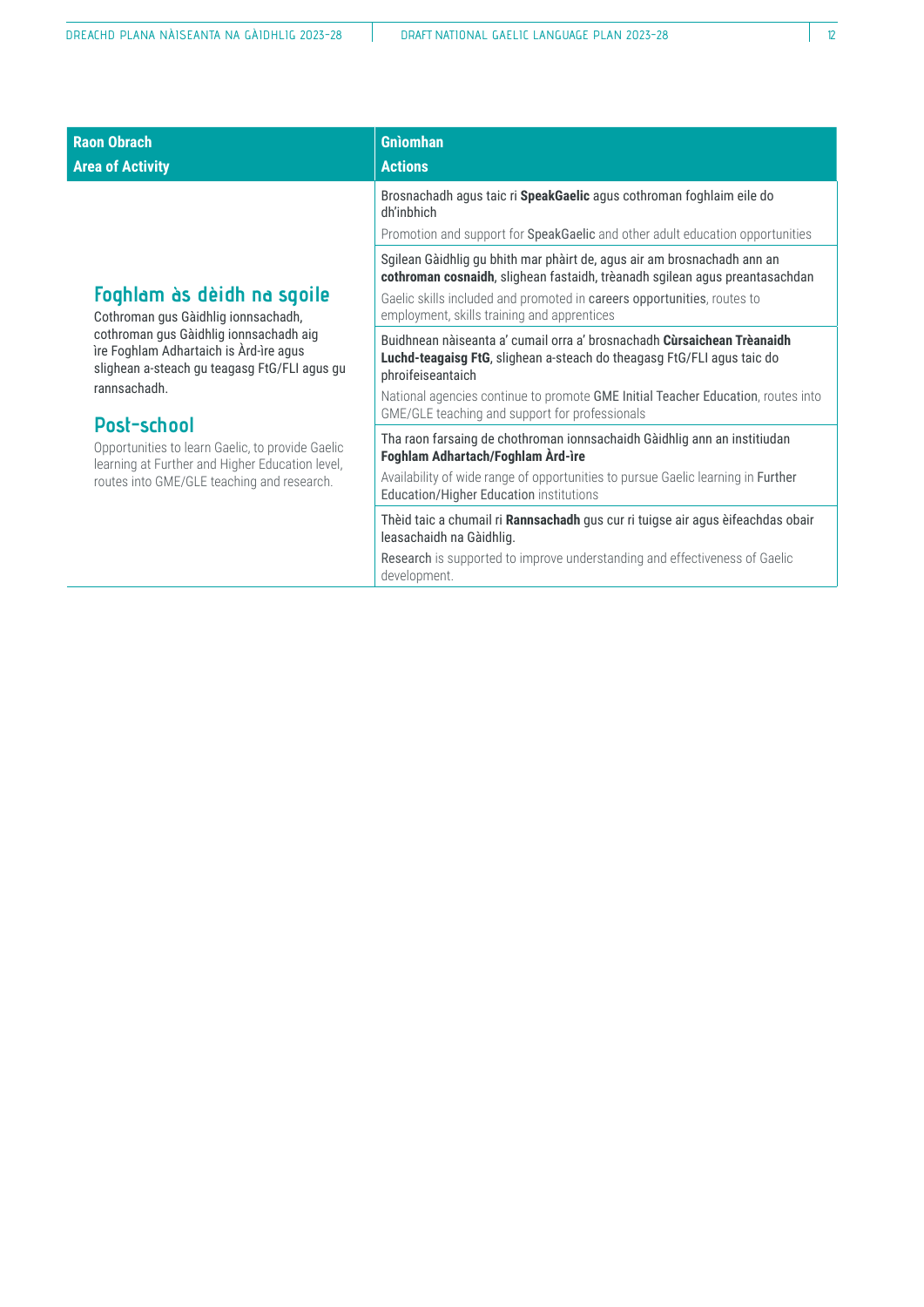| Raon Obrach<br>Area of Activity | Gnìomhan<br>Actions |
|---|---|
| **Foghlam às dèidh na sgoile**<br>Cothroman gus Gàidhlig ionnsachadh, cothroman gus Gàidhlig ionnsachadh aig ìre Foghlam Adhartaich is Àrd-ìre agus slighean a-steach gu teagasg FtG/FLI agus gu rannsachadh.<br><br>**Post-school**<br>Opportunities to learn Gaelic, to provide Gaelic learning at Further and Higher Education level, routes into GME/GLE teaching and research. | Brosnachadh agus taic ri **SpeakGaelic** agus cothroman foghlaim eile do dh'inbhich<br><br>Promotion and support for SpeakGaelic and other adult education opportunities |
| | Sgilean Gàidhlig gu bhith mar phàirt de, agus air am brosnachadh ann an **cothroman cosnaidh**, slighean fastaidh, trèanadh sgilean agus preantasachdan<br><br>Gaelic skills included and promoted in careers opportunities, routes to employment, skills training and apprentices |
| | Buidhnean nàiseanta a' cumail orra a' brosnachadh **Cùrsaichean Trèanaidh Luchd-teagaisg FtG**, slighean a-steach do theagasg FtG/FLI agus taic do phroifeiseantaich<br><br>National agencies continue to promote GME Initial Teacher Education, routes into GME/GLE teaching and support for professionals |
| | Tha raon farsaing de chothroman ionnsachaidh Gàidhlig ann an institiudan **Foghlam Adhartach/Foghlam Àrd-ìre**<br><br>Availability of wide range of opportunities to pursue Gaelic learning in Further Education/Higher Education institutions |
| | Thèid taic a chumail ri **Rannsachadh** gus cur ri tuigse air agus èifeachdas obair leasachaidh na Gàidhlig.<br><br>Research is supported to improve understanding and effectiveness of Gaelic development. |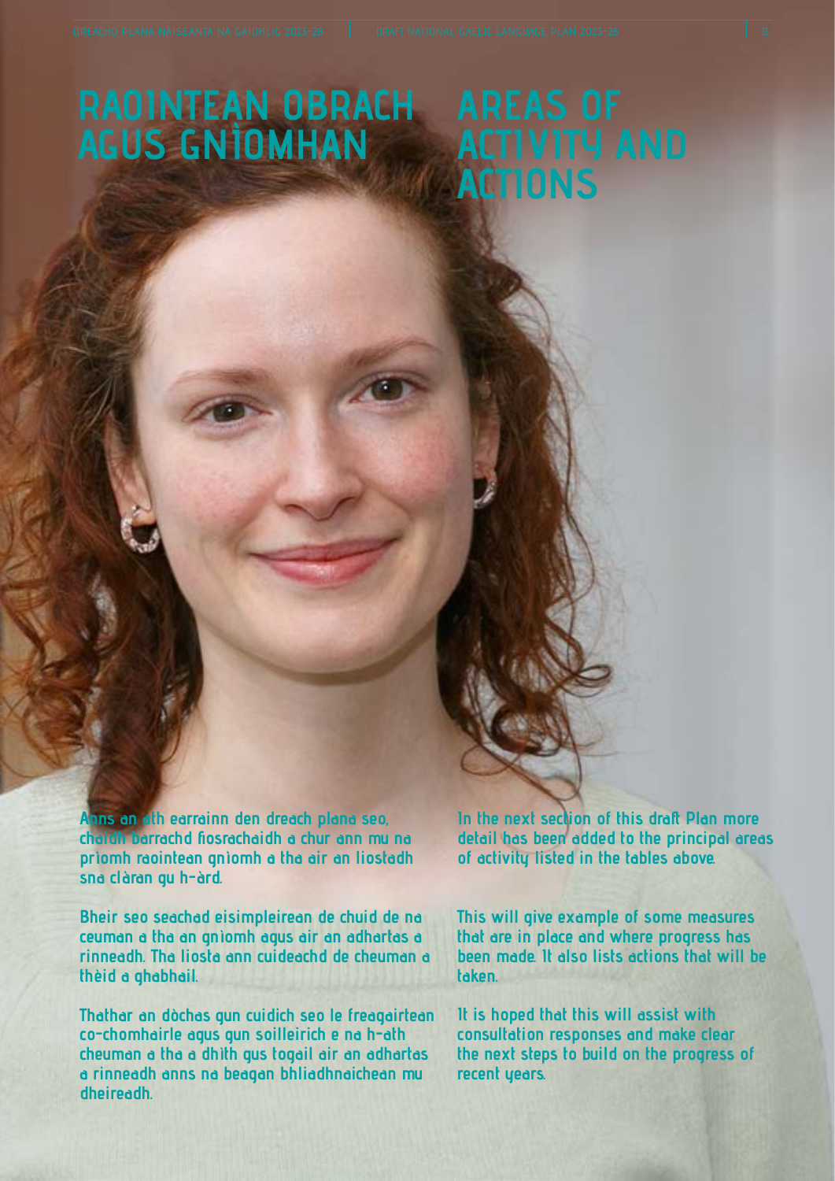# RAOINTEAN OBRACH AGUS GNÌOMHAN

# AREAS OF ACTIVITY AND ACTIONS

Anns an ath earrainn den dreach plana seo, chaidh barrachd fiosrachaidh a chur ann mu na prìomh raointean gnìomh a tha air an liostadh sna clàran gu h-àrd.

Bheir seo seachad eisimpleirean de chuid de na ceuman a tha an gnìomh agus air an adhartas a rinneadh. Tha liosta ann cuideachd de cheuman a thèid a ghabhail.

Thathar an dòchas gun cuidich seo le freagairtean co-chomhairle agus gun soilleirich e na h-ath cheuman a tha a dhìth gus togail air an adhartas a rinneadh anns na beagan bhliadhnaichean mu dheireadh.

In the next section of this draft Plan more detail has been added to the principal areas of activity listed in the tables above.

This will give example of some measures that are in place and where progress has been made. It also lists actions that will be taken.

It is hoped that this will assist with consultation responses and make clear the next steps to build on the progress of recent years.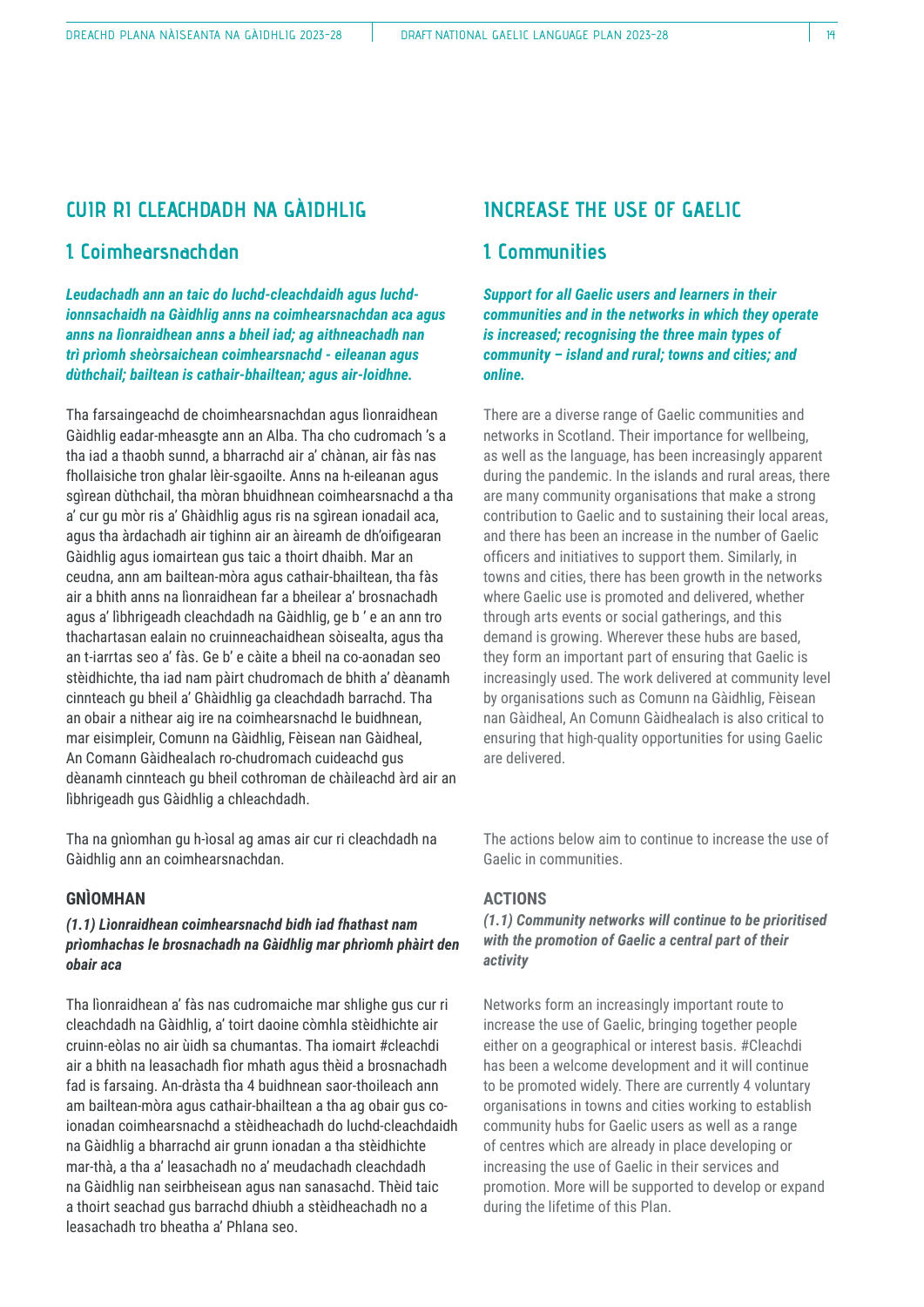## CUIR RI CLEACHDADH NA GÀIDHLIG

### 1. Coimhearsnachdan

***Leudachadh ann an taic do luchd-cleachdaidh agus luchd-ionnsachaidh na Gàidhlig anns na coimhearsnachdan aca agus anns na lìonraidhean anns a bheil iad; ag aithneachadh nan trì prìomh sheòrsaichean coimhearsnachd - eileanan agus dùthchail; bailtean is cathair-bhailtean; agus air-loidhne.***

Tha farsaingeachd de choimhearsnachdan agus lìonraidhean Gàidhlig eadar-mheasgte ann an Alba. Tha cho cudromach 's a tha iad a thaobh sunnd, a bharrachd air a' chànan, air fàs nas fhollaisiche tron ghalar lèir-sgaoilte. Anns na h-eileanan agus sgìrean dùthchail, tha mòran bhuidhnean coimhearsnachd a tha a' cur gu mòr ris a' Ghàidhlig agus ris na sgìrean ionadail aca, agus tha àrdachadh air tighinn air an àireamh de dh'oifigearan Gàidhlig agus iomairtean gus taic a thoirt dhaibh. Mar an ceudna, ann am bailtean-mòra agus cathair-bhailtean, tha fàs air a bhith anns na lìonraidhean far a bheilear a' brosnachadh agus a' lìbhrigeadh cleachdadh na Gàidhlig, ge b ' e ann tro thachartasan ealain no cruinneachaidhean sòisealta, agus tha an t-iarrtas seo a' fàs. Ge b' e càite a bheil na co-aonadan seo stèidhichte, tha iad nam pàirt chudromach de bhith a' dèanamh cinnteach gu bheil a' Ghàidhlig ga cleachdadh barrachd. Tha an obair a nithear aig ire na coimhearsnachd le buidhnean, mar eisimpleir, Comunn na Gàidhlig, Fèisean nan Gàidheal, An Comann Gàidhealach ro-chudromach cuideachd gus dèanamh cinnteach gu bheil cothroman de chàileachd àrd air an lìbhrigeadh gus Gàidhlig a chleachdadh.

Tha na gnìomhan gu h-ìosal ag amas air cur ri cleachdadh na Gàidhlig ann an coimhearsnachdan.

#### GNÌOMHAN

***(1.1) Lìonraidhean coimhearsnachd bidh iad fhathast nam prìomhachas le brosnachadh na Gàidhlig mar phrìomh phàirt den obair aca***

Tha lìonraidhean a' fàs nas cudromaiche mar shlighe gus cur ri cleachdadh na Gàidhlig, a' toirt daoine còmhla stèidhichte air cruinn-eòlas no air ùidh sa chumantas. Tha iomairt #cleachdi air a bhith na leasachadh fìor mhath agus thèid a brosnachadh fad is farsaing. An-dràsta tha 4 buidhnean saor-thoileach ann am bailtean-mòra agus cathair-bhailtean a tha ag obair gus co-ionadan coimhearsnachd a stèidheachadh do luchd-cleachdaidh na Gàidhlig a bharrachd air grunn ionadan a tha stèidhichte mar-thà, a tha a' leasachadh no a' meudachadh cleachdadh na Gàidhlig nan seirbheisean agus nan sanasachd. Thèid taic a thoirt seachad gus barrachd dhiubh a stèidheachadh no a leasachadh tro bheatha a' Phlana seo.

## INCREASE THE USE OF GAELIC

### 1. Communities

***Support for all Gaelic users and learners in their communities and in the networks in which they operate is increased; recognising the three main types of community – island and rural; towns and cities; and online.***

There are a diverse range of Gaelic communities and networks in Scotland. Their importance for wellbeing, as well as the language, has been increasingly apparent during the pandemic. In the islands and rural areas, there are many community organisations that make a strong contribution to Gaelic and to sustaining their local areas, and there has been an increase in the number of Gaelic officers and initiatives to support them. Similarly, in towns and cities, there has been growth in the networks where Gaelic use is promoted and delivered, whether through arts events or social gatherings, and this demand is growing. Wherever these hubs are based, they form an important part of ensuring that Gaelic is increasingly used. The work delivered at community level by organisations such as Comunn na Gàidhlig, Fèisean nan Gàidheal, An Comunn Gàidhealach is also critical to ensuring that high-quality opportunities for using Gaelic are delivered.

The actions below aim to continue to increase the use of Gaelic in communities.

#### ACTIONS

***(1.1) Community networks will continue to be prioritised with the promotion of Gaelic a central part of their activity***

Networks form an increasingly important route to increase the use of Gaelic, bringing together people either on a geographical or interest basis. #Cleachdi has been a welcome development and it will continue to be promoted widely. There are currently 4 voluntary organisations in towns and cities working to establish community hubs for Gaelic users as well as a range of centres which are already in place developing or increasing the use of Gaelic in their services and promotion. More will be supported to develop or expand during the lifetime of this Plan.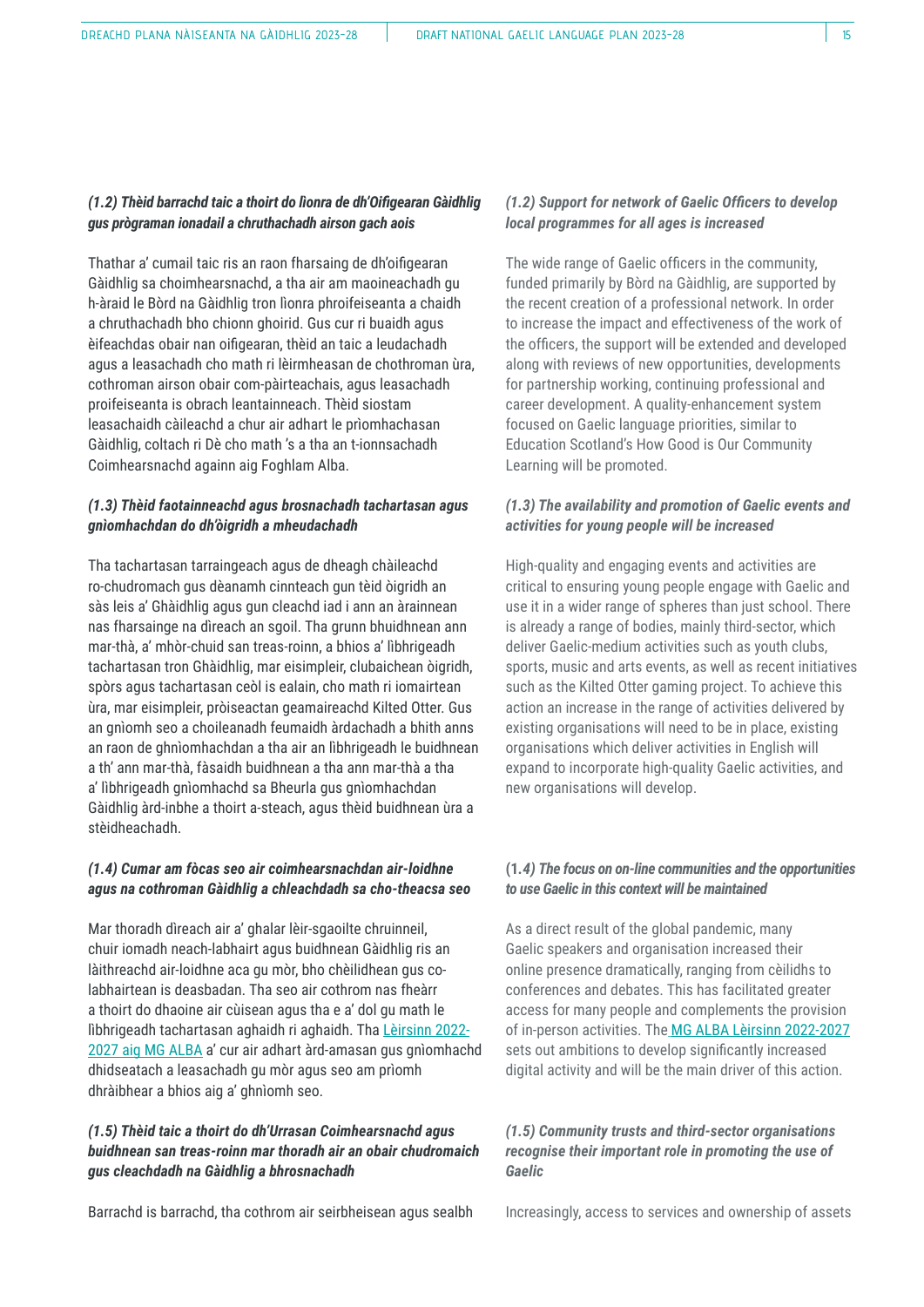### *(1.2) Thèid barrachd taic a thoirt do lìonra de dh'Oifigearan Gàidhlig gus prògraman ionadail a chruthachadh airson gach aois*

Thathar a' cumail taic ris an raon fharsaing de dh'oifigearan Gàidhlig sa choimhearsnachd, a tha air am maoineachadh gu h-àraid le Bòrd na Gàidhlig tron lìonra phroifeiseanta a chaidh a chruthachadh bho chionn ghoirid. Gus cur ri buaidh agus èifeachdas obair nan oifigearan, thèid an taic a leudachadh agus a leasachadh cho math ri lèirmheasan de chothroman ùra, cothroman airson obair com-pàirteachais, agus leasachadh proifeiseanta is obrach leantainneach. Thèid siostam leasachaidh càileachd a chur air adhart le prìomhachasan Gàidhlig, coltach ri Dè cho math 's a tha an t-ionnsachadh Coimhearsnachd againn aig Foghlam Alba.

### *(1.3) Thèid faotainneachd agus brosnachadh tachartasan agus gnìomhachdan do dh'òigridh a mheudachadh*

Tha tachartasan tarraingeach agus de dheagh chàileachd ro-chudromach gus dèanamh cinnteach gun tèid òigridh an sàs leis a' Ghàidhlig agus gun cleachd iad i ann an àrainnean nas fharsainge na dìreach an sgoil. Tha grunn bhuidhnean ann mar-thà, a' mhòr-chuid san treas-roinn, a bhios a' lìbhrigeadh tachartasan tron Ghàidhlig, mar eisimpleir, clubaichean òigridh, spòrs agus tachartasan ceòl is ealain, cho math ri iomairtean ùra, mar eisimpleir, pròiseactan geamaireachd Kilted Otter. Gus an gnìomh seo a choileanadh feumaidh àrdachadh a bhith anns an raon de ghnìomhachdan a tha air an lìbhrigeadh le buidhnean a th' ann mar-thà, fàsaidh buidhnean a tha ann mar-thà a tha a' lìbhrigeadh gnìomhachd sa Bheurla gus gnìomhachdan Gàidhlig àrd-inbhe a thoirt a-steach, agus thèid buidhnean ùra a stèidheachadh.

### *(1.4) Cumar am fòcas seo air coimhearsnachdan air-loidhne agus na cothroman Gàidhlig a chleachdadh sa cho-theacsa seo*

Mar thoradh dìreach air a' ghalar lèir-sgaoilte chruinneil, chuir iomadh neach-labhairt agus buidhnean Gàidhlig ris an làithreachd air-loidhne aca gu mòr, bho chèilidhean gus co-labhairtean is deasbadan. Tha seo air cothrom nas fheàrr a thoirt do dhaoine air cùisean agus tha e a' dol gu math le lìbhrigeadh tachartasan aghaidh ri aghaidh. Tha Lèirsinn 2022-2027 aig MG ALBA a' cur air adhart àrd-amasan gus gnìomhachd dhidseatach a leasachadh gu mòr agus seo am prìomh dhràibhear a bhios aig a' ghnìomh seo.

### *(1.5) Thèid taic a thoirt do dh'Urrasan Coimhearsnachd agus buidhnean san treas-roinn mar thoradh air an obair chudromaich gus cleachdadh na Gàidhlig a bhrosnachadh*

Barrachd is barrachd, tha cothrom air seirbheisean agus sealbh

### *(1.2) Support for network of Gaelic Officers to develop local programmes for all ages is increased*

The wide range of Gaelic officers in the community, funded primarily by Bòrd na Gàidhlig, are supported by the recent creation of a professional network. In order to increase the impact and effectiveness of the work of the officers, the support will be extended and developed along with reviews of new opportunities, developments for partnership working, continuing professional and career development. A quality-enhancement system focused on Gaelic language priorities, similar to Education Scotland's How Good is Our Community Learning will be promoted.

### *(1.3) The availability and promotion of Gaelic events and activities for young people will be increased*

High-quality and engaging events and activities are critical to ensuring young people engage with Gaelic and use it in a wider range of spheres than just school. There is already a range of bodies, mainly third-sector, which deliver Gaelic-medium activities such as youth clubs, sports, music and arts events, as well as recent initiatives such as the Kilted Otter gaming project. To achieve this action an increase in the range of activities delivered by existing organisations will need to be in place, existing organisations which deliver activities in English will expand to incorporate high-quality Gaelic activities, and new organisations will develop.

### (1.*4) The focus on on-line communities and the opportunities to use Gaelic in this context will be maintained*

As a direct result of the global pandemic, many Gaelic speakers and organisation increased their online presence dramatically, ranging from cèilidhs to conferences and debates. This has facilitated greater access for many people and complements the provision of in-person activities. The MG ALBA Lèirsinn 2022-2027 sets out ambitions to develop significantly increased digital activity and will be the main driver of this action.

### *(1.5) Community trusts and third-sector organisations recognise their important role in promoting the use of Gaelic*

Increasingly, access to services and ownership of assets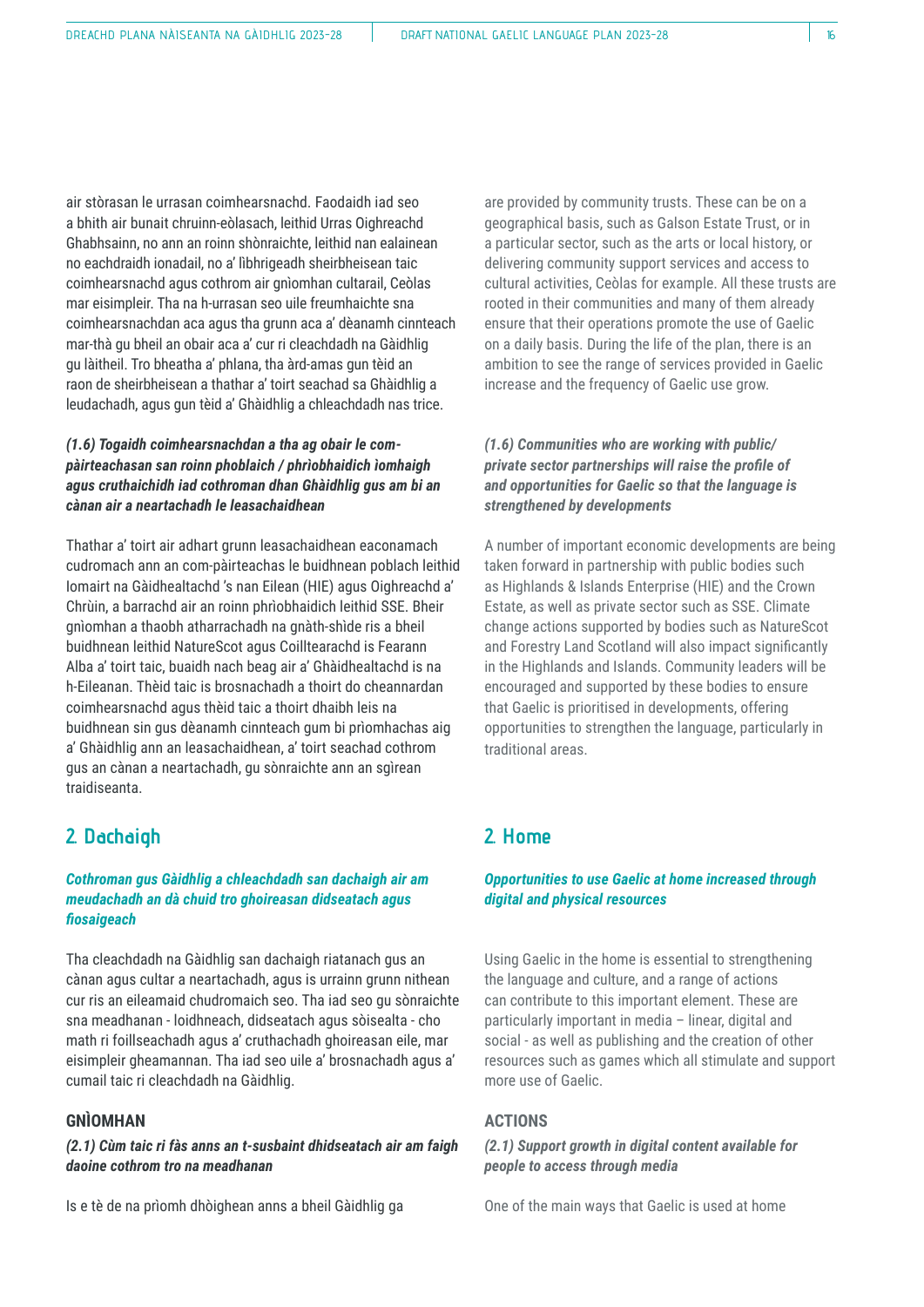air stòrasan le urrasan coimhearsnachd. Faodaidh iad seo a bhith air bunait chruinn-eòlasach, leithid Urras Oighreachd Ghabhsainn, no ann an roinn shònraichte, leithid nan ealainean no eachdraidh ionadail, no a' lìbhrigeadh sheirbheisean taic coimhearsnachd agus cothrom air gnìomhan cultarail, Ceòlas mar eisimpleir. Tha na h-urrasan seo uile freumhaichte sna coimhearsnachdan aca agus tha grunn aca a' dèanamh cinnteach mar-thà gu bheil an obair aca a' cur ri cleachdadh na Gàidhlig gu làitheil. Tro bheatha a' phlana, tha àrd-amas gun tèid an raon de sheirbheisean a thathar a' toirt seachad sa Ghàidhlig a leudachadh, agus gun tèid a' Ghàidhlig a chleachdadh nas trice.

are provided by community trusts. These can be on a geographical basis, such as Galson Estate Trust, or in a particular sector, such as the arts or local history, or delivering community support services and access to cultural activities, Ceòlas for example. All these trusts are rooted in their communities and many of them already ensure that their operations promote the use of Gaelic on a daily basis. During the life of the plan, there is an ambition to see the range of services provided in Gaelic increase and the frequency of Gaelic use grow.

***(1.6) Togaidh coimhearsnachdan a tha ag obair le com-pàirteachasan san roinn phoblaich / phrìobhaidich ìomhaigh agus cruthaichidh iad cothroman dhan Ghàidhlig gus am bi an cànan air a neartachadh le leasachaidhean***

Thathar a' toirt air adhart grunn leasachaidhean eaconamach cudromach ann an com-pàirteachas le buidhnean poblach leithid Iomairt na Gàidhealtachd 's nan Eilean (HIE) agus Oighreachd a' Chrùin, a barrachd air an roinn phrìobhaidich leithid SSE. Bheir gnìomhan a thaobh atharrachadh na gnàth-shìde ris a bheil buidhnean leithid NatureScot agus Coilltearachd is Fearann Alba a' toirt taic, buaidh nach beag air a' Ghàidhealtachd is na h-Eileanan. Thèid taic is brosnachadh a thoirt do cheannardan coimhearsnachd agus thèid taic a thoirt dhaibh leis na buidhnean sin gus dèanamh cinnteach gum bi prìomhachas aig a' Ghàidhlig ann an leasachaidhean, a' toirt seachad cothrom gus an cànan a neartachadh, gu sònraichte ann an sgìrean traidiseanta.

***(1.6) Communities who are working with public/ private sector partnerships will raise the profile of and opportunities for Gaelic so that the language is strengthened by developments***

A number of important economic developments are being taken forward in partnership with public bodies such as Highlands & Islands Enterprise (HIE) and the Crown Estate, as well as private sector such as SSE. Climate change actions supported by bodies such as NatureScot and Forestry Land Scotland will also impact significantly in the Highlands and Islands. Community leaders will be encouraged and supported by these bodies to ensure that Gaelic is prioritised in developments, offering opportunities to strengthen the language, particularly in traditional areas.

## 2. Dachaigh

***Cothroman gus Gàidhlig a chleachdadh san dachaigh air am meudachadh an dà chuid tro ghoireasan didseatach agus fiosaigeach***

Tha cleachdadh na Gàidhlig san dachaigh riatanach gus an cànan agus cultar a neartachadh, agus is urrainn grunn nithean cur ris an eileamaid chudromaich seo. Tha iad seo gu sònraichte sna meadhanan - loidhneach, didseatach agus sòisealta - cho math ri foillseachadh agus a' cruthachadh ghoireasan eile, mar eisimpleir gheamannan. Tha iad seo uile a' brosnachadh agus a' cumail taic ri cleachdadh na Gàidhlig.

## 2. Home

***Opportunities to use Gaelic at home increased through digital and physical resources***

Using Gaelic in the home is essential to strengthening the language and culture, and a range of actions can contribute to this important element. These are particularly important in media – linear, digital and social - as well as publishing and the creation of other resources such as games which all stimulate and support more use of Gaelic.

### GNÌOMHAN

***(2.1) Cùm taic ri fàs anns an t-susbaint dhidseatach air am faigh daoine cothrom tro na meadhanan***

Is e tè de na prìomh dhòighean anns a bheil Gàidhlig ga

### ACTIONS

***(2.1) Support growth in digital content available for people to access through media***

One of the main ways that Gaelic is used at home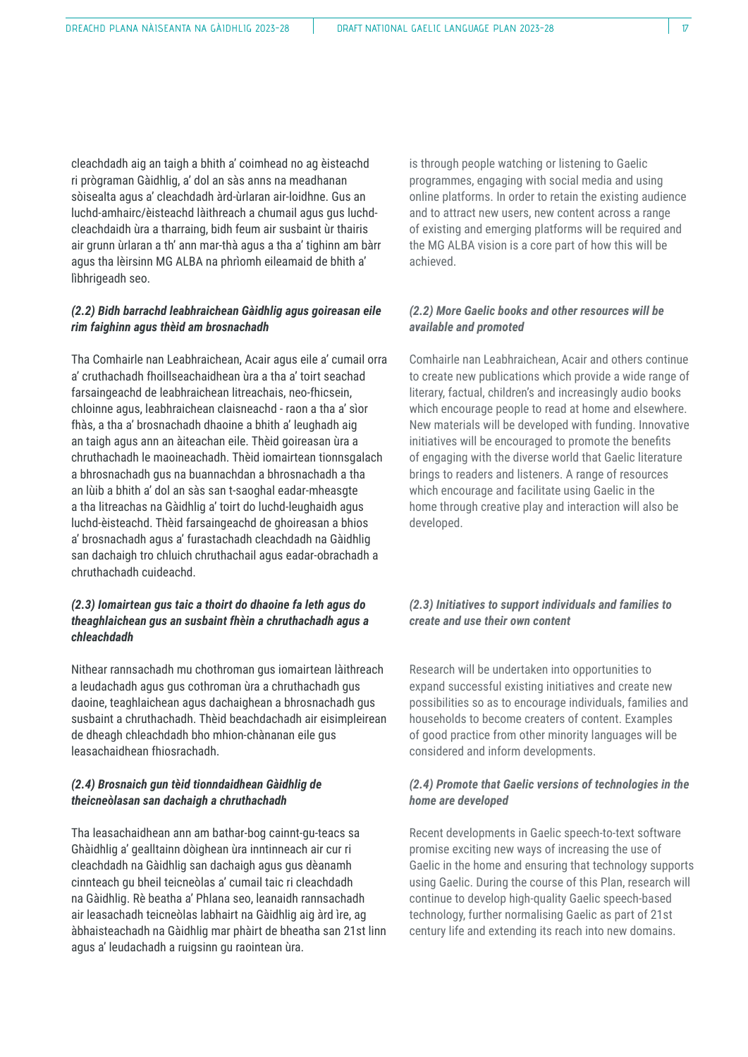cleachdadh aig an taigh a bhith a' coimhead no ag èisteachd ri prògraman Gàidhlig, a' dol an sàs anns na meadhanan sòisealta agus a' cleachdadh àrd-ùrlaran air-loidhne. Gus an luchd-amhairc/èisteachd làithreach a chumail agus gus luchd-cleachdaidh ùra a tharraing, bidh feum air susbaint ùr thairis air grunn ùrlaran a th' ann mar-thà agus a tha a' tighinn am bàrr agus tha lèirsinn MG ALBA na phrìomh eileamaid de bhith a' lìbhrigeadh seo.

#### *(2.2) Bidh barrachd leabhraichean Gàidhlig agus goireasan eile rim faighinn agus thèid am brosnachadh*

Tha Comhairle nan Leabhraichean, Acair agus eile a' cumail orra a' cruthachadh fhoillseachaidhean ùra a tha a' toirt seachad farsaingeachd de leabhraichean litreachais, neo-fhicsein, chloinne agus, leabhraichean claisneachd - raon a tha a' sìor fhàs, a tha a' brosnachadh dhaoine a bhith a' leughadh aig an taigh agus ann an àiteachan eile. Thèid goireasan ùra a chruthachadh le maoineachadh. Thèid iomairtean tionnsgalach a bhrosnachadh gus na buannachdan a bhrosnachadh a tha an lùib a bhith a' dol an sàs san t-saoghal eadar-mheasgte a tha litreachas na Gàidhlig a' toirt do luchd-leughaidh agus luchd-èisteachd. Thèid farsaingeachd de ghoireasan a bhios a' brosnachadh agus a' furastachadh cleachdadh na Gàidhlig san dachaigh tro chluich chruthachail agus eadar-obrachadh a chruthachadh cuideachd.

#### *(2.3) Iomairtean gus taic a thoirt do dhaoine fa leth agus do theaghlaichean gus an susbaint fhèin a chruthachadh agus a chleachdadh*

Nithear rannsachadh mu chothroman gus iomairtean làithreach a leudachadh agus gus cothroman ùra a chruthachadh gus daoine, teaghlaichean agus dachaighean a bhrosnachadh gus susbaint a chruthachadh. Thèid beachdachadh air eisimpleirean de dheagh chleachdadh bho mhion-chànanan eile gus leasachaidhean fhiosrachadh.

#### *(2.4) Brosnaich gun tèid tionndaidhean Gàidhlig de theicneòlasan san dachaigh a chruthachadh*

Tha leasachaidhean ann am bathar-bog cainnt-gu-teacs sa Ghàidhlig a' gealltainn dòighean ùra inntinneach air cur ri cleachdadh na Gàidhlig san dachaigh agus gus dèanamh cinnteach gu bheil teicneòlas a' cumail taic ri cleachdadh na Gàidhlig. Rè beatha a' Phlana seo, leanaidh rannsachadh air leasachadh teicneòlas labhairt na Gàidhlig aig àrd ìre, ag àbhaisteachadh na Gàidhlig mar phàirt de bheatha san 21st linn agus a' leudachadh a ruigsinn gu raointean ùra.

is through people watching or listening to Gaelic programmes, engaging with social media and using online platforms. In order to retain the existing audience and to attract new users, new content across a range of existing and emerging platforms will be required and the MG ALBA vision is a core part of how this will be achieved.

#### *(2.2) More Gaelic books and other resources will be available and promoted*

Comhairle nan Leabhraichean, Acair and others continue to create new publications which provide a wide range of literary, factual, children's and increasingly audio books which encourage people to read at home and elsewhere. New materials will be developed with funding. Innovative initiatives will be encouraged to promote the benefits of engaging with the diverse world that Gaelic literature brings to readers and listeners. A range of resources which encourage and facilitate using Gaelic in the home through creative play and interaction will also be developed.

#### *(2.3) Initiatives to support individuals and families to create and use their own content*

Research will be undertaken into opportunities to expand successful existing initiatives and create new possibilities so as to encourage individuals, families and households to become creaters of content. Examples of good practice from other minority languages will be considered and inform developments.

#### *(2.4) Promote that Gaelic versions of technologies in the home are developed*

Recent developments in Gaelic speech-to-text software promise exciting new ways of increasing the use of Gaelic in the home and ensuring that technology supports using Gaelic. During the course of this Plan, research will continue to develop high-quality Gaelic speech-based technology, further normalising Gaelic as part of 21st century life and extending its reach into new domains.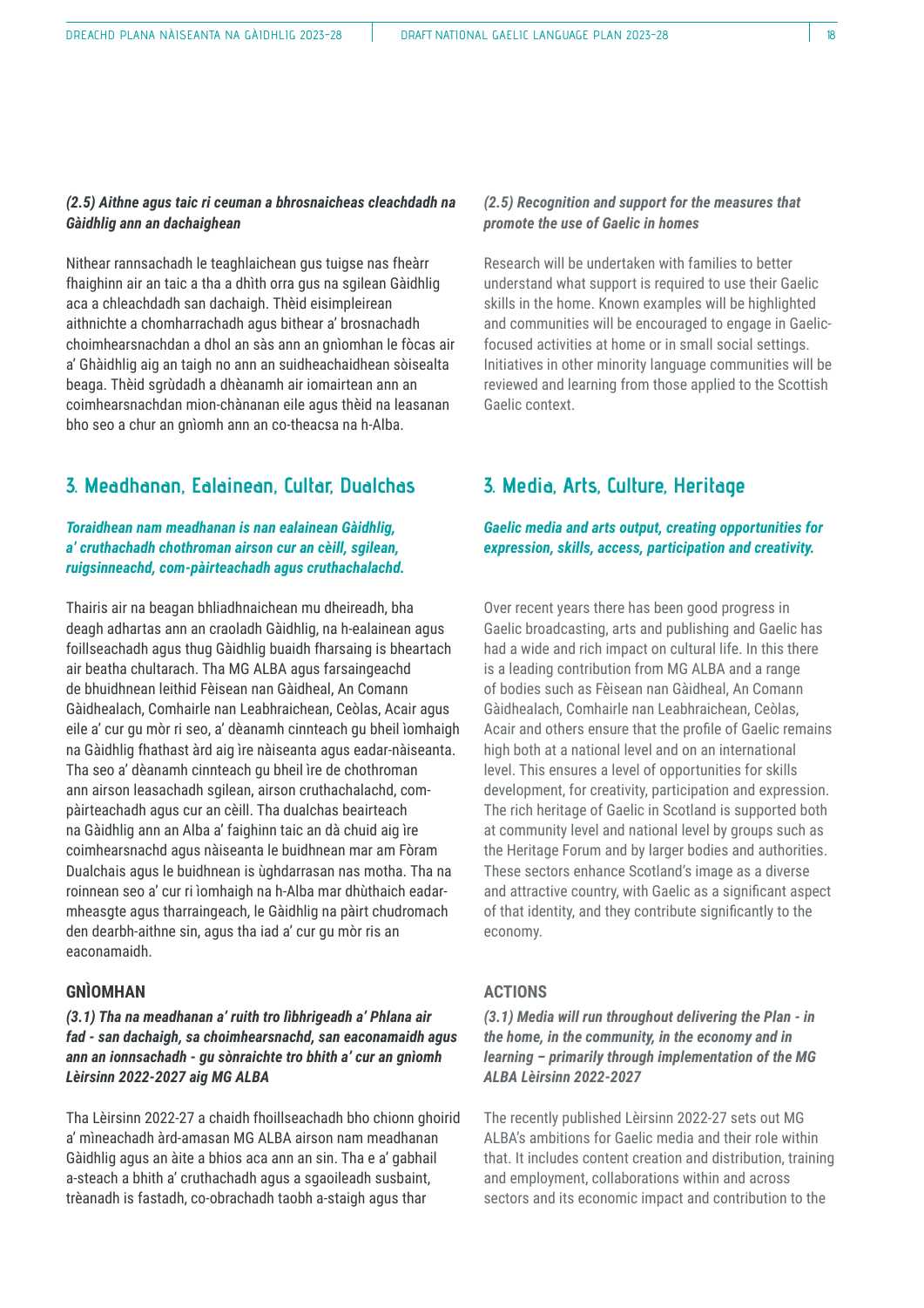***(2.5) Aithne agus taic ri ceuman a bhrosnaicheas cleachdadh na Gàidhlig ann an dachaighean***

Nithear rannsachadh le teaghlaichean gus tuigse nas fheàrr fhaighinn air an taic a tha a dhìth orra gus na sgilean Gàidhlig aca a chleachdadh san dachaigh. Thèid eisimpleirean aithnichte a chomharrachadh agus bithear a' brosnachadh choimhearsnachdan a dhol an sàs ann an gnìomhan le fòcas air a' Ghàidhlig aig an taigh no ann an suidheachaidhean sòisealta beaga. Thèid sgrùdadh a dhèanamh air iomairtean ann an coimhearsnachdan mion-chànanan eile agus thèid na leasanan bho seo a chur an gnìomh ann an co-theacsa na h-Alba.

## 3. Meadhanan, Ealainean, Cultar, Dualchas

***Toraidhean nam meadhanan is nan ealainean Gàidhlig, a' cruthachadh chothroman airson cur an cèill, sgilean, ruigsinneachd, com-pàirteachadh agus cruthachalachd.***

Thairis air na beagan bhliadhnaichean mu dheireadh, bha deagh adhartas ann an craoladh Gàidhlig, na h-ealainean agus foillseachadh agus thug Gàidhlig buaidh fharsaing is bheartach air beatha chultarach. Tha MG ALBA agus farsaingeachd de bhuidhnean leithid Fèisean nan Gàidheal, An Comann Gàidhealach, Comhairle nan Leabhraichean, Ceòlas, Acair agus eile a' cur gu mòr ri seo, a' dèanamh cinnteach gu bheil ìomhaigh na Gàidhlig fhathast àrd aig ìre nàiseanta agus eadar-nàiseanta. Tha seo a' dèanamh cinnteach gu bheil ìre de chothroman ann airson leasachadh sgilean, airson cruthachalachd, com-pàirteachadh agus cur an cèill. Tha dualchas beairteach na Gàidhlig ann an Alba a' faighinn taic an dà chuid aig ìre coimhearsnachd agus nàiseanta le buidhnean mar am Fòram Dualchais agus le buidhnean is ùghdarrasan nas motha. Tha na roinnean seo a' cur ri ìomhaigh na h-Alba mar dhùthaich eadar-mheasgte agus tharraingeach, le Gàidhlig na pàirt chudromach den dearbh-aithne sin, agus tha iad a' cur gu mòr ris an eaconamaidh.

### GNÌOMHAN

***(3.1) Tha na meadhanan a' ruith tro lìbhrigeadh a' Phlana air fad - san dachaigh, sa choimhearsnachd, san eaconamaidh agus ann an ionnsachadh - gu sònraichte tro bhith a' cur an gnìomh Lèirsinn 2022-2027 aig MG ALBA***

Tha Lèirsinn 2022-27 a chaidh fhoillseachadh bho chionn ghoirid a' mìneachadh àrd-amasan MG ALBA airson nam meadhanan Gàidhlig agus an àite a bhios aca ann an sin. Tha e a' gabhail a-steach a bhith a' cruthachadh agus a sgaoileadh susbaint, trèanadh is fastadh, co-obrachadh taobh a-staigh agus thar

***(2.5) Recognition and support for the measures that promote the use of Gaelic in homes***

Research will be undertaken with families to better understand what support is required to use their Gaelic skills in the home. Known examples will be highlighted and communities will be encouraged to engage in Gaelic-focused activities at home or in small social settings. Initiatives in other minority language communities will be reviewed and learning from those applied to the Scottish Gaelic context.

## 3. Media, Arts, Culture, Heritage

***Gaelic media and arts output, creating opportunities for expression, skills, access, participation and creativity.***

Over recent years there has been good progress in Gaelic broadcasting, arts and publishing and Gaelic has had a wide and rich impact on cultural life. In this there is a leading contribution from MG ALBA and a range of bodies such as Fèisean nan Gàidheal, An Comann Gàidhealach, Comhairle nan Leabhraichean, Ceòlas, Acair and others ensure that the profile of Gaelic remains high both at a national level and on an international level. This ensures a level of opportunities for skills development, for creativity, participation and expression. The rich heritage of Gaelic in Scotland is supported both at community level and national level by groups such as the Heritage Forum and by larger bodies and authorities. These sectors enhance Scotland's image as a diverse and attractive country, with Gaelic as a significant aspect of that identity, and they contribute significantly to the economy.

### ACTIONS

***(3.1) Media will run throughout delivering the Plan - in the home, in the community, in the economy and in learning – primarily through implementation of the MG ALBA Lèirsinn 2022-2027***

The recently published Lèirsinn 2022-27 sets out MG ALBA's ambitions for Gaelic media and their role within that. It includes content creation and distribution, training and employment, collaborations within and across sectors and its economic impact and contribution to the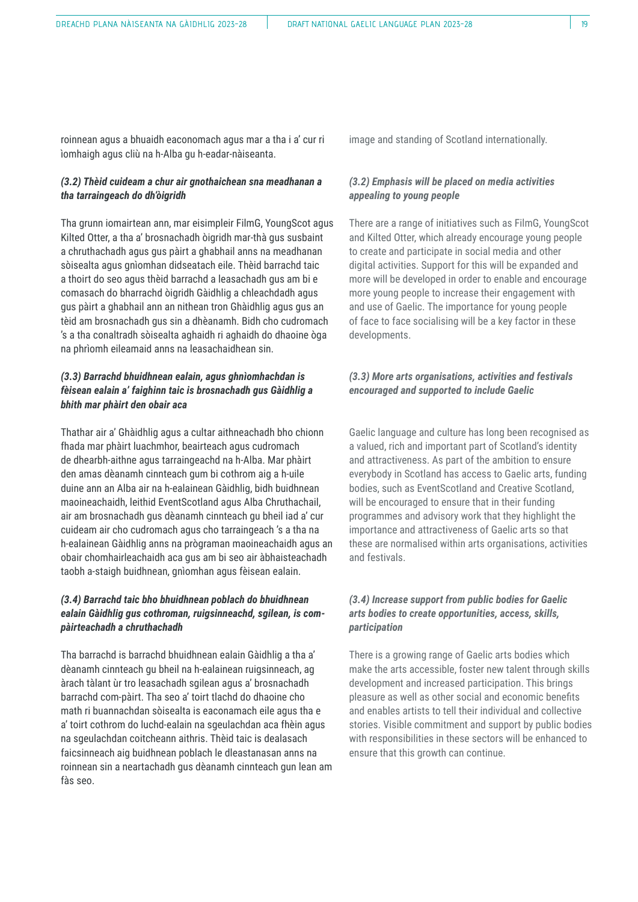roinnean agus a bhuaidh eaconomach agus mar a tha i a' cur ri ìomhaigh agus cliù na h-Alba gu h-eadar-nàiseanta.

***(3.2) Thèid cuideam a chur air gnothaichean sna meadhanan a tha tarraingeach do dh'òigridh***

Tha grunn iomairtean ann, mar eisimpleir FilmG, YoungScot agus Kilted Otter, a tha a' brosnachadh òigridh mar-thà gus susbaint a chruthachadh agus gus pàirt a ghabhail anns na meadhanan sòisealta agus gnìomhan didseatach eile. Thèid barrachd taic a thoirt do seo agus thèid barrachd a leasachadh gus am bi e comasach do bharrachd òigridh Gàidhlig a chleachdadh agus gus pàirt a ghabhail ann an nithean tron Ghàidhlig agus gus an tèid am brosnachadh gus sin a dhèanamh. Bidh cho cudromach 's a tha conaltradh sòisealta aghaidh ri aghaidh do dhaoine òga na phrìomh eileamaid anns na leasachaidhean sin.

***(3.3) Barrachd bhuidhnean ealain, agus ghnìomhachdan is fèisean ealain a' faighinn taic is brosnachadh gus Gàidhlig a bhith mar phàirt den obair aca***

Thathar air a' Ghàidhlig agus a cultar aithneachadh bho chionn fhada mar phàirt luachmhor, beairteach agus cudromach de dhearbh-aithne agus tarraingeachd na h-Alba. Mar phàirt den amas dèanamh cinnteach gum bi cothrom aig a h-uile duine ann an Alba air na h-ealainean Gàidhlig, bidh buidhnean maoineachaidh, leithid EventScotland agus Alba Chruthachail, air am brosnachadh gus dèanamh cinnteach gu bheil iad a' cur cuideam air cho cudromach agus cho tarraingeach 's a tha na h-ealainean Gàidhlig anns na prògraman maoineachaidh agus an obair chomhairleachaidh aca gus am bi seo air àbhaisteachadh taobh a-staigh buidhnean, gnìomhan agus fèisean ealain.

***(3.4) Barrachd taic bho bhuidhnean poblach do bhuidhnean ealain Gàidhlig gus cothroman, ruigsinneachd, sgilean, is com-pàirteachadh a chruthachadh***

Tha barrachd is barrachd bhuidhnean ealain Gàidhlig a tha a' dèanamh cinnteach gu bheil na h-ealainean ruigsinneach, ag àrach tàlant ùr tro leasachadh sgilean agus a' brosnachadh barrachd com-pàirt. Tha seo a' toirt tlachd do dhaoine cho math ri buannachdan sòisealta is eaconamach eile agus tha e a' toirt cothrom do luchd-ealain na sgeulachdan aca fhèin agus na sgeulachdan coitcheann aithris. Thèid taic is dealasach faicsinneach aig buidhnean poblach le dleastanasan anns na roinnean sin a neartachadh gus dèanamh cinnteach gun lean am fàs seo.

image and standing of Scotland internationally.

***(3.2) Emphasis will be placed on media activities appealing to young people***

There are a range of initiatives such as FilmG, YoungScot and Kilted Otter, which already encourage young people to create and participate in social media and other digital activities. Support for this will be expanded and more will be developed in order to enable and encourage more young people to increase their engagement with and use of Gaelic. The importance for young people of face to face socialising will be a key factor in these developments.

***(3.3) More arts organisations, activities and festivals encouraged and supported to include Gaelic***

Gaelic language and culture has long been recognised as a valued, rich and important part of Scotland's identity and attractiveness. As part of the ambition to ensure everybody in Scotland has access to Gaelic arts, funding bodies, such as EventScotland and Creative Scotland, will be encouraged to ensure that in their funding programmes and advisory work that they highlight the importance and attractiveness of Gaelic arts so that these are normalised within arts organisations, activities and festivals.

***(3.4) Increase support from public bodies for Gaelic arts bodies to create opportunities, access, skills, participation***

There is a growing range of Gaelic arts bodies which make the arts accessible, foster new talent through skills development and increased participation. This brings pleasure as well as other social and economic benefits and enables artists to tell their individual and collective stories. Visible commitment and support by public bodies with responsibilities in these sectors will be enhanced to ensure that this growth can continue.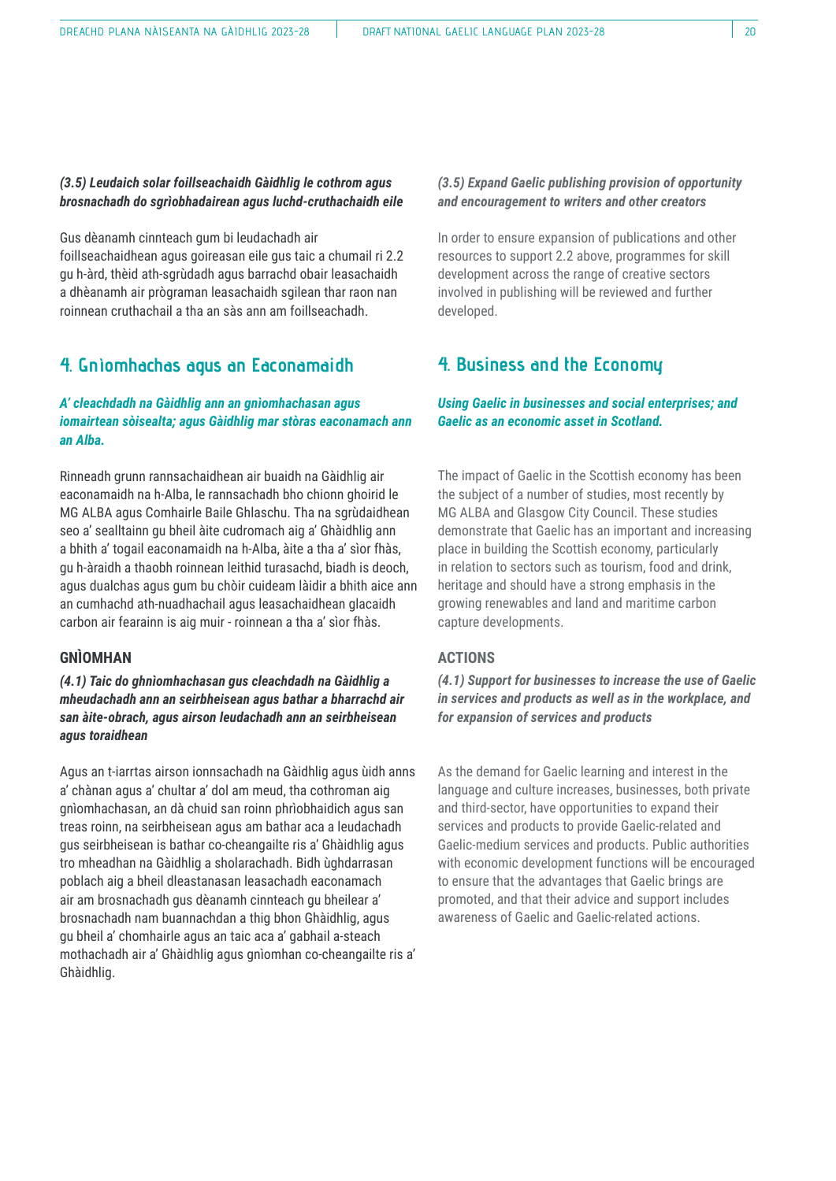***(3.5) Leudaich solar foillseachaidh Gàidhlig le cothrom agus brosnachadh do sgrìobhadairean agus luchd-cruthachaidh eile***

Gus dèanamh cinnteach gum bi leudachadh air foillseachaidhean agus goireasan eile gus taic a chumail ri 2.2 gu h-àrd, thèid ath-sgrùdadh agus barrachd obair leasachaidh a dhèanamh air prògraman leasachaidh sgilean thar raon nan roinnean cruthachail a tha an sàs ann am foillseachadh.

## 4. Gnìomhachas agus an Eaconamaidh

***A' cleachdadh na Gàidhlig ann an gnìomhachasan agus iomairtean sòisealta; agus Gàidhlig mar stòras eaconamach ann an Alba.***

Rinneadh grunn rannsachaidhean air buaidh na Gàidhlig air eaconamaidh na h-Alba, le rannsachadh bho chionn ghoirid le MG ALBA agus Comhairle Baile Ghlaschu. Tha na sgrùdaidhean seo a' sealltainn gu bheil àite cudromach aig a' Ghàidhlig ann a bhith a' togail eaconamaidh na h-Alba, àite a tha a' sìor fhàs, gu h-àraidh a thaobh roinnean leithid turasachd, biadh is deoch, agus dualchas agus gum bu chòir cuideam làidir a bhith aice ann an cumhachd ath-nuadhachail agus leasachaidhean glacaidh carbon air fearainn is aig muir - roinnean a tha a' sìor fhàs.

### GNÌOMHAN

***(4.1) Taic do ghnìomhachasan gus cleachdadh na Gàidhlig a mheudachadh ann an seirbheisean agus bathar a bharrachd air san àite-obrach, agus airson leudachadh ann an seirbheisean agus toraidhean***

Agus an t-iarrtas airson ionnsachadh na Gàidhlig agus ùidh anns a' chànan agus a' chultar a' dol am meud, tha cothroman aig gnìomhachasan, an dà chuid san roinn phrìobhaidich agus san treas roinn, na seirbheisean agus am bathar aca a leudachadh gus seirbheisean is bathar co-cheangailte ris a' Ghàidhlig agus tro mheadhan na Gàidhlig a sholarachadh. Bidh ùghdarrasan poblach aig a bheil dleastanasan leasachadh eaconamach air am brosnachadh gus dèanamh cinnteach gu bheilear a' brosnachadh nam buannachdan a thig bhon Ghàidhlig, agus gu bheil a' chomhairle agus an taic aca a' gabhail a-steach mothachadh air a' Ghàidhlig agus gnìomhan co-cheangailte ris a' Ghàidhlig.

***(3.5) Expand Gaelic publishing provision of opportunity and encouragement to writers and other creators***

In order to ensure expansion of publications and other resources to support 2.2 above, programmes for skill development across the range of creative sectors involved in publishing will be reviewed and further developed.

## 4. Business and the Economy

***Using Gaelic in businesses and social enterprises; and Gaelic as an economic asset in Scotland.***

The impact of Gaelic in the Scottish economy has been the subject of a number of studies, most recently by MG ALBA and Glasgow City Council. These studies demonstrate that Gaelic has an important and increasing place in building the Scottish economy, particularly in relation to sectors such as tourism, food and drink, heritage and should have a strong emphasis in the growing renewables and land and maritime carbon capture developments.

### ACTIONS

***(4.1) Support for businesses to increase the use of Gaelic in services and products as well as in the workplace, and for expansion of services and products***

As the demand for Gaelic learning and interest in the language and culture increases, businesses, both private and third-sector, have opportunities to expand their services and products to provide Gaelic-related and Gaelic-medium services and products. Public authorities with economic development functions will be encouraged to ensure that the advantages that Gaelic brings are promoted, and that their advice and support includes awareness of Gaelic and Gaelic-related actions.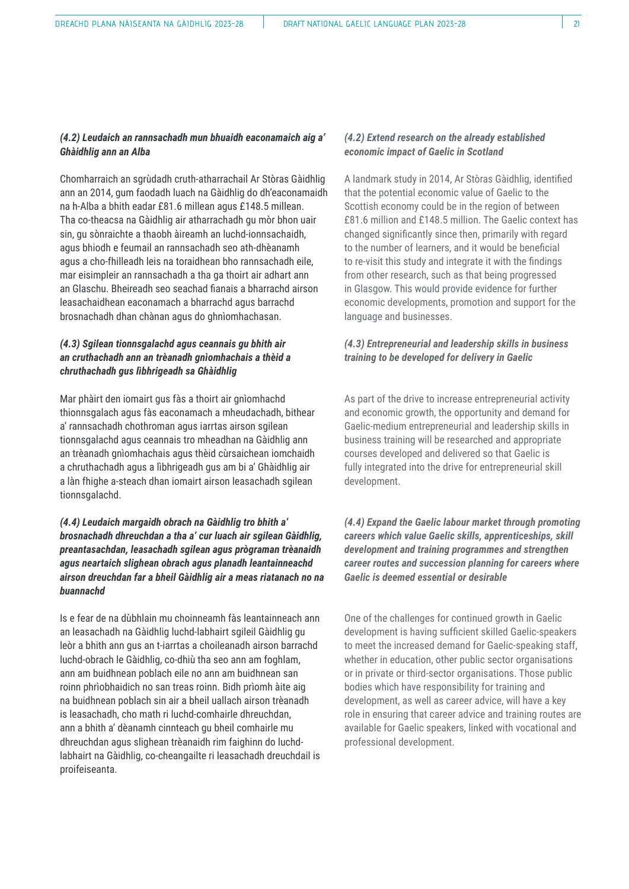***(4.2) Leudaich an rannsachadh mun bhuaidh eaconamaich aig a' Ghàidhlig ann an Alba***

Chomharraich an sgrùdadh cruth-atharrachail Ar Stòras Gàidhlig ann an 2014, gum faodadh luach na Gàidhlig do dh'eaconamaidh na h-Alba a bhith eadar £81.6 millean agus £148.5 millean. Tha co-theacsa na Gàidhlig air atharrachadh gu mòr bhon uair sin, gu sònraichte a thaobh àireamh an luchd-ionnsachaidh, agus bhiodh e feumail an rannsachadh seo ath-dhèanamh agus a cho-fhilleadh leis na toraidhean bho rannsachadh eile, mar eisimpleir an rannsachadh a tha ga thoirt air adhart ann an Glaschu. Bheireadh seo seachad fianais a bharrachd airson leasachaidhean eaconamach a bharrachd agus barrachd brosnachadh dhan chànan agus do ghnìomhachasan.

***(4.3) Sgilean tionnsgalachd agus ceannais gu bhith air an cruthachadh ann an trèanadh gnìomhachais a thèid a chruthachadh gus lìbhrigeadh sa Ghàidhlig***

Mar phàirt den iomairt gus fàs a thoirt air gnìomhachd thionnsgalach agus fàs eaconamach a mheudachadh, bithear a' rannsachadh chothroman agus iarrtas airson sgilean tionnsgalachd agus ceannais tro mheadhan na Gàidhlig ann an trèanadh gnìomhachais agus thèid cùrsaichean iomchaidh a chruthachadh agus a lìbhrigeadh gus am bi a' Ghàidhlig air a làn fhighe a-steach dhan iomairt airson leasachadh sgilean tionnsgalachd.

***(4.4) Leudaich margaidh obrach na Gàidhlig tro bhith a' brosnachadh dhreuchdan a tha a' cur luach air sgilean Gàidhlig, preantasachdan, leasachadh sgilean agus prògraman trèanaidh agus neartaich slighean obrach agus planadh leantainneachd airson dreuchdan far a bheil Gàidhlig air a meas riatanach no na buannachd***

Is e fear de na dùbhlain mu choinneamh fàs leantainneach ann an leasachadh na Gàidhlig luchd-labhairt sgileil Gàidhlig gu leòr a bhith ann gus an t-iarrtas a choileanadh airson barrachd luchd-obrach le Gàidhlig, co-dhiù tha seo ann am foghlam, ann am buidhnean poblach eile no ann am buidhnean san roinn phrìobhaidich no san treas roinn. Bidh prìomh àite aig na buidhnean poblach sin air a bheil uallach airson trèanadh is leasachadh, cho math ri luchd-comhairle dhreuchdan, ann a bhith a' dèanamh cinnteach gu bheil comhairle mu dhreuchdan agus slighean trèanaidh rim faighinn do luchd-labhairt na Gàidhlig, co-cheangailte ri leasachadh dreuchdail is proifeiseanta.

***(4.2) Extend research on the already established economic impact of Gaelic in Scotland***

A landmark study in 2014, Ar Stòras Gàidhlig, identified that the potential economic value of Gaelic to the Scottish economy could be in the region of between £81.6 million and £148.5 million. The Gaelic context has changed significantly since then, primarily with regard to the number of learners, and it would be beneficial to re-visit this study and integrate it with the findings from other research, such as that being progressed in Glasgow. This would provide evidence for further economic developments, promotion and support for the language and businesses.

***(4.3) Entrepreneurial and leadership skills in business training to be developed for delivery in Gaelic***

As part of the drive to increase entrepreneurial activity and economic growth, the opportunity and demand for Gaelic-medium entrepreneurial and leadership skills in business training will be researched and appropriate courses developed and delivered so that Gaelic is fully integrated into the drive for entrepreneurial skill development.

***(4.4) Expand the Gaelic labour market through promoting careers which value Gaelic skills, apprenticeships, skill development and training programmes and strengthen career routes and succession planning for careers where Gaelic is deemed essential or desirable***

One of the challenges for continued growth in Gaelic development is having sufficient skilled Gaelic-speakers to meet the increased demand for Gaelic-speaking staff, whether in education, other public sector organisations or in private or third-sector organisations. Those public bodies which have responsibility for training and development, as well as career advice, will have a key role in ensuring that career advice and training routes are available for Gaelic speakers, linked with vocational and professional development.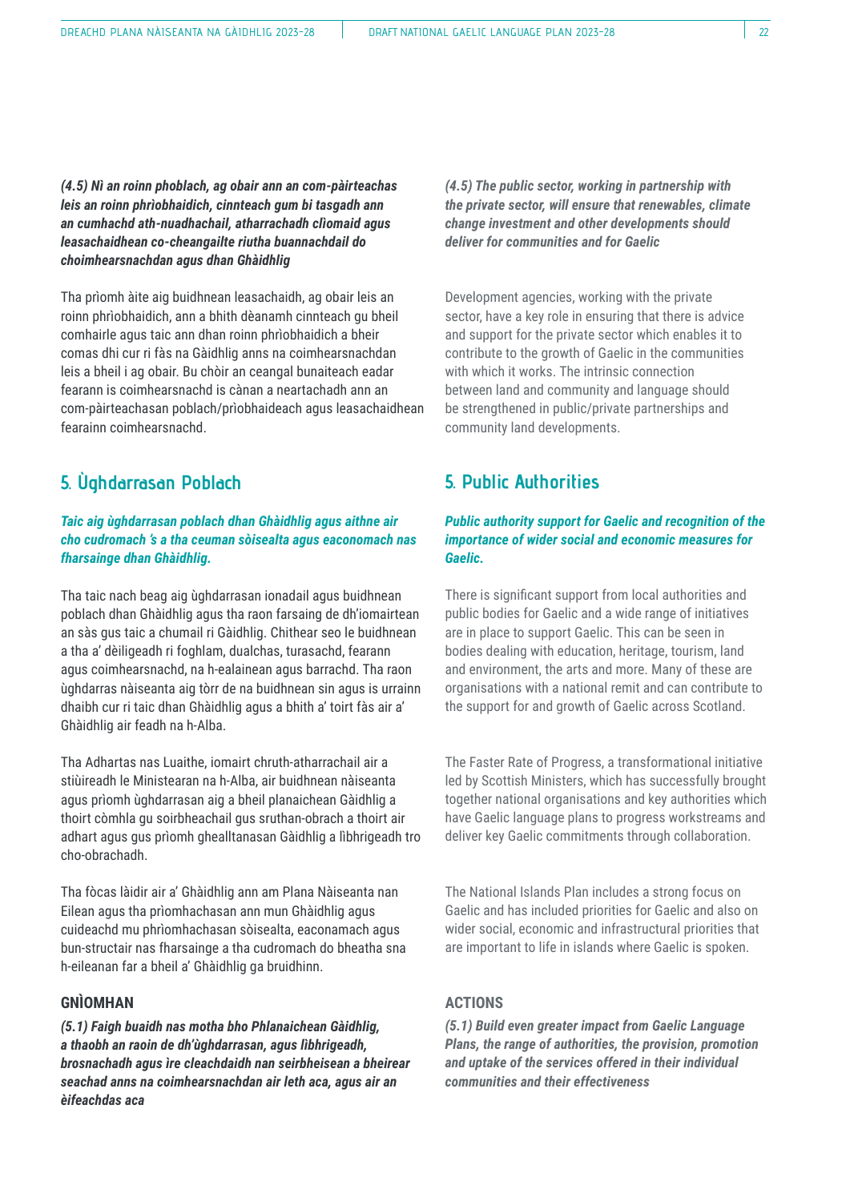***(4.5) Nì an roinn phoblach, ag obair ann an com-pàirteachas leis an roinn phrìobhaidich, cinnteach gum bi tasgadh ann an cumhachd ath-nuadhachail, atharrachadh clìomaid agus leasachaidhean co-cheangailte riutha buannachdail do choimhearsnachdan agus dhan Ghàidhlig***

Tha prìomh àite aig buidhnean leasachaidh, ag obair leis an roinn phrìobhaidich, ann a bhith dèanamh cinnteach gu bheil comhairle agus taic ann dhan roinn phrìobhaidich a bheir comas dhi cur ri fàs na Gàidhlig anns na coimhearsnachdan leis a bheil i ag obair. Bu chòir an ceangal bunaiteach eadar fearann is coimhearsnachd is cànan a neartachadh ann an com-pàirteachasan poblach/prìobhaideach agus leasachaidhean fearainn coimhearsnachd.

## 5. Ùghdarrasan Poblach

***Taic aig ùghdarrasan poblach dhan Ghàidhlig agus aithne air cho cudromach 's a tha ceuman sòisealta agus eaconomach nas fharsainge dhan Ghàidhlig.***

Tha taic nach beag aig ùghdarrasan ionadail agus buidhnean poblach dhan Ghàidhlig agus tha raon farsaing de dh'iomairtean an sàs gus taic a chumail ri Gàidhlig. Chithear seo le buidhnean a tha a' dèiligeadh ri foghlam, dualchas, turasachd, fearann agus coimhearsnachd, na h-ealainean agus barrachd. Tha raon ùghdarras nàiseanta aig tòrr de na buidhnean sin agus is urrainn dhaibh cur ri taic dhan Ghàidhlig agus a bhith a' toirt fàs air a' Ghàidhlig air feadh na h-Alba.

Tha Adhartas nas Luaithe, iomairt chruth-atharrachail air a stiùireadh le Ministearan na h-Alba, air buidhnean nàiseanta agus prìomh ùghdarrasan aig a bheil planaichean Gàidhlig a thoirt còmhla gu soirbheachail gus sruthan-obrach a thoirt air adhart agus gus prìomh ghealltanasan Gàidhlig a lìbhrigeadh tro cho-obrachadh.

Tha fòcas làidir air a' Ghàidhlig ann am Plana Nàiseanta nan Eilean agus tha prìomhachasan ann mun Ghàidhlig agus cuideachd mu phrìomhachasan sòisealta, eaconamach agus bun-structair nas fharsainge a tha cudromach do bheatha sna h-eileanan far a bheil a' Ghàidhlig ga bruidhinn.

### GNÌOMHAN

***(5.1) Faigh buaidh nas motha bho Phlanaichean Gàidhlig, a thaobh an raoin de dh'ùghdarrasan, agus lìbhrigeadh, brosnachadh agus ìre cleachdaidh nan seirbheisean a bheirear seachad anns na coimhearsnachdan air leth aca, agus air an èifeachdas aca***

***(4.5) The public sector, working in partnership with the private sector, will ensure that renewables, climate change investment and other developments should deliver for communities and for Gaelic***

Development agencies, working with the private sector, have a key role in ensuring that there is advice and support for the private sector which enables it to contribute to the growth of Gaelic in the communities with which it works. The intrinsic connection between land and community and language should be strengthened in public/private partnerships and community land developments.

## 5. Public Authorities

***Public authority support for Gaelic and recognition of the importance of wider social and economic measures for Gaelic.***

There is significant support from local authorities and public bodies for Gaelic and a wide range of initiatives are in place to support Gaelic. This can be seen in bodies dealing with education, heritage, tourism, land and environment, the arts and more. Many of these are organisations with a national remit and can contribute to the support for and growth of Gaelic across Scotland.

The Faster Rate of Progress, a transformational initiative led by Scottish Ministers, which has successfully brought together national organisations and key authorities which have Gaelic language plans to progress workstreams and deliver key Gaelic commitments through collaboration.

The National Islands Plan includes a strong focus on Gaelic and has included priorities for Gaelic and also on wider social, economic and infrastructural priorities that are important to life in islands where Gaelic is spoken.

### ACTIONS

***(5.1) Build even greater impact from Gaelic Language Plans, the range of authorities, the provision, promotion and uptake of the services offered in their individual communities and their effectiveness***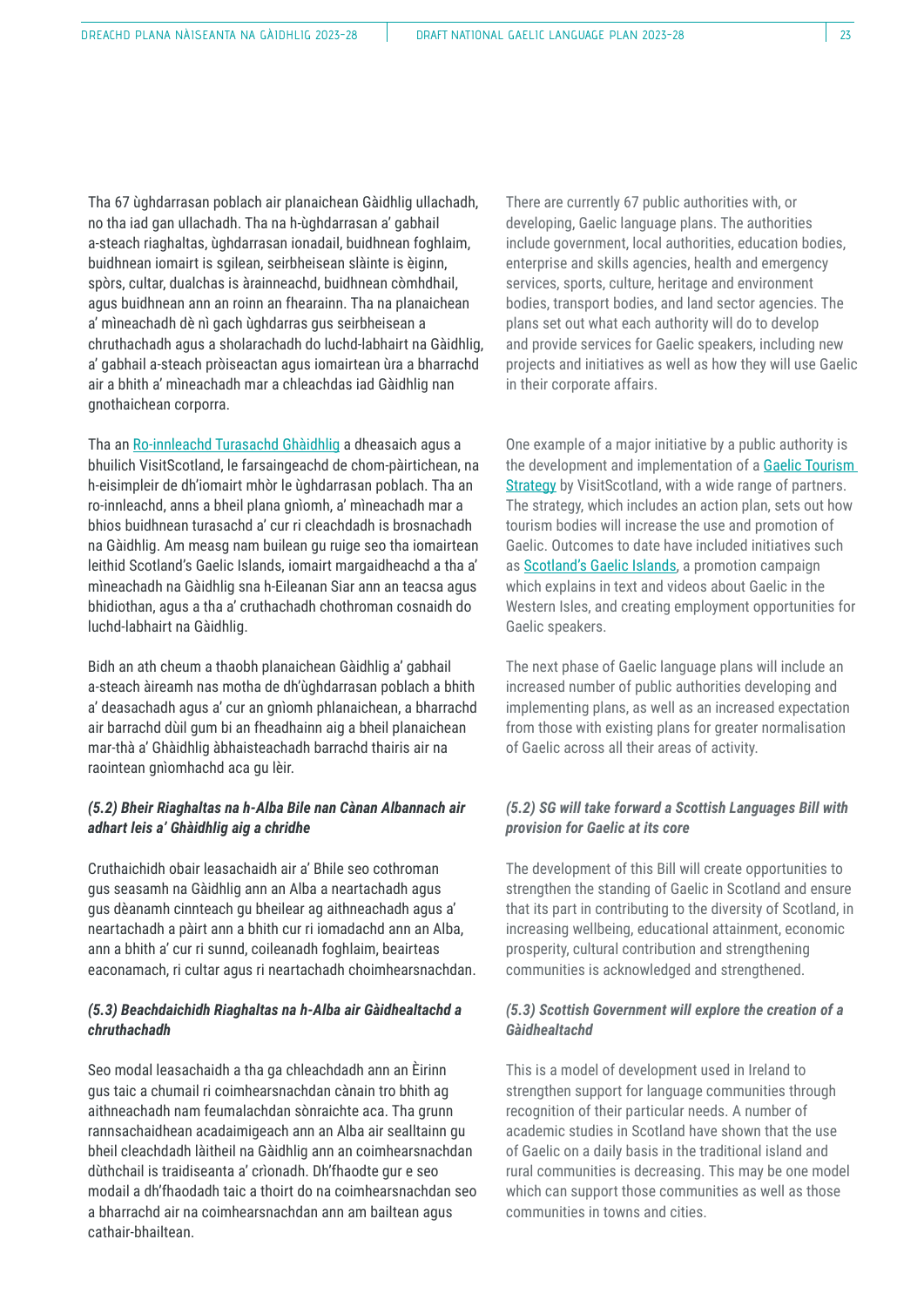Tha 67 ùghdarrasan poblach air planaichean Gàidhlig ullachadh, no tha iad gan ullachadh. Tha na h-ùghdarrasan a' gabhail a-steach riaghaltas, ùghdarrasan ionadail, buidhnean foghlaim, buidhnean iomairt is sgilean, seirbheisean slàinte is èiginn, spòrs, cultar, dualchas is àrainneachd, buidhnean còmhdhail, agus buidhnean ann an roinn an fhearainn. Tha na planaichean a' mìneachadh dè nì gach ùghdarras gus seirbheisean a chruthachadh agus a sholarachadh do luchd-labhairt na Gàidhlig, a' gabhail a-steach pròiseactan agus iomairtean ùra a bharrachd air a bhith a' mìneachadh mar a chleachdas iad Gàidhlig nan gnothaichean corporra.

Tha an [Ro-innleachd Turasachd Ghàidhlig](#) a dheasaich agus a bhuilich VisitScotland, le farsaingeachd de chom-pàirtichean, na h-eisimpleir de dh'iomairt mhòr le ùghdarrasan poblach. Tha an ro-innleachd, anns a bheil plana gnìomh, a' mìneachadh mar a bhios buidhnean turasachd a' cur ri cleachdadh is brosnachadh na Gàidhlig. Am measg nam builean gu ruige seo tha iomairtean leithid Scotland's Gaelic Islands, iomairt margaidheachd a tha a' mìneachadh na Gàidhlig sna h-Eileanan Siar ann an teacsa agus bhidiothan, agus a tha a' cruthachadh chothroman cosnaidh do luchd-labhairt na Gàidhlig.

Bidh an ath cheum a thaobh planaichean Gàidhlig a' gabhail a-steach àireamh nas motha de dh'ùghdarrasan poblach a bhith a' deasachadh agus a' cur an gnìomh phlanaichean, a bharrachd air barrachd dùil gum bi an fheadhainn aig a bheil planaichean mar-thà a' Ghàidhlig àbhaisteachadh barrachd thairis air na raointean gnìomhachd aca gu lèir.

***(5.2) Bheir Riaghaltas na h-Alba Bile nan Cànan Albannach air adhart leis a' Ghàidhlig aig a chridhe***

Cruthaichidh obair leasachaidh air a' Bhile seo cothroman gus seasamh na Gàidhlig ann an Alba a neartachadh agus gus dèanamh cinnteach gu bheilear ag aithneachadh agus a' neartachadh a pàirt ann a bhith cur ri iomadachd ann an Alba, ann a bhith a' cur ri sunnd, coileanadh foghlaim, beairteas eaconamach, ri cultar agus ri neartachadh choimhearsnachdan.

***(5.3) Beachdaichidh Riaghaltas na h-Alba air Gàidhealtachd a chruthachadh***

Seo modal leasachaidh a tha ga chleachdadh ann an Èirinn gus taic a chumail ri coimhearsnachdan cànain tro bhith ag aithneachadh nam feumalachdan sònraichte aca. Tha grunn rannsachaidhean acadaimigeach ann an Alba air sealltainn gu bheil cleachdadh làitheil na Gàidhlig ann an coimhearsnachdan dùthchail is traidiseanta a' crìonadh. Dh'fhaodte gur e seo modail a dh'fhaodadh taic a thoirt do na coimhearsnachdan seo a bharrachd air na coimhearsnachdan ann am bailtean agus cathair-bhailtean.

There are currently 67 public authorities with, or developing, Gaelic language plans. The authorities include government, local authorities, education bodies, enterprise and skills agencies, health and emergency services, sports, culture, heritage and environment bodies, transport bodies, and land sector agencies. The plans set out what each authority will do to develop and provide services for Gaelic speakers, including new projects and initiatives as well as how they will use Gaelic in their corporate affairs.

One example of a major initiative by a public authority is the development and implementation of a [Gaelic Tourism Strategy](#) by VisitScotland, with a wide range of partners. The strategy, which includes an action plan, sets out how tourism bodies will increase the use and promotion of Gaelic. Outcomes to date have included initiatives such as [Scotland's Gaelic Islands](#), a promotion campaign which explains in text and videos about Gaelic in the Western Isles, and creating employment opportunities for Gaelic speakers.

The next phase of Gaelic language plans will include an increased number of public authorities developing and implementing plans, as well as an increased expectation from those with existing plans for greater normalisation of Gaelic across all their areas of activity.

***(5.2) SG will take forward a Scottish Languages Bill with provision for Gaelic at its core***

The development of this Bill will create opportunities to strengthen the standing of Gaelic in Scotland and ensure that its part in contributing to the diversity of Scotland, in increasing wellbeing, educational attainment, economic prosperity, cultural contribution and strengthening communities is acknowledged and strengthened.

***(5.3) Scottish Government will explore the creation of a Gàidhealtachd***

This is a model of development used in Ireland to strengthen support for language communities through recognition of their particular needs. A number of academic studies in Scotland have shown that the use of Gaelic on a daily basis in the traditional island and rural communities is decreasing. This may be one model which can support those communities as well as those communities in towns and cities.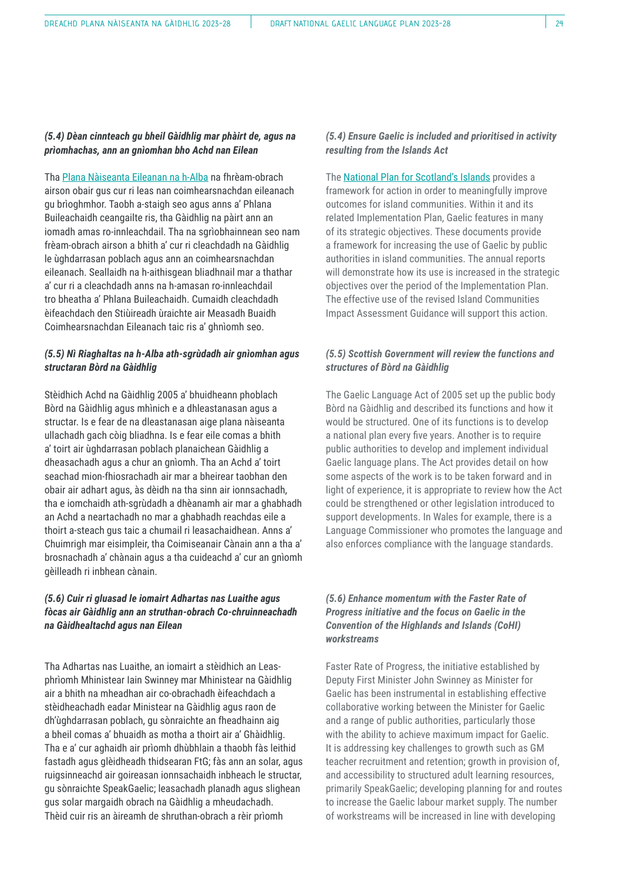***(5.4) Dèan cinnteach gu bheil Gàidhlig mar phàirt de, agus na prìomhachas, ann an gnìomhan bho Achd nan Eilean***

Tha [Plana Nàiseanta Eileanan na h-Alba] na fhrèam-obrach airson obair gus cur ri leas nan coimhearsnachdan eileanach gu brìoghmhor. Taobh a-staigh seo agus anns a' Phlana Buileachaidh ceangailte ris, tha Gàidhlig na pàirt ann an iomadh amas ro-innleachdail. Tha na sgrìobhainnean seo nam frèam-obrach airson a bhith a' cur ri cleachdadh na Gàidhlig le ùghdarrasan poblach agus ann an coimhearsnachdan eileanach. Seallaidh na h-aithisgean bliadhnail mar a thathar a' cur ri a cleachdadh anns na h-amasan ro-innleachdail tro bheatha a' Phlana Buileachaidh. Cumaidh cleachdadh èifeachdach den Stiùireadh ùraichte air Measadh Buaidh Coimhearsnachdan Eileanach taic ris a' ghnìomh seo.

***(5.5) Nì Riaghaltas na h-Alba ath-sgrùdadh air gnìomhan agus structaran Bòrd na Gàidhlig***

Stèidhich Achd na Gàidhlig 2005 a' bhuidheann phoblach Bòrd na Gàidhlig agus mhìnich e a dhleastanasan agus a structar. Is e fear de na dleastanasan aige plana nàiseanta ullachadh gach còig bliadhna. Is e fear eile comas a bhith a' toirt air ùghdarrasan poblach planaichean Gàidhlig a dheasachadh agus a chur an gnìomh. Tha an Achd a' toirt seachad mion-fhiosrachadh air mar a bheirear taobhan den obair air adhart agus, às dèidh na tha sinn air ionnsachadh, tha e iomchaidh ath-sgrùdadh a dhèanamh air mar a ghabhadh an Achd a neartachadh no mar a ghabhadh reachdas eile a thoirt a-steach gus taic a chumail ri leasachaidhean. Anns a' Chuimrigh mar eisimpleir, tha Coimiseanair Cànain ann a tha a' brosnachadh a' chànain agus a tha cuideachd a' cur an gnìomh gèilleadh ri inbhean cànain.

***(5.6) Cuir ri gluasad le iomairt Adhartas nas Luaithe agus fòcas air Gàidhlig ann an struthan-obrach Co-chruinneachadh na Gàidhealtachd agus nan Eilean***

Tha Adhartas nas Luaithe, an iomairt a stèidhich an Leas-phrìomh Mhinistear Iain Swinney mar Mhinistear na Gàidhlig air a bhith na mheadhan air co-obrachadh èifeachdach a stèidheachadh eadar Ministear na Gàidhlig agus raon de dh'ùghdarrasan poblach, gu sònraichte an fheadhainn aig a bheil comas a' bhuaidh as motha a thoirt air a' Ghàidhlig. Tha e a' cur aghaidh air prìomh dhùbhlain a thaobh fàs leithid fastadh agus glèidheadh thidsearan FtG; fàs ann an solar, agus ruigsinneachd air goireasan ionnsachaidh inbheach le structar, gu sònraichte SpeakGaelic; leasachadh planadh agus slighean gus solar margaidh obrach na Gàidhlig a mheudachadh. Thèid cuir ris an àireamh de shruthan-obrach a rèir prìomh

***(5.4) Ensure Gaelic is included and prioritised in activity resulting from the Islands Act***

The [National Plan for Scotland's Islands] provides a framework for action in order to meaningfully improve outcomes for island communities. Within it and its related Implementation Plan, Gaelic features in many of its strategic objectives. These documents provide a framework for increasing the use of Gaelic by public authorities in island communities. The annual reports will demonstrate how its use is increased in the strategic objectives over the period of the Implementation Plan. The effective use of the revised Island Communities Impact Assessment Guidance will support this action.

***(5.5) Scottish Government will review the functions and structures of Bòrd na Gàidhlig***

The Gaelic Language Act of 2005 set up the public body Bòrd na Gàidhlig and described its functions and how it would be structured. One of its functions is to develop a national plan every five years. Another is to require public authorities to develop and implement individual Gaelic language plans. The Act provides detail on how some aspects of the work is to be taken forward and in light of experience, it is appropriate to review how the Act could be strengthened or other legislation introduced to support developments. In Wales for example, there is a Language Commissioner who promotes the language and also enforces compliance with the language standards.

***(5.6) Enhance momentum with the Faster Rate of Progress initiative and the focus on Gaelic in the Convention of the Highlands and Islands (CoHI) workstreams***

Faster Rate of Progress, the initiative established by Deputy First Minister John Swinney as Minister for Gaelic has been instrumental in establishing effective collaborative working between the Minister for Gaelic and a range of public authorities, particularly those with the ability to achieve maximum impact for Gaelic. It is addressing key challenges to growth such as GM teacher recruitment and retention; growth in provision of, and accessibility to structured adult learning resources, primarily SpeakGaelic; developing planning for and routes to increase the Gaelic labour market supply. The number of workstreams will be increased in line with developing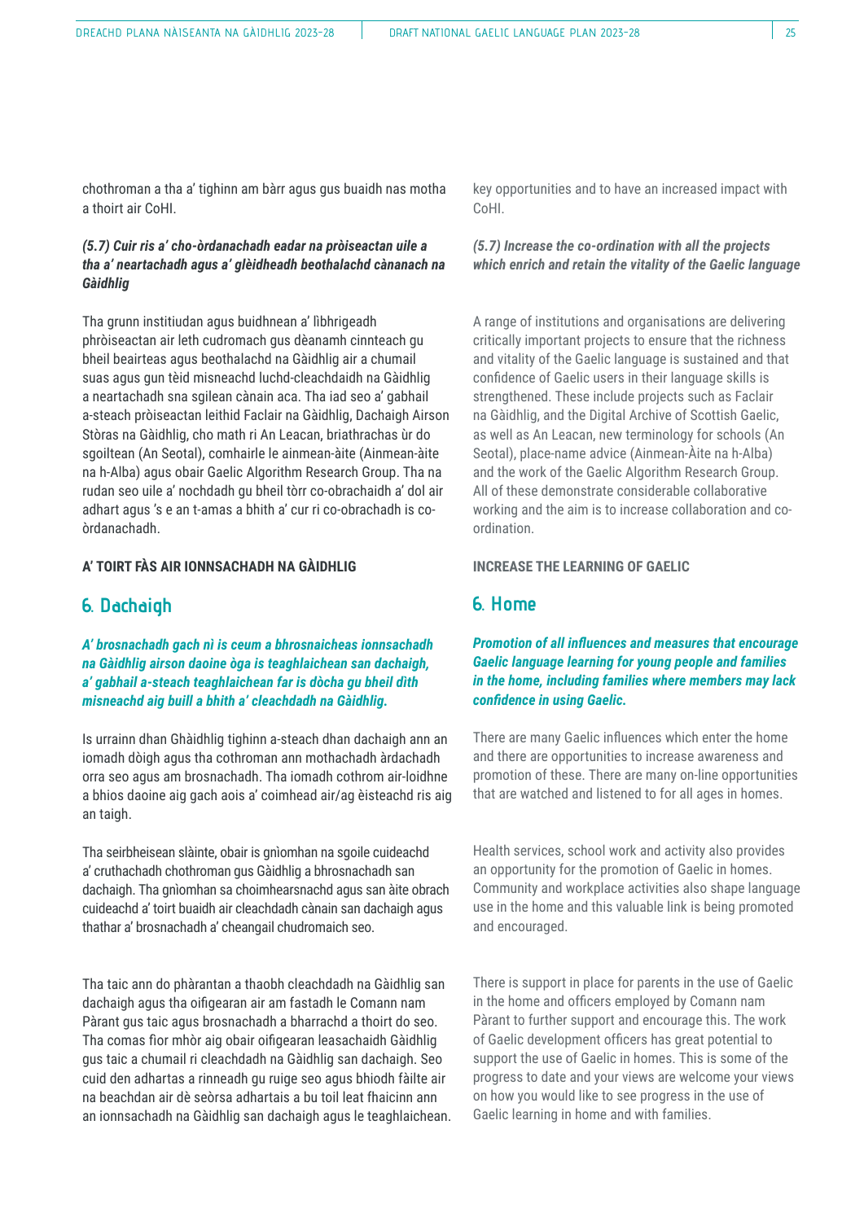chothroman a tha a' tighinn am bàrr agus gus buaidh nas motha a thoirt air CoHI.

***(5.7) Cuir ris a' cho-òrdanachadh eadar na pròiseactan uile a tha a' neartachadh agus a' glèidheadh beothalachd cànanach na Gàidhlig***

Tha grunn institiudan agus buidhnean a' lìbhrigeadh phròiseactan air leth cudromach gus dèanamh cinnteach gu bheil beairteas agus beothalachd na Gàidhlig air a chumail suas agus gun tèid misneachd luchd-cleachdaidh na Gàidhlig a neartachadh sna sgilean cànain aca. Tha iad seo a' gabhail a-steach pròiseactan leithid Faclair na Gàidhlig, Dachaigh Airson Stòras na Gàidhlig, cho math ri An Leacan, briathrachas ùr do sgoiltean (An Seotal), comhairle le ainmean-àite (Ainmean-àite na h-Alba) agus obair Gaelic Algorithm Research Group. Tha na rudan seo uile a' nochdadh gu bheil tòrr co-obrachaidh a' dol air adhart agus 's e an t-amas a bhith a' cur ri co-obrachadh is co-òrdanachadh.

**A' TOIRT FÀS AIR IONNSACHADH NA GÀIDHLIG**

## 6. Dachaigh

***A' brosnachadh gach nì is ceum a bhrosnaicheas ionnsachadh na Gàidhlig airson daoine òga is teaghlaichean san dachaigh, a' gabhail a-steach teaghlaichean far is dòcha gu bheil dìth misneachd aig buill a bhith a' cleachdadh na Gàidhlig.***

Is urrainn dhan Ghàidhlig tighinn a-steach dhan dachaigh ann an iomadh dòigh agus tha cothroman ann mothachadh àrdachadh orra seo agus am brosnachadh. Tha iomadh cothrom air-loidhne a bhios daoine aig gach aois a' coimhead air/ag èisteachd ris aig an taigh.

Tha seirbheisean slàinte, obair is gnìomhan na sgoile cuideachd a' cruthachadh chothroman gus Gàidhlig a bhrosnachadh san dachaigh. Tha gnìomhan sa choimhearsnachd agus san àite obrach cuideachd a' toirt buaidh air cleachdadh cànain san dachaigh agus thathar a' brosnachadh a' cheangail chudromaich seo.

Tha taic ann do phàrantan a thaobh cleachdadh na Gàidhlig san dachaigh agus tha oifigearan air am fastadh le Comann nam Pàrant gus taic agus brosnachadh a bharrachd a thoirt do seo. Tha comas fìor mhòr aig obair oifigearan leasachaidh Gàidhlig gus taic a chumail ri cleachdadh na Gàidhlig san dachaigh. Seo cuid den adhartas a rinneadh gu ruige seo agus bhiodh fàilte air na beachdan air dè seòrsa adhartais a bu toil leat fhaicinn ann an ionnsachadh na Gàidhlig san dachaigh agus le teaghlaichean.

key opportunities and to have an increased impact with CoHI.

***(5.7) Increase the co-ordination with all the projects which enrich and retain the vitality of the Gaelic language***

A range of institutions and organisations are delivering critically important projects to ensure that the richness and vitality of the Gaelic language is sustained and that confidence of Gaelic users in their language skills is strengthened. These include projects such as Faclair na Gàidhlig, and the Digital Archive of Scottish Gaelic, as well as An Leacan, new terminology for schools (An Seotal), place-name advice (Ainmean-Àite na h-Alba) and the work of the Gaelic Algorithm Research Group. All of these demonstrate considerable collaborative working and the aim is to increase collaboration and co-ordination.

**INCREASE THE LEARNING OF GAELIC**

## 6. Home

***Promotion of all influences and measures that encourage Gaelic language learning for young people and families in the home, including families where members may lack confidence in using Gaelic.***

There are many Gaelic influences which enter the home and there are opportunities to increase awareness and promotion of these. There are many on-line opportunities that are watched and listened to for all ages in homes.

Health services, school work and activity also provides an opportunity for the promotion of Gaelic in homes. Community and workplace activities also shape language use in the home and this valuable link is being promoted and encouraged.

There is support in place for parents in the use of Gaelic in the home and officers employed by Comann nam Pàrant to further support and encourage this. The work of Gaelic development officers has great potential to support the use of Gaelic in homes. This is some of the progress to date and your views are welcome your views on how you would like to see progress in the use of Gaelic learning in home and with families.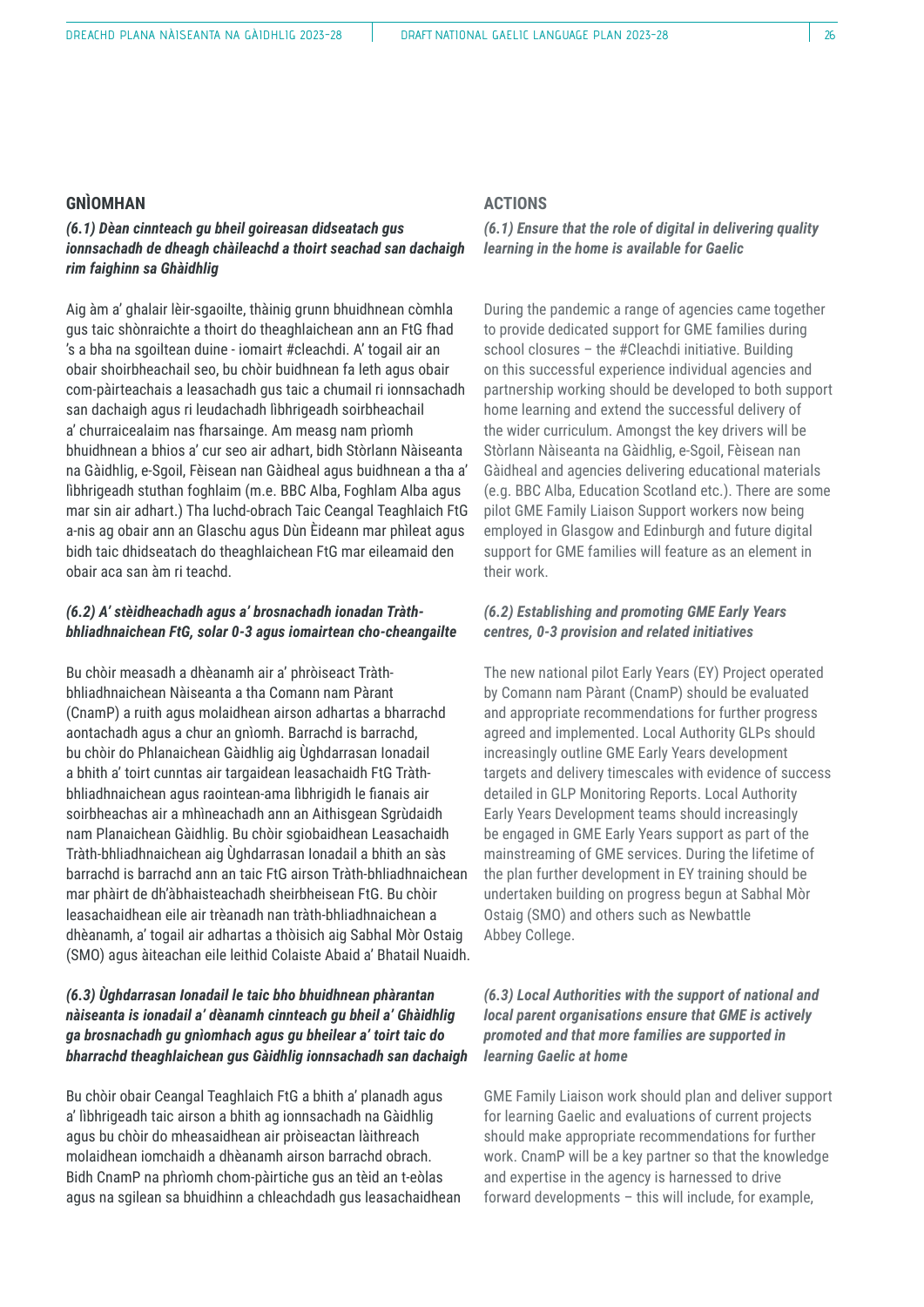## GNÌOMHAN

***(6.1) Dèan cinnteach gu bheil goireasan didseatach gus ionnsachadh de dheagh chàileachd a thoirt seachad san dachaigh rim faighinn sa Ghàidhlig***

Aig àm a' ghalair lèir-sgaoilte, thàinig grunn bhuidhnean còmhla gus taic shònraichte a thoirt do theaghlaichean ann an FtG fhad 's a bha na sgoiltean duine - iomairt #cleachdi. A' togail air an obair shoirbheachail seo, bu chòir buidhnean fa leth agus obair com-pàirteachais a leasachadh gus taic a chumail ri ionnsachadh san dachaigh agus ri leudachadh lìbhrigeadh soirbheachail a' churraicealaim nas fharsainge. Am measg nam prìomh bhuidhnean a bhios a' cur seo air adhart, bidh Stòrlann Nàiseanta na Gàidhlig, e-Sgoil, Fèisean nan Gàidheal agus buidhnean a tha a' lìbhrigeadh stuthan foghlaim (m.e. BBC Alba, Foghlam Alba agus mar sin air adhart.) Tha luchd-obrach Taic Ceangal Teaghlaich FtG a-nis ag obair ann an Glaschu agus Dùn Èideann mar phìleat agus bidh taic dhidseatach do theaghlaichean FtG mar eileamaid den obair aca san àm ri teachd.

***(6.2) A' stèidheachadh agus a' brosnachadh ionadan Tràth-bhliadhnaichean FtG, solar 0-3 agus iomairtean cho-cheangailte***

Bu chòir measadh a dhèanamh air a' phròiseact Tràth-bhliadhnaichean Nàiseanta a tha Comann nam Pàrant (CnamP) a ruith agus molaidhean airson adhartas a bharrachd aontachadh agus a chur an gnìomh. Barrachd is barrachd, bu chòir do Phlanaichean Gàidhlig aig Ùghdarrasan Ionadail a bhith a' toirt cunntas air targaidean leasachaidh FtG Tràth-bhliadhnaichean agus raointean-ama lìbhrigidh le fianais air soirbheachas air a mhìneachadh ann an Aithisgean Sgrùdaidh nam Planaichean Gàidhlig. Bu chòir sgiobaidhean Leasachaidh Tràth-bhliadhnaichean aig Ùghdarrasan Ionadail a bhith an sàs barrachd is barrachd ann an taic FtG airson Tràth-bhliadhnaichean mar phàirt de dh'àbhaisteachadh sheirbheisean FtG. Bu chòir leasachaidhean eile air trèanadh nan tràth-bhliadhnaichean a dhèanamh, a' togail air adhartas a thòisich aig Sabhal Mòr Ostaig (SMO) agus àiteachan eile leithid Colaiste Abaid a' Bhatail Nuaidh.

***(6.3) Ùghdarrasan Ionadail le taic bho bhuidhnean phàrantan nàiseanta is ionadail a' dèanamh cinnteach gu bheil a' Ghàidhlig ga brosnachadh gu gnìomhach agus gu bheilear a' toirt taic do bharrachd theaghlaichean gus Gàidhlig ionnsachadh san dachaigh***

Bu chòir obair Ceangal Teaghlaich FtG a bhith a' planadh agus a' lìbhrigeadh taic airson a bhith ag ionnsachadh na Gàidhlig agus bu chòir do mheasaidhean air pròiseactan làithreach molaidhean iomchaidh a dhèanamh airson barrachd obrach. Bidh CnamP na phrìomh chom-pàirtiche gus an tèid an t-eòlas agus na sgilean sa bhuidhinn a chleachdadh gus leasachaidhean

## ACTIONS

***(6.1) Ensure that the role of digital in delivering quality learning in the home is available for Gaelic***

During the pandemic a range of agencies came together to provide dedicated support for GME families during school closures – the #Cleachdi initiative. Building on this successful experience individual agencies and partnership working should be developed to both support home learning and extend the successful delivery of the wider curriculum. Amongst the key drivers will be Stòrlann Nàiseanta na Gàidhlig, e-Sgoil, Fèisean nan Gàidheal and agencies delivering educational materials (e.g. BBC Alba, Education Scotland etc.). There are some pilot GME Family Liaison Support workers now being employed in Glasgow and Edinburgh and future digital support for GME families will feature as an element in their work.

***(6.2) Establishing and promoting GME Early Years centres, 0-3 provision and related initiatives***

The new national pilot Early Years (EY) Project operated by Comann nam Pàrant (CnamP) should be evaluated and appropriate recommendations for further progress agreed and implemented. Local Authority GLPs should increasingly outline GME Early Years development targets and delivery timescales with evidence of success detailed in GLP Monitoring Reports. Local Authority Early Years Development teams should increasingly be engaged in GME Early Years support as part of the mainstreaming of GME services. During the lifetime of the plan further development in EY training should be undertaken building on progress begun at Sabhal Mòr Ostaig (SMO) and others such as Newbattle Abbey College.

***(6.3) Local Authorities with the support of national and local parent organisations ensure that GME is actively promoted and that more families are supported in learning Gaelic at home***

GME Family Liaison work should plan and deliver support for learning Gaelic and evaluations of current projects should make appropriate recommendations for further work. CnamP will be a key partner so that the knowledge and expertise in the agency is harnessed to drive forward developments – this will include, for example,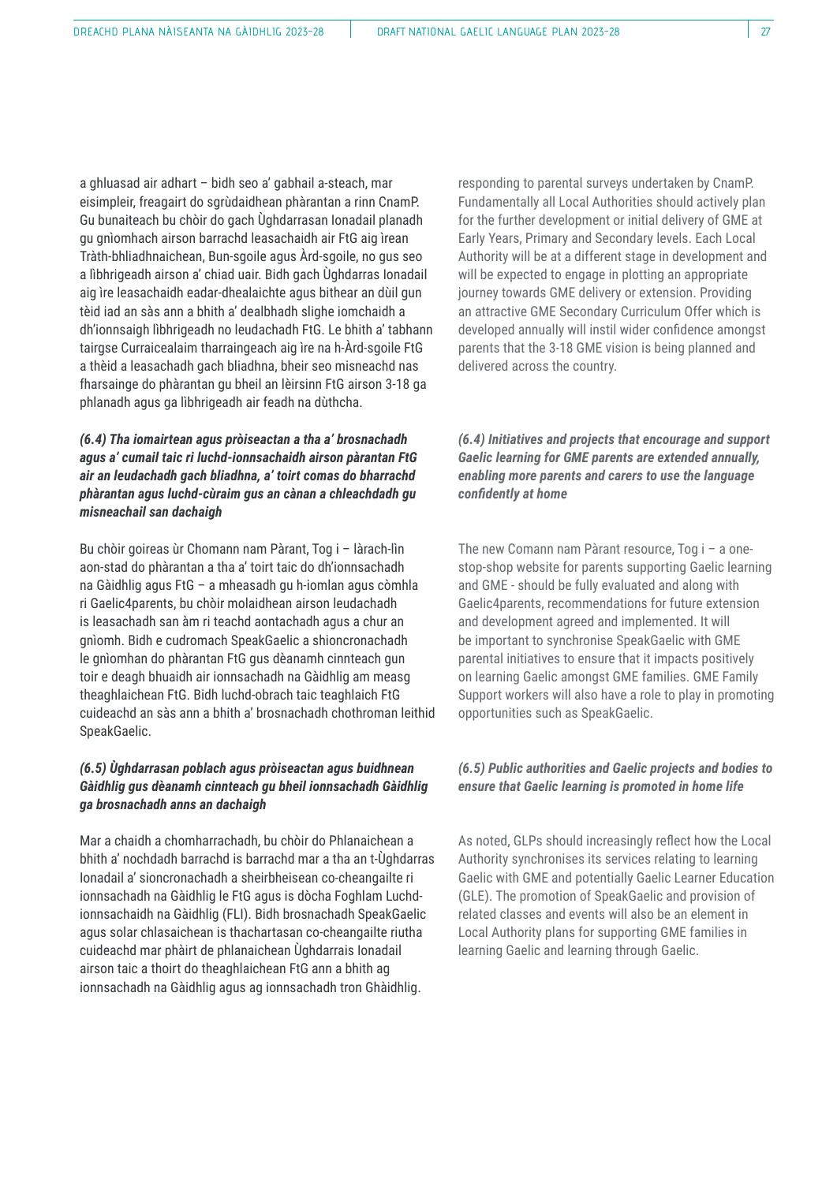a ghluasad air adhart – bidh seo a' gabhail a-steach, mar eisimpleir, freagairt do sgrùdaidhean phàrantan a rinn CnamP. Gu bunaiteach bu chòir do gach Ùghdarrasan Ionadail planadh gu gnìomhach airson barrachd leasachaidh air FtG aig ìrean Tràth-bhliadhnaichean, Bun-sgoile agus Àrd-sgoile, no gus seo a lìbhrigeadh airson a' chiad uair. Bidh gach Ùghdarras Ionadail aig ìre leasachaidh eadar-dhealaichte agus bithear an dùil gun tèid iad an sàs ann a bhith a' dealbhadh slighe iomchaidh a dh'ionnsaigh lìbhrigeadh no leudachadh FtG. Le bhith a' tabhann tairgse Curraicealaim tharraingeach aig ìre na h-Àrd-sgoile FtG a thèid a leasachadh gach bliadhna, bheir seo misneachd nas fharsainge do phàrantan gu bheil an lèirsinn FtG airson 3-18 ga phlanadh agus ga lìbhrigeadh air feadh na dùthcha.

***(6.4) Tha iomairtean agus pròiseactan a tha a' brosnachadh agus a' cumail taic ri luchd-ionnsachaidh airson pàrantan FtG air an leudachadh gach bliadhna, a' toirt comas do bharrachd phàrantan agus luchd-cùraim gus an cànan a chleachdadh gu misneachail san dachaigh***

Bu chòir goireas ùr Chomann nam Pàrant, Tog i – làrach-lìn aon-stad do phàrantan a tha a' toirt taic do dh'ionnsachadh na Gàidhlig agus FtG – a mheasadh gu h-iomlan agus còmhla ri Gaelic4parents, bu chòir molaidhean airson leudachadh is leasachadh san àm ri teachd aontachadh agus a chur an gnìomh. Bidh e cudromach SpeakGaelic a shioncronachadh le gnìomhan do phàrantan FtG gus dèanamh cinnteach gun toir e deagh bhuaidh air ionnsachadh na Gàidhlig am measg theaghlaichean FtG. Bidh luchd-obrach taic teaghlaich FtG cuideachd an sàs ann a bhith a' brosnachadh chothroman leithid SpeakGaelic.

***(6.5) Ùghdarrasan poblach agus pròiseactan agus buidhnean Gàidhlig gus dèanamh cinnteach gu bheil ionnsachadh Gàidhlig ga brosnachadh anns an dachaigh***

Mar a chaidh a chomharrachadh, bu chòir do Phlanaichean a bhith a' nochdadh barrachd is barrachd mar a tha an t-Ùghdarras Ionadail a' sioncronachadh a sheirbheisean co-cheangailte ri ionnsachadh na Gàidhlig le FtG agus is dòcha Foghlam Luchd-ionnsachaidh na Gàidhlig (FLI). Bidh brosnachadh SpeakGaelic agus solar chlasaichean is thachartasan co-cheangailte riutha cuideachd mar phàirt de phlanaichean Ùghdarrais Ionadail airson taic a thoirt do theaghlaichean FtG ann a bhith ag ionnsachadh na Gàidhlig agus ag ionnsachadh tron Ghàidhlig.

responding to parental surveys undertaken by CnamP. Fundamentally all Local Authorities should actively plan for the further development or initial delivery of GME at Early Years, Primary and Secondary levels. Each Local Authority will be at a different stage in development and will be expected to engage in plotting an appropriate journey towards GME delivery or extension. Providing an attractive GME Secondary Curriculum Offer which is developed annually will instil wider confidence amongst parents that the 3-18 GME vision is being planned and delivered across the country.

***(6.4) Initiatives and projects that encourage and support Gaelic learning for GME parents are extended annually, enabling more parents and carers to use the language confidently at home***

The new Comann nam Pàrant resource, Tog i – a one-stop-shop website for parents supporting Gaelic learning and GME - should be fully evaluated and along with Gaelic4parents, recommendations for future extension and development agreed and implemented. It will be important to synchronise SpeakGaelic with GME parental initiatives to ensure that it impacts positively on learning Gaelic amongst GME families. GME Family Support workers will also have a role to play in promoting opportunities such as SpeakGaelic.

***(6.5) Public authorities and Gaelic projects and bodies to ensure that Gaelic learning is promoted in home life***

As noted, GLPs should increasingly reflect how the Local Authority synchronises its services relating to learning Gaelic with GME and potentially Gaelic Learner Education (GLE). The promotion of SpeakGaelic and provision of related classes and events will also be an element in Local Authority plans for supporting GME families in learning Gaelic and learning through Gaelic.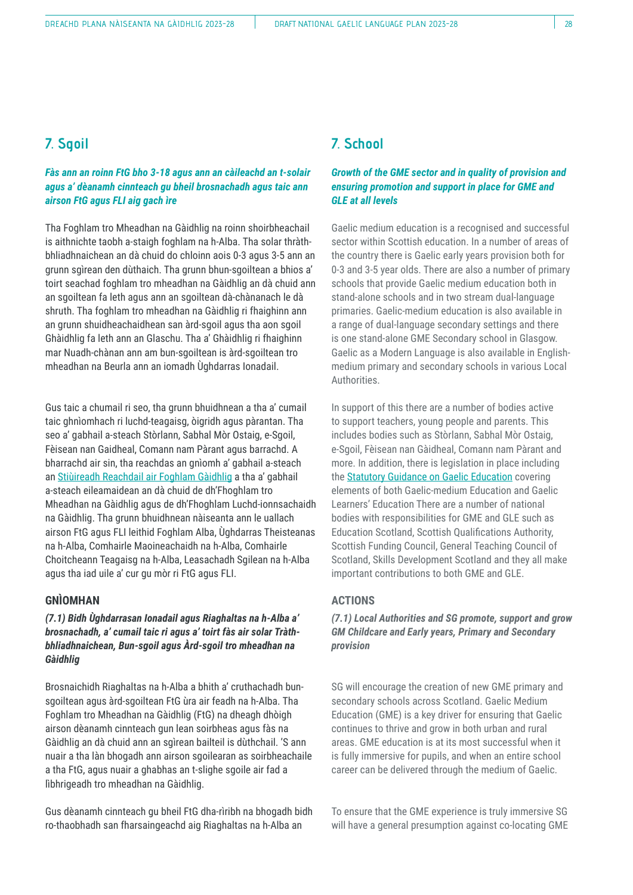## 7. Sgoil

***Fàs ann an roinn FtG bho 3-18 agus ann an càileachd an t-solair agus a' dèanamh cinnteach gu bheil brosnachadh agus taic ann airson FtG agus FLI aig gach ìre***

Tha Foghlam tro Mheadhan na Gàidhlig na roinn shoirbheachail is aithnichte taobh a-staigh foghlam na h-Alba. Tha solar thràth-bhliadhnaichean an dà chuid do chloinn aois 0-3 agus 3-5 ann an grunn sgìrean den dùthaich. Tha grunn bhun-sgoiltean a bhios a' toirt seachad foghlam tro mheadhan na Gàidhlig an dà chuid ann an sgoiltean fa leth agus ann an sgoiltean dà-chànanach le dà shruth. Tha foghlam tro mheadhan na Gàidhlig ri fhaighinn ann an grunn shuidheachaidhean san àrd-sgoil agus tha aon sgoil Ghàidhlig fa leth ann an Glaschu. Tha a' Ghàidhlig ri fhaighinn mar Nuadh-chànan ann am bun-sgoiltean is àrd-sgoiltean tro mheadhan na Beurla ann an iomadh Ùghdarras Ionadail.

Gus taic a chumail ri seo, tha grunn bhuidhnean a tha a' cumail taic ghnìomhach ri luchd-teagaisg, òigridh agus pàrantan. Tha seo a' gabhail a-steach Stòrlann, Sabhal Mòr Ostaig, e-Sgoil, Fèisean nan Gaidheal, Comann nam Pàrant agus barrachd. A bharrachd air sin, tha reachdas an gnìomh a' gabhail a-steach an Stiùireadh Reachdail air Foghlam Gàidhlig a tha a' gabhail a-steach eileamaidean an dà chuid de dh'Fhoghlam tro Mheadhan na Gàidhlig agus de dh'Fhoghlam Luchd-ionnsachaidh na Gàidhlig. Tha grunn bhuidhnean nàiseanta ann le uallach airson FtG agus FLI leithid Foghlam Alba, Ùghdarras Theisteanas na h-Alba, Comhairle Maoineachaidh na h-Alba, Comhairle Choitcheann Teagaisg na h-Alba, Leasachadh Sgilean na h-Alba agus tha iad uile a' cur gu mòr ri FtG agus FLI.

### GNÌOMHAN

***(7.1) Bidh Ùghdarrasan Ionadail agus Riaghaltas na h-Alba a' brosnachadh, a' cumail taic ri agus a' toirt fàs air solar Tràth-bhliadhnaichean, Bun-sgoil agus Àrd-sgoil tro mheadhan na Gàidhlig***

Brosnaichidh Riaghaltas na h-Alba a bhith a' cruthachadh bun-sgoiltean agus àrd-sgoiltean FtG ùra air feadh na h-Alba. Tha Foghlam tro Mheadhan na Gàidhlig (FtG) na dheagh dhòigh airson dèanamh cinnteach gun lean soirbheas agus fàs na Gàidhlig an dà chuid ann an sgìrean bailteil is dùthchail. 'S ann nuair a tha làn bhogadh ann airson sgoilearan as soirbheachaile a tha FtG, agus nuair a ghabhas an t-slighe sgoile air fad a lìbhrigeadh tro mheadhan na Gàidhlig.

Gus dèanamh cinnteach gu bheil FtG dha-rìribh na bhogadh bidh ro-thaobhadh san fharsaingeachd aig Riaghaltas na h-Alba an

## 7. School

***Growth of the GME sector and in quality of provision and ensuring promotion and support in place for GME and GLE at all levels***

Gaelic medium education is a recognised and successful sector within Scottish education. In a number of areas of the country there is Gaelic early years provision both for 0-3 and 3-5 year olds. There are also a number of primary schools that provide Gaelic medium education both in stand-alone schools and in two stream dual-language primaries. Gaelic-medium education is also available in a range of dual-language secondary settings and there is one stand-alone GME Secondary school in Glasgow. Gaelic as a Modern Language is also available in English-medium primary and secondary schools in various Local Authorities.

In support of this there are a number of bodies active to support teachers, young people and parents. This includes bodies such as Stòrlann, Sabhal Mòr Ostaig, e-Sgoil, Fèisean nan Gàidheal, Comann nam Pàrant and more. In addition, there is legislation in place including the Statutory Guidance on Gaelic Education covering elements of both Gaelic-medium Education and Gaelic Learners' Education There are a number of national bodies with responsibilities for GME and GLE such as Education Scotland, Scottish Qualifications Authority, Scottish Funding Council, General Teaching Council of Scotland, Skills Development Scotland and they all make important contributions to both GME and GLE.

### ACTIONS

***(7.1) Local Authorities and SG promote, support and grow GM Childcare and Early years, Primary and Secondary provision***

SG will encourage the creation of new GME primary and secondary schools across Scotland. Gaelic Medium Education (GME) is a key driver for ensuring that Gaelic continues to thrive and grow in both urban and rural areas. GME education is at its most successful when it is fully immersive for pupils, and when an entire school career can be delivered through the medium of Gaelic.

To ensure that the GME experience is truly immersive SG will have a general presumption against co-locating GME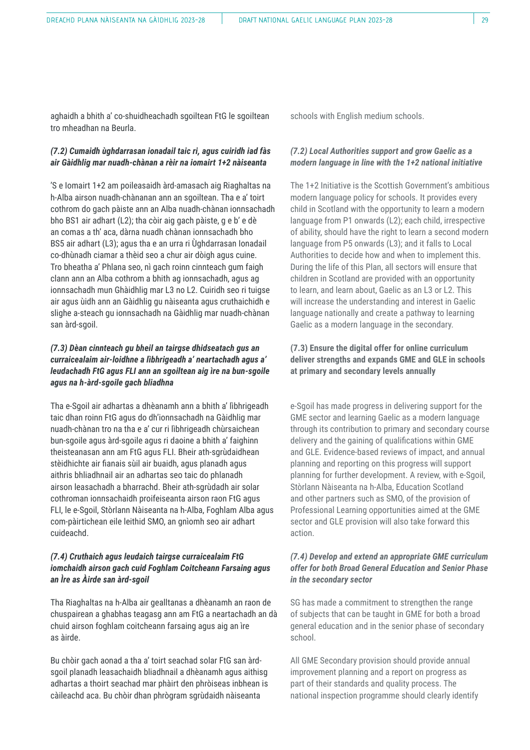aghaidh a bhith a' co-shuidheachadh sgoiltean FtG le sgoiltean tro mheadhan na Beurla.

#### *(7.2) Cumaidh ùghdarrasan ionadail taic ri, agus cuiridh iad fàs air Gàidhlig mar nuadh-chànan a rèir na iomairt 1+2 nàiseanta*

'S e Iomairt 1+2 am poileasaidh àrd-amasach aig Riaghaltas na h-Alba airson nuadh-chànanan ann an sgoiltean. Tha e a' toirt cothrom do gach pàiste ann an Alba nuadh-chànan ionnsachadh bho BS1 air adhart (L2); tha còir aig gach pàiste, g e b' e dè an comas a th' aca, dàrna nuadh chànan ionnsachadh bho BS5 air adhart (L3); agus tha e an urra ri Ùghdarrasan Ionadail co-dhùnadh ciamar a thèid seo a chur air dòigh agus cuine. Tro bheatha a' Phlana seo, nì gach roinn cinnteach gum faigh clann ann an Alba cothrom a bhith ag ionnsachadh, agus ag ionnsachadh mun Ghàidhlig mar L3 no L2. Cuiridh seo ri tuigse air agus ùidh ann an Gàidhlig gu nàiseanta agus cruthaichidh e slighe a-steach gu ionnsachadh na Gàidhlig mar nuadh-chànan san àrd-sgoil.

#### *(7.3) Dèan cinnteach gu bheil an tairgse dhidseatach gus an curraicealaim air-loidhne a lìbhrigeadh a' neartachadh agus a' leudachadh FtG agus FLI ann an sgoiltean aig ìre na bun-sgoile agus na h-àrd-sgoile gach bliadhna*

Tha e-Sgoil air adhartas a dhèanamh ann a bhith a' lìbhrigeadh taic dhan roinn FtG agus do dh'ionnsachadh na Gàidhlig mar nuadh-chànan tro na tha e a' cur ri lìbhrigeadh chùrsaichean bun-sgoile agus àrd-sgoile agus ri daoine a bhith a' faighinn theisteanasan ann am FtG agus FLI. Bheir ath-sgrùdaidhean stèidhichte air fianais sùil air buaidh, agus planadh agus aithris bhliadhnail air an adhartas seo taic do phlanadh airson leasachadh a bharrachd. Bheir ath-sgrùdadh air solar cothroman ionnsachaidh proifeiseanta airson raon FtG agus FLI, le e-Sgoil, Stòrlann Nàiseanta na h-Alba, Foghlam Alba agus com-pàirtichean eile leithid SMO, an gnìomh seo air adhart cuideachd.

#### *(7.4) Cruthaich agus leudaich tairgse curraicealaim FtG iomchaidh airson gach cuid Foghlam Coitcheann Farsaing agus an Ìre as Àirde san àrd-sgoil*

Tha Riaghaltas na h-Alba air gealltanas a dhèanamh an raon de chuspairean a ghabhas teagasg ann am FtG a neartachadh an dà chuid airson foghlam coitcheann farsaing agus aig an ìre as àirde.

Bu chòir gach aonad a tha a' toirt seachad solar FtG san àrd-sgoil planadh leasachaidh bliadhnail a dhèanamh agus aithisg adhartas a thoirt seachad mar phàirt den phròiseas inbhean is càileachd aca. Bu chòir dhan phrògram sgrùdaidh nàiseanta

schools with English medium schools.

#### *(7.2) Local Authorities support and grow Gaelic as a modern language in line with the 1+2 national initiative*

The 1+2 Initiative is the Scottish Government's ambitious modern language policy for schools. It provides every child in Scotland with the opportunity to learn a modern language from P1 onwards (L2); each child, irrespective of ability, should have the right to learn a second modern language from P5 onwards (L3); and it falls to Local Authorities to decide how and when to implement this. During the life of this Plan, all sectors will ensure that children in Scotland are provided with an opportunity to learn, and learn about, Gaelic as an L3 or L2. This will increase the understanding and interest in Gaelic language nationally and create a pathway to learning Gaelic as a modern language in the secondary.

#### (7.3) Ensure the digital offer for online curriculum deliver strengths and expands GME and GLE in schools at primary and secondary levels annually

e-Sgoil has made progress in delivering support for the GME sector and learning Gaelic as a modern language through its contribution to primary and secondary course delivery and the gaining of qualifications within GME and GLE. Evidence-based reviews of impact, and annual planning and reporting on this progress will support planning for further development. A review, with e-Sgoil, Stòrlann Nàiseanta na h-Alba, Education Scotland and other partners such as SMO, of the provision of Professional Learning opportunities aimed at the GME sector and GLE provision will also take forward this action.

#### *(7.4) Develop and extend an appropriate GME curriculum offer for both Broad General Education and Senior Phase in the secondary sector*

SG has made a commitment to strengthen the range of subjects that can be taught in GME for both a broad general education and in the senior phase of secondary school.

All GME Secondary provision should provide annual improvement planning and a report on progress as part of their standards and quality process. The national inspection programme should clearly identify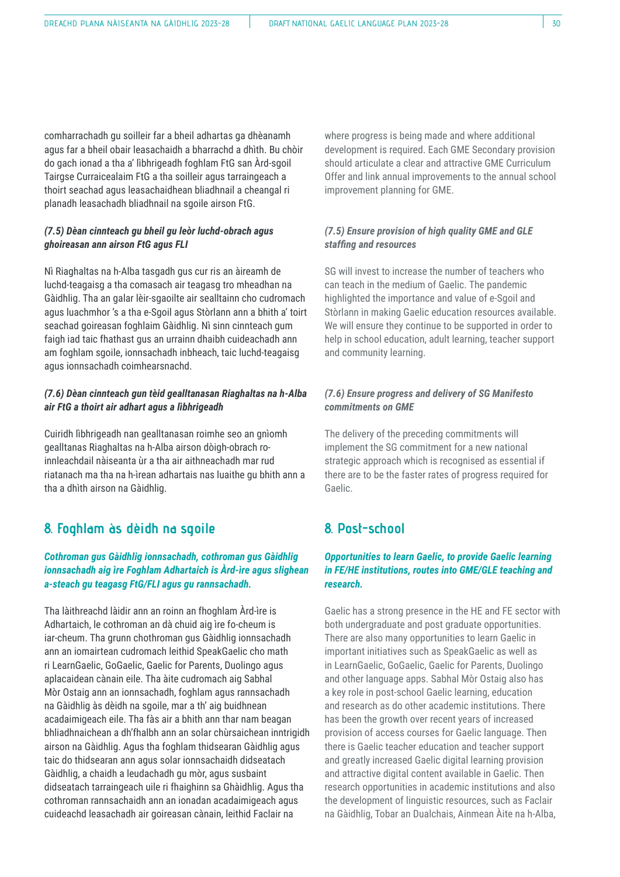comharrachadh gu soilleir far a bheil adhartas ga dhèanamh agus far a bheil obair leasachaidh a bharrachd a dhìth. Bu chòir do gach ionad a tha a' lìbhrigeadh foghlam FtG san Àrd-sgoil Tairgse Curraicealaim FtG a tha soilleir agus tarraingeach a thoirt seachad agus leasachaidhean bliadhnail a cheangal ri planadh leasachadh bliadhnail na sgoile airson FtG.

***(7.5) Dèan cinnteach gu bheil gu leòr luchd-obrach agus ghoireasan ann airson FtG agus FLI***

Nì Riaghaltas na h-Alba tasgadh gus cur ris an àireamh de luchd-teagaisg a tha comasach air teagasg tro mheadhan na Gàidhlig. Tha an galar lèir-sgaoilte air sealltainn cho cudromach agus luachmhor 's a tha e-Sgoil agus Stòrlann ann a bhith a' toirt seachad goireasan foghlaim Gàidhlig. Nì sinn cinnteach gum faigh iad taic fhathast gus an urrainn dhaibh cuideachadh ann am foghlam sgoile, ionnsachadh inbheach, taic luchd-teagaisg agus ionnsachadh coimhearsnachd.

***(7.6) Dèan cinnteach gun tèid gealltanasan Riaghaltas na h-Alba air FtG a thoirt air adhart agus a lìbhrigeadh***

Cuiridh lìbhrigeadh nan gealltanasan roimhe seo an gnìomh gealltanas Riaghaltas na h-Alba airson dòigh-obrach ro-innleachdail nàiseanta ùr a tha air aithneachadh mar rud riatanach ma tha na h-ìrean adhartais nas luaithe gu bhith ann a tha a dhìth airson na Gàidhlig.

## 8. Foghlam às dèidh na sgoile

***Cothroman gus Gàidhlig ionnsachadh, cothroman gus Gàidhlig ionnsachadh aig ìre Foghlam Adhartaich is Àrd-ìre agus slighean a-steach gu teagasg FtG/FLI agus gu rannsachadh.***

Tha làithreachd làidir ann an roinn an fhoghlam Àrd-ìre is Adhartaich, le cothroman an dà chuid aig ìre fo-cheum is iar-cheum. Tha grunn chothroman gus Gàidhlig ionnsachadh ann an iomairtean cudromach leithid SpeakGaelic cho math ri LearnGaelic, GoGaelic, Gaelic for Parents, Duolingo agus aplacaidean cànain eile. Tha àite cudromach aig Sabhal Mòr Ostaig ann an ionnsachadh, foghlam agus rannsachadh na Gàidhlig às dèidh na sgoile, mar a th' aig buidhnean acadaimigeach eile. Tha fàs air a bhith ann thar nam beagan bhliadhnaichean a dh'fhalbh ann an solar chùrsaichean inntrigidh airson na Gàidhlig. Agus tha foghlam thidsearan Gàidhlig agus taic do thidsearan ann agus solar ionnsachaidh didseatach Gàidhlig, a chaidh a leudachadh gu mòr, agus susbaint didseatach tarraingeach uile ri fhaighinn sa Ghàidhlig. Agus tha cothroman rannsachaidh ann an ionadan acadaimigeach agus cuideachd leasachadh air goireasan cànain, leithid Faclair na

where progress is being made and where additional development is required. Each GME Secondary provision should articulate a clear and attractive GME Curriculum Offer and link annual improvements to the annual school improvement planning for GME.

***(7.5) Ensure provision of high quality GME and GLE staffing and resources***

SG will invest to increase the number of teachers who can teach in the medium of Gaelic. The pandemic highlighted the importance and value of e-Sgoil and Stòrlann in making Gaelic education resources available. We will ensure they continue to be supported in order to help in school education, adult learning, teacher support and community learning.

***(7.6) Ensure progress and delivery of SG Manifesto commitments on GME***

The delivery of the preceding commitments will implement the SG commitment for a new national strategic approach which is recognised as essential if there are to be the faster rates of progress required for Gaelic.

## 8. Post-school

***Opportunities to learn Gaelic, to provide Gaelic learning in FE/HE institutions, routes into GME/GLE teaching and research.***

Gaelic has a strong presence in the HE and FE sector with both undergraduate and post graduate opportunities. There are also many opportunities to learn Gaelic in important initiatives such as SpeakGaelic as well as in LearnGaelic, GoGaelic, Gaelic for Parents, Duolingo and other language apps. Sabhal Mòr Ostaig also has a key role in post-school Gaelic learning, education and research as do other academic institutions. There has been the growth over recent years of increased provision of access courses for Gaelic language. Then there is Gaelic teacher education and teacher support and greatly increased Gaelic digital learning provision and attractive digital content available in Gaelic. Then research opportunities in academic institutions and also the development of linguistic resources, such as Faclair na Gàidhlig, Tobar an Dualchais, Ainmean Àite na h-Alba,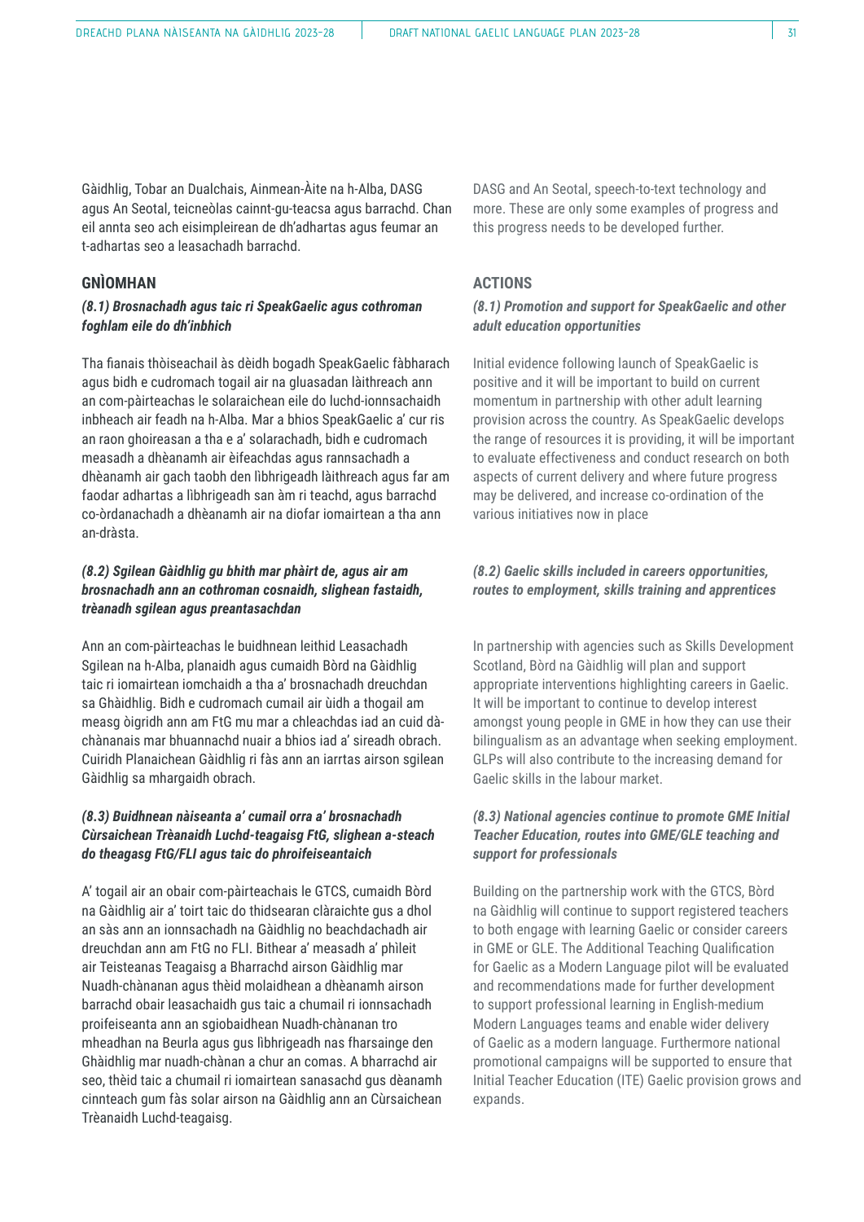Gàidhlig, Tobar an Dualchais, Ainmean-Àite na h-Alba, DASG agus An Seotal, teicneòlas cainnt-gu-teacsa agus barrachd. Chan eil annta seo ach eisimpleirean de dh'adhartas agus feumar an t-adhartas seo a leasachadh barrachd.

## GNÌOMHAN

***(8.1) Brosnachadh agus taic ri SpeakGaelic agus cothroman foghlam eile do dh'inbhich***

Tha fianais thòiseachail às dèidh bogadh SpeakGaelic fàbharach agus bidh e cudromach togail air na gluasadan làithreach ann an com-pàirteachas le solaraichean eile do luchd-ionnsachaidh inbheach air feadh na h-Alba. Mar a bhios SpeakGaelic a' cur ris an raon ghoireasan a tha e a' solarachadh, bidh e cudromach measadh a dhèanamh air èifeachdas agus rannsachadh a dhèanamh air gach taobh den lìbhrigeadh làithreach agus far am faodar adhartas a lìbhrigeadh san àm ri teachd, agus barrachd co-òrdanachadh a dhèanamh air na diofar iomairtean a tha ann an-dràsta.

***(8.2) Sgilean Gàidhlig gu bhith mar phàirt de, agus air am brosnachadh ann an cothroman cosnaidh, slighean fastaidh, trèanadh sgilean agus preantasachdan***

Ann an com-pàirteachas le buidhnean leithid Leasachadh Sgilean na h-Alba, planaidh agus cumaidh Bòrd na Gàidhlig taic ri iomairtean iomchaidh a tha a' brosnachadh dreuchdan sa Ghàidhlig. Bidh e cudromach cumail air ùidh a thogail am measg òigridh ann am FtG mu mar a chleachdas iad an cuid dà-chànanais mar bhuannachd nuair a bhios iad a' sireadh obrach. Cuiridh Planaichean Gàidhlig ri fàs ann an iarrtas airson sgilean Gàidhlig sa mhargaidh obrach.

***(8.3) Buidhnean nàiseanta a' cumail orra a' brosnachadh Cùrsaichean Trèanaidh Luchd-teagaisg FtG, slighean a-steach do theagasg FtG/FLI agus taic do phroifeiseantaich***

A' togail air an obair com-pàirteachais le GTCS, cumaidh Bòrd na Gàidhlig air a' toirt taic do thidsearan clàraichte gus a dhol an sàs ann an ionnsachadh na Gàidhlig no beachdachadh air dreuchdan ann am FtG no FLI. Bithear a' measadh a' phìleit air Teisteanas Teagaisg a Bharrachd airson Gàidhlig mar Nuadh-chànanan agus thèid molaidhean a dhèanamh airson barrachd obair leasachaidh gus taic a chumail ri ionnsachadh proifeiseanta ann an sgiobaidhean Nuadh-chànanan tro mheadhan na Beurla agus gus lìbhrigeadh nas fharsainge den Ghàidhlig mar nuadh-chànan a chur an comas. A bharrachd air seo, thèid taic a chumail ri iomairtean sanasachd gus dèanamh cinnteach gum fàs solar airson na Gàidhlig ann an Cùrsaichean Trèanaidh Luchd-teagaisg.

DASG and An Seotal, speech-to-text technology and more. These are only some examples of progress and this progress needs to be developed further.

## ACTIONS

***(8.1) Promotion and support for SpeakGaelic and other adult education opportunities***

Initial evidence following launch of SpeakGaelic is positive and it will be important to build on current momentum in partnership with other adult learning provision across the country. As SpeakGaelic develops the range of resources it is providing, it will be important to evaluate effectiveness and conduct research on both aspects of current delivery and where future progress may be delivered, and increase co-ordination of the various initiatives now in place

***(8.2) Gaelic skills included in careers opportunities, routes to employment, skills training and apprentices***

In partnership with agencies such as Skills Development Scotland, Bòrd na Gàidhlig will plan and support appropriate interventions highlighting careers in Gaelic. It will be important to continue to develop interest amongst young people in GME in how they can use their bilingualism as an advantage when seeking employment. GLPs will also contribute to the increasing demand for Gaelic skills in the labour market.

***(8.3) National agencies continue to promote GME Initial Teacher Education, routes into GME/GLE teaching and support for professionals***

Building on the partnership work with the GTCS, Bòrd na Gàidhlig will continue to support registered teachers to both engage with learning Gaelic or consider careers in GME or GLE. The Additional Teaching Qualification for Gaelic as a Modern Language pilot will be evaluated and recommendations made for further development to support professional learning in English-medium Modern Languages teams and enable wider delivery of Gaelic as a modern language. Furthermore national promotional campaigns will be supported to ensure that Initial Teacher Education (ITE) Gaelic provision grows and expands.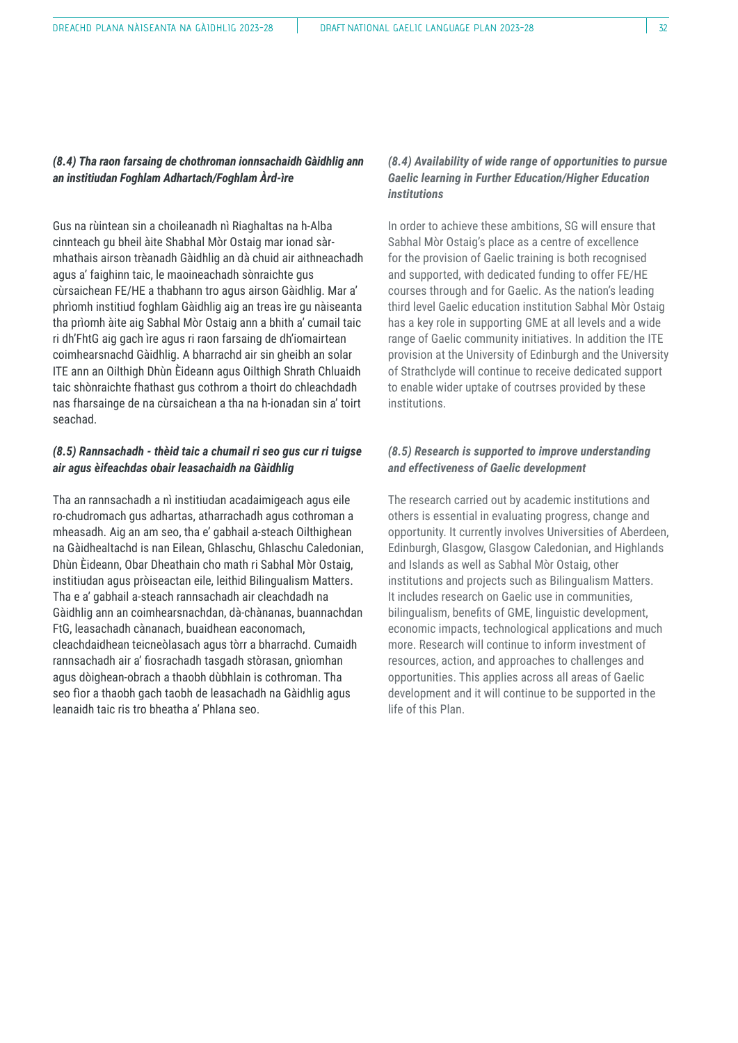### *(8.4) Tha raon farsaing de chothroman ionnsachaidh Gàidhlig ann an institiudan Foghlam Adhartach/Foghlam Àrd-ìre*

Gus na rùintean sin a choileanadh nì Riaghaltas na h-Alba cinnteach gu bheil àite Shabhal Mòr Ostaig mar ionad sàr-mhathais airson trèanadh Gàidhlig an dà chuid air aithneachadh agus a' faighinn taic, le maoineachadh sònraichte gus cùrsaichean FE/HE a thabhann tro agus airson Gàidhlig. Mar a' phrìomh institiud foghlam Gàidhlig aig an treas ìre gu nàiseanta tha prìomh àite aig Sabhal Mòr Ostaig ann a bhith a' cumail taic ri dh'FhtG aig gach ìre agus ri raon farsaing de dh'iomairtean coimhearsnachd Gàidhlig. A bharrachd air sin gheibh an solar ITE ann an Oilthigh Dhùn Èideann agus Oilthigh Shrath Chluaidh taic shònraichte fhathast gus cothrom a thoirt do chleachdadh nas fharsainge de na cùrsaichean a tha na h-ionadan sin a' toirt seachad.

### *(8.4) Availability of wide range of opportunities to pursue Gaelic learning in Further Education/Higher Education institutions*

In order to achieve these ambitions, SG will ensure that Sabhal Mòr Ostaig's place as a centre of excellence for the provision of Gaelic training is both recognised and supported, with dedicated funding to offer FE/HE courses through and for Gaelic. As the nation's leading third level Gaelic education institution Sabhal Mòr Ostaig has a key role in supporting GME at all levels and a wide range of Gaelic community initiatives. In addition the ITE provision at the University of Edinburgh and the University of Strathclyde will continue to receive dedicated support to enable wider uptake of coutrses provided by these institutions.

### *(8.5) Rannsachadh - thèid taic a chumail ri seo gus cur ri tuigse air agus èifeachdas obair leasachaidh na Gàidhlig*

Tha an rannsachadh a nì institiudan acadaimigeach agus eile ro-chudromach gus adhartas, atharrachadh agus cothroman a mheasadh. Aig an am seo, tha e' gabhail a-steach Oilthighean na Gàidhealtachd is nan Eilean, Ghlaschu, Ghlaschu Caledonian, Dhùn Èideann, Obar Dheathain cho math ri Sabhal Mòr Ostaig, institiudan agus pròiseactan eile, leithid Bilingualism Matters. Tha e a' gabhail a-steach rannsachadh air cleachdadh na Gàidhlig ann an coimhearsnachdan, dà-chànanas, buannachdan FtG, leasachadh cànanach, buaidhean eaconomach, cleachdaidhean teicneòlasach agus tòrr a bharrachd. Cumaidh rannsachadh air a' fiosrachadh tasgadh stòrasan, gnìomhan agus dòighean-obrach a thaobh dùbhlain is cothroman. Tha seo fìor a thaobh gach taobh de leasachadh na Gàidhlig agus leanaidh taic ris tro bheatha a' Phlana seo.

### *(8.5) Research is supported to improve understanding and effectiveness of Gaelic development*

The research carried out by academic institutions and others is essential in evaluating progress, change and opportunity. It currently involves Universities of Aberdeen, Edinburgh, Glasgow, Glasgow Caledonian, and Highlands and Islands as well as Sabhal Mòr Ostaig, other institutions and projects such as Bilingualism Matters. It includes research on Gaelic use in communities, bilingualism, benefits of GME, linguistic development, economic impacts, technological applications and much more. Research will continue to inform investment of resources, action, and approaches to challenges and opportunities. This applies across all areas of Gaelic development and it will continue to be supported in the life of this Plan.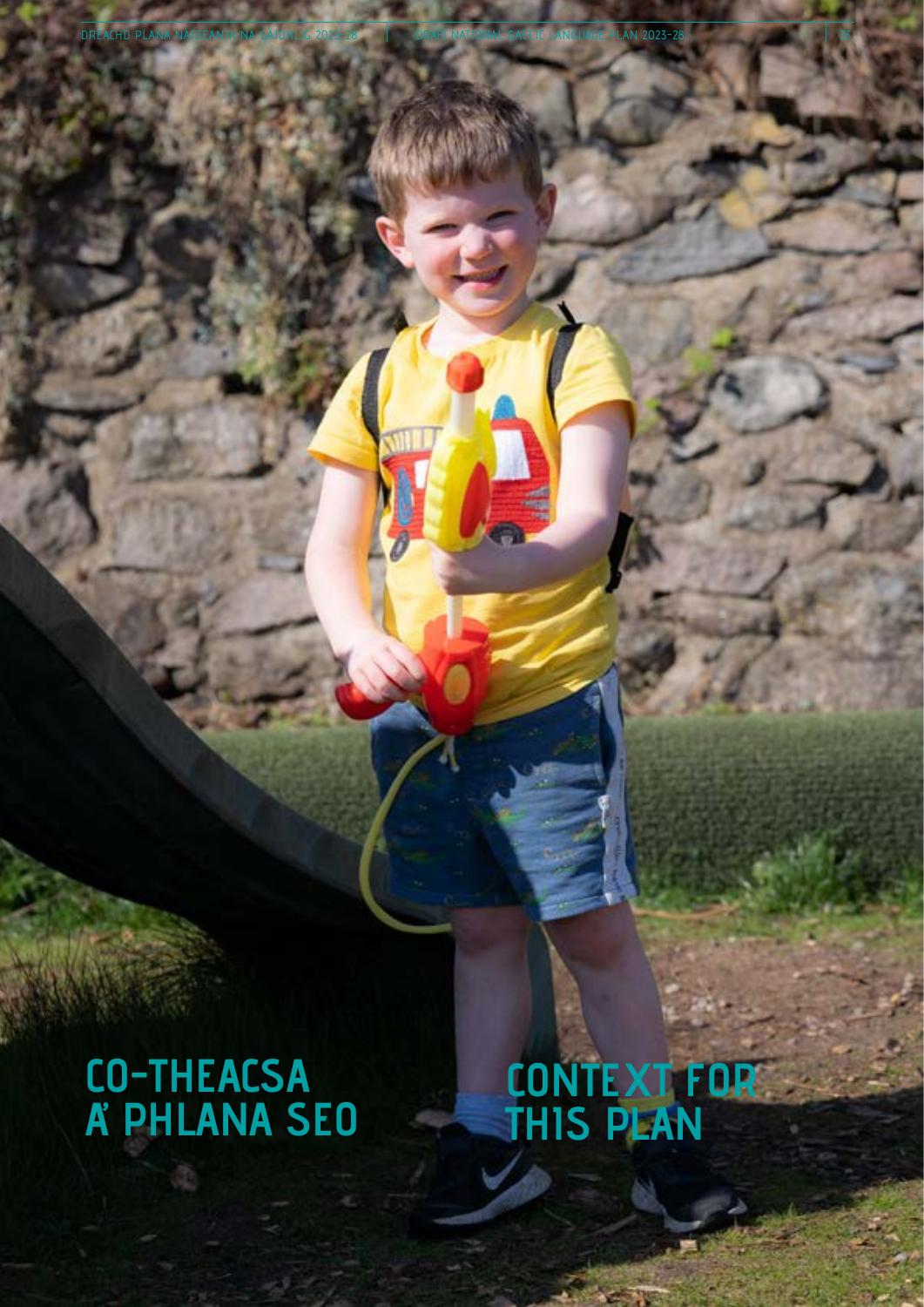# CO-THEACSA A' PHLANA SEO

# CONTEXT FOR THIS PLAN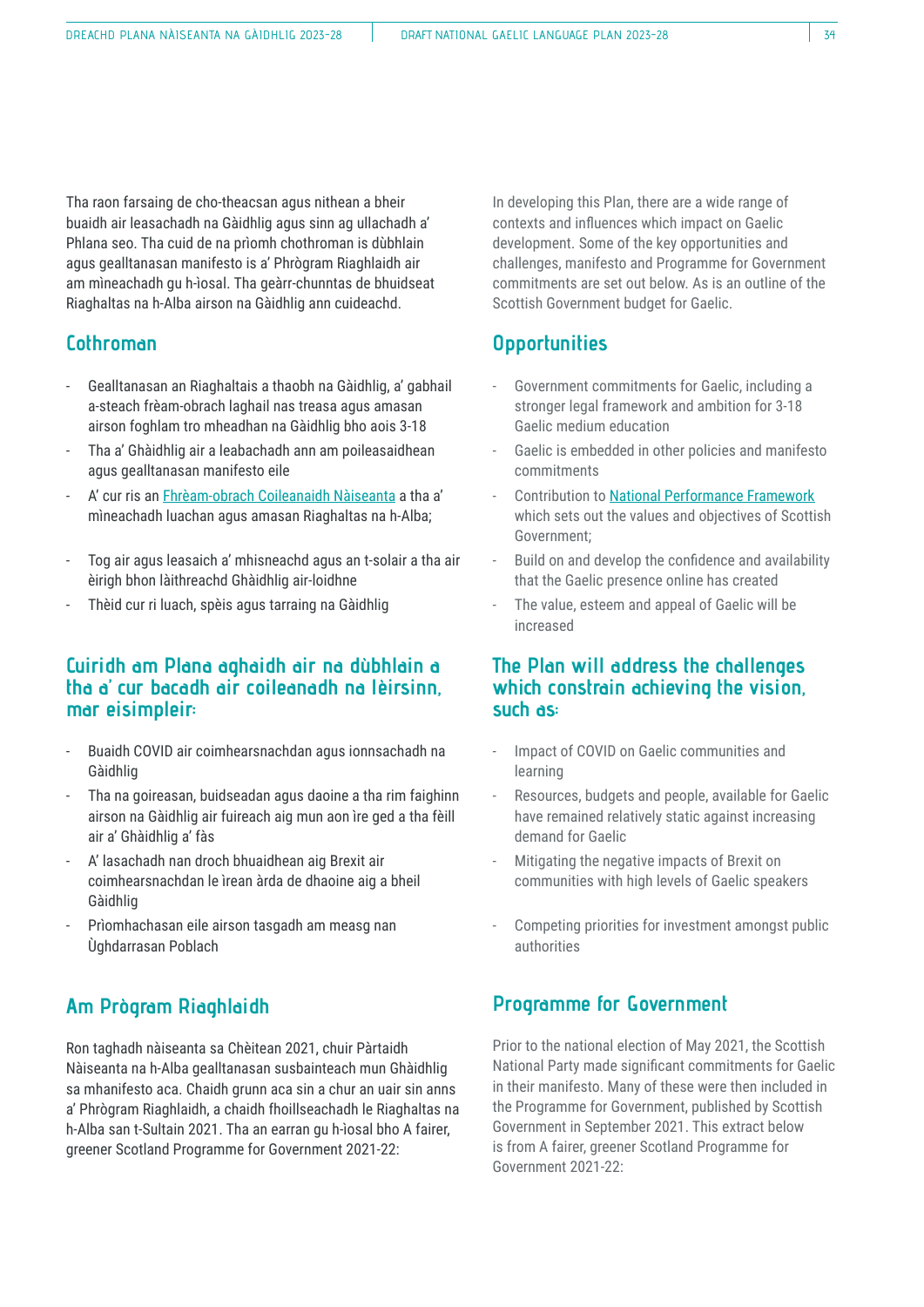Tha raon farsaing de cho-theacsan agus nithean a bheir buaidh air leasachadh na Gàidhlig agus sinn ag ullachadh a' Phlana seo. Tha cuid de na prìomh chothroman is dùbhlain agus gealltanasan manifesto is a' Phrògram Riaghlaidh air am mìneachadh gu h-ìosal. Tha geàrr-chunntas de bhuidseat Riaghaltas na h-Alba airson na Gàidhlig ann cuideachd.

## Cothroman

- Gealltanasan an Riaghaltais a thaobh na Gàidhlig, a' gabhail a-steach frèam-obrach laghail nas treasa agus amasan airson foghlam tro mheadhan na Gàidhlig bho aois 3-18
- Tha a' Ghàidhlig air a leabachadh ann am poileasaidhean agus gealltanasan manifesto eile
- A' cur ris an Frèam-obrach Coileanaidh Nàiseanta a tha a' mìneachadh luachan agus amasan Riaghaltas na h-Alba;
- Tog air agus leasaich a' mhisneachd agus an t-solair a tha air èirigh bhon làithreachd Ghàidhlig air-loidhne
- Thèid cur ri luach, spèis agus tarraing na Gàidhlig

## Cuiridh am Plana aghaidh air na dùbhlain a tha a' cur bacadh air coileanadh na lèirsinn, mar eisimpleir:

- Buaidh COVID air coimhearsnachdan agus ionnsachadh na Gàidhlig
- Tha na goireasan, buidseadan agus daoine a tha rim faighinn airson na Gàidhlig air fuireach aig mun aon ìre ged a tha fèill air a' Ghàidhlig a' fàs
- A' lasachadh nan droch bhuaidhean aig Brexit air coimhearsnachdan le ìrean àrda de dhaoine aig a bheil Gàidhlig
- Prìomhachasan eile airson tasgadh am measg nan Ùghdarrasan Poblach

## Am Prògram Riaghlaidh

Ron taghadh nàiseanta sa Chèitean 2021, chuir Pàrtaidh Nàiseanta na h-Alba gealltanasan susbainteach mun Ghàidhlig sa mhanifesto aca. Chaidh grunn aca sin a chur an uair sin anns a' Phrògram Riaghlaidh, a chaidh fhoillseachadh le Riaghaltas na h-Alba san t-Sultain 2021. Tha an earran gu h-ìosal bho A fairer, greener Scotland Programme for Government 2021-22:

In developing this Plan, there are a wide range of contexts and influences which impact on Gaelic development. Some of the key opportunities and challenges, manifesto and Programme for Government commitments are set out below. As is an outline of the Scottish Government budget for Gaelic.

## Opportunities

- Government commitments for Gaelic, including a stronger legal framework and ambition for 3-18 Gaelic medium education
- Gaelic is embedded in other policies and manifesto commitments
- Contribution to National Performance Framework which sets out the values and objectives of Scottish Government;
- Build on and develop the confidence and availability that the Gaelic presence online has created
- The value, esteem and appeal of Gaelic will be increased

## The Plan will address the challenges which constrain achieving the vision, such as:

- Impact of COVID on Gaelic communities and learning
- Resources, budgets and people, available for Gaelic have remained relatively static against increasing demand for Gaelic
- Mitigating the negative impacts of Brexit on communities with high levels of Gaelic speakers
- Competing priorities for investment amongst public authorities

## Programme for Government

Prior to the national election of May 2021, the Scottish National Party made significant commitments for Gaelic in their manifesto. Many of these were then included in the Programme for Government, published by Scottish Government in September 2021. This extract below is from A fairer, greener Scotland Programme for Government 2021-22: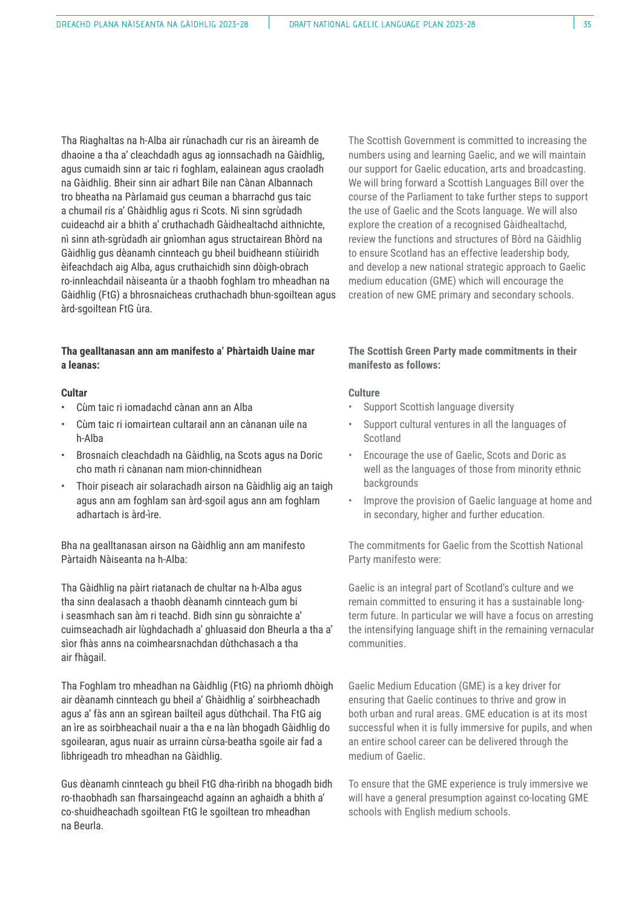Tha Riaghaltas na h-Alba air rùnachadh cur ris an àireamh de dhaoine a tha a' cleachdadh agus ag ionnsachadh na Gàidhlig, agus cumaidh sinn ar taic ri foghlam, ealainean agus craoladh na Gàidhlig. Bheir sinn air adhart Bile nan Cànan Albannach tro bheatha na Pàrlamaid gus ceuman a bharrachd gus taic a chumail ris a' Ghàidhlig agus ri Scots. Nì sinn sgrùdadh cuideachd air a bhith a' cruthachadh Gàidhealtachd aithnichte, nì sinn ath-sgrùdadh air gnìomhan agus structairean Bhòrd na Gàidhlig gus dèanamh cinnteach gu bheil buidheann stiùiridh èifeachdach aig Alba, agus cruthaichidh sinn dòigh-obrach ro-innleachdail nàiseanta ùr a thaobh foghlam tro mheadhan na Gàidhlig (FtG) a bhrosnaicheas cruthachadh bhun-sgoiltean agus àrd-sgoiltean FtG ùra.

**Tha gealltanasan ann am manifesto a' Phàrtaidh Uaine mar a leanas:**

**Cultar**

- Cùm taic ri iomadachd cànan ann an Alba
- Cùm taic ri iomairtean cultarail ann an cànanan uile na h-Alba
- Brosnaich cleachdadh na Gàidhlig, na Scots agus na Doric cho math ri cànanan nam mion-chinnidhean
- Thoir piseach air solarachadh airson na Gàidhlig aig an taigh agus ann am foghlam san àrd-sgoil agus ann am foghlam adhartach is àrd-ìre.

Bha na gealltanasan airson na Gàidhlig ann am manifesto Pàrtaidh Nàiseanta na h-Alba:

Tha Gàidhlig na pàirt riatanach de chultar na h-Alba agus tha sinn dealasach a thaobh dèanamh cinnteach gum bi i seasmhach san àm ri teachd. Bidh sinn gu sònraichte a' cuimseachadh air lùghdachadh a' ghluasaid don Bheurla a tha a' sìor fhàs anns na coimhearsnachdan dùthchasach a tha air fhàgail.

Tha Foghlam tro mheadhan na Gàidhlig (FtG) na phrìomh dhòigh air dèanamh cinnteach gu bheil a' Ghàidhlig a' soirbheachadh agus a' fàs ann an sgìrean bailteil agus dùthchail. Tha FtG aig an ìre as soirbheachail nuair a tha e na làn bhogadh Gàidhlig do sgoilearan, agus nuair as urrainn cùrsa-beatha sgoile air fad a lìbhrigeadh tro mheadhan na Gàidhlig.

Gus dèanamh cinnteach gu bheil FtG dha-rìribh na bhogadh bidh ro-thaobhadh san fharsaingeachd againn an aghaidh a bhith a' co-shuidheachadh sgoiltean FtG le sgoiltean tro mheadhan na Beurla.

The Scottish Government is committed to increasing the numbers using and learning Gaelic, and we will maintain our support for Gaelic education, arts and broadcasting. We will bring forward a Scottish Languages Bill over the course of the Parliament to take further steps to support the use of Gaelic and the Scots language. We will also explore the creation of a recognised Gàidhealtachd, review the functions and structures of Bòrd na Gàidhlig to ensure Scotland has an effective leadership body, and develop a new national strategic approach to Gaelic medium education (GME) which will encourage the creation of new GME primary and secondary schools.

**The Scottish Green Party made commitments in their manifesto as follows:**

**Culture**

- Support Scottish language diversity
- Support cultural ventures in all the languages of Scotland
- Encourage the use of Gaelic, Scots and Doric as well as the languages of those from minority ethnic backgrounds
- Improve the provision of Gaelic language at home and in secondary, higher and further education.

The commitments for Gaelic from the Scottish National Party manifesto were:

Gaelic is an integral part of Scotland's culture and we remain committed to ensuring it has a sustainable long-term future. In particular we will have a focus on arresting the intensifying language shift in the remaining vernacular communities.

Gaelic Medium Education (GME) is a key driver for ensuring that Gaelic continues to thrive and grow in both urban and rural areas. GME education is at its most successful when it is fully immersive for pupils, and when an entire school career can be delivered through the medium of Gaelic.

To ensure that the GME experience is truly immersive we will have a general presumption against co-locating GME schools with English medium schools.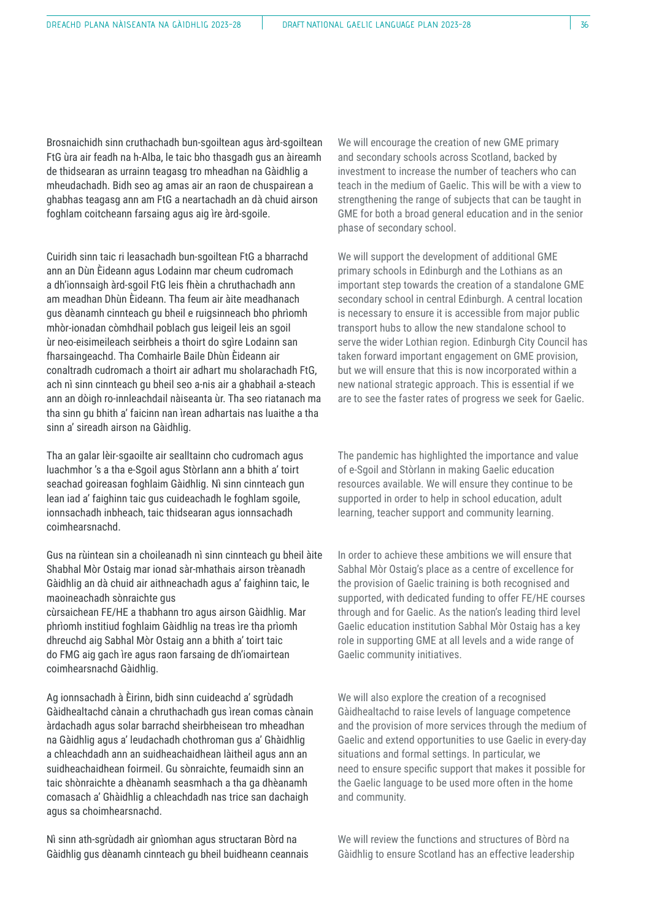Brosnaichidh sinn cruthachadh bun-sgoiltean agus àrd-sgoiltean FtG ùra air feadh na h-Alba, le taic bho thasgadh gus an àireamh de thidsearan as urrainn teagasg tro mheadhan na Gàidhlig a mheudachadh. Bidh seo ag amas air an raon de chuspairean a ghabhas teagasg ann am FtG a neartachadh an dà chuid airson foghlam coitcheann farsaing agus aig ìre àrd-sgoile.

Cuiridh sinn taic ri leasachadh bun-sgoiltean FtG a bharrachd ann an Dùn Èideann agus Lodainn mar cheum cudromach a dh'ionnsaigh àrd-sgoil FtG leis fhèin a chruthachadh ann am meadhan Dhùn Èideann. Tha feum air àite meadhanach gus dèanamh cinnteach gu bheil e ruigsinneach bho phrìomh mhòr-ionadan còmhdhail poblach gus leigeil leis an sgoil ùr neo-eisimeileach seirbheis a thoirt do sgìre Lodainn san fharsaingeachd. Tha Comhairle Baile Dhùn Èideann air conaltradh cudromach a thoirt air adhart mu sholarachadh FtG, ach nì sinn cinnteach gu bheil seo a-nis air a ghabhail a-steach ann an dòigh ro-innleachdail nàiseanta ùr. Tha seo riatanach ma tha sinn gu bhith a' faicinn nan ìrean adhartais nas luaithe a tha sinn a' sireadh airson na Gàidhlig.

Tha an galar lèir-sgaoilte air sealltainn cho cudromach agus luachmhor 's a tha e-Sgoil agus Stòrlann ann a bhith a' toirt seachad goireasan foghlaim Gàidhlig. Nì sinn cinnteach gun lean iad a' faighinn taic gus cuideachadh le foghlam sgoile, ionnsachadh inbheach, taic thidsearan agus ionnsachadh coimhearsnachd.

Gus na rùintean sin a choileanadh nì sinn cinnteach gu bheil àite Shabhal Mòr Ostaig mar ionad sàr-mhathais airson trèanadh Gàidhlig an dà chuid air aithneachadh agus a' faighinn taic, le maoineachadh sònraichte gus cùrsaichean FE/HE a thabhann tro agus airson Gàidhlig. Mar phrìomh institiud foghlaim Gàidhlig na treas ìre tha prìomh dhreuchd aig Sabhal Mòr Ostaig ann a bhith a' toirt taic do FMG aig gach ìre agus raon farsaing de dh'iomairtean coimhearsnachd Gàidhlig.

Ag ionnsachadh à Èirinn, bidh sinn cuideachd a' sgrùdadh Gàidhealtachd cànain a chruthachadh gus ìrean comas cànain àrdachadh agus solar barrachd sheirbheisean tro mheadhan na Gàidhlig agus a' leudachadh chothroman gus a' Ghàidhlig a chleachdadh ann an suidheachaidhean làitheil agus ann an suidheachaidhean foirmeil. Gu sònraichte, feumaidh sinn an taic shònraichte a dhèanamh seasmhach a tha ga dhèanamh comasach a' Ghàidhlig a chleachdadh nas trice san dachaigh agus sa choimhearsnachd.

Nì sinn ath-sgrùdadh air gnìomhan agus structaran Bòrd na Gàidhlig gus dèanamh cinnteach gu bheil buidheann ceannais

We will encourage the creation of new GME primary and secondary schools across Scotland, backed by investment to increase the number of teachers who can teach in the medium of Gaelic. This will be with a view to strengthening the range of subjects that can be taught in GME for both a broad general education and in the senior phase of secondary school.

We will support the development of additional GME primary schools in Edinburgh and the Lothians as an important step towards the creation of a standalone GME secondary school in central Edinburgh. A central location is necessary to ensure it is accessible from major public transport hubs to allow the new standalone school to serve the wider Lothian region. Edinburgh City Council has taken forward important engagement on GME provision, but we will ensure that this is now incorporated within a new national strategic approach. This is essential if we are to see the faster rates of progress we seek for Gaelic.

The pandemic has highlighted the importance and value of e-Sgoil and Stòrlann in making Gaelic education resources available. We will ensure they continue to be supported in order to help in school education, adult learning, teacher support and community learning.

In order to achieve these ambitions we will ensure that Sabhal Mòr Ostaig's place as a centre of excellence for the provision of Gaelic training is both recognised and supported, with dedicated funding to offer FE/HE courses through and for Gaelic. As the nation's leading third level Gaelic education institution Sabhal Mòr Ostaig has a key role in supporting GME at all levels and a wide range of Gaelic community initiatives.

We will also explore the creation of a recognised Gàidhealtachd to raise levels of language competence and the provision of more services through the medium of Gaelic and extend opportunities to use Gaelic in every-day situations and formal settings. In particular, we need to ensure specific support that makes it possible for the Gaelic language to be used more often in the home and community.

We will review the functions and structures of Bòrd na Gàidhlig to ensure Scotland has an effective leadership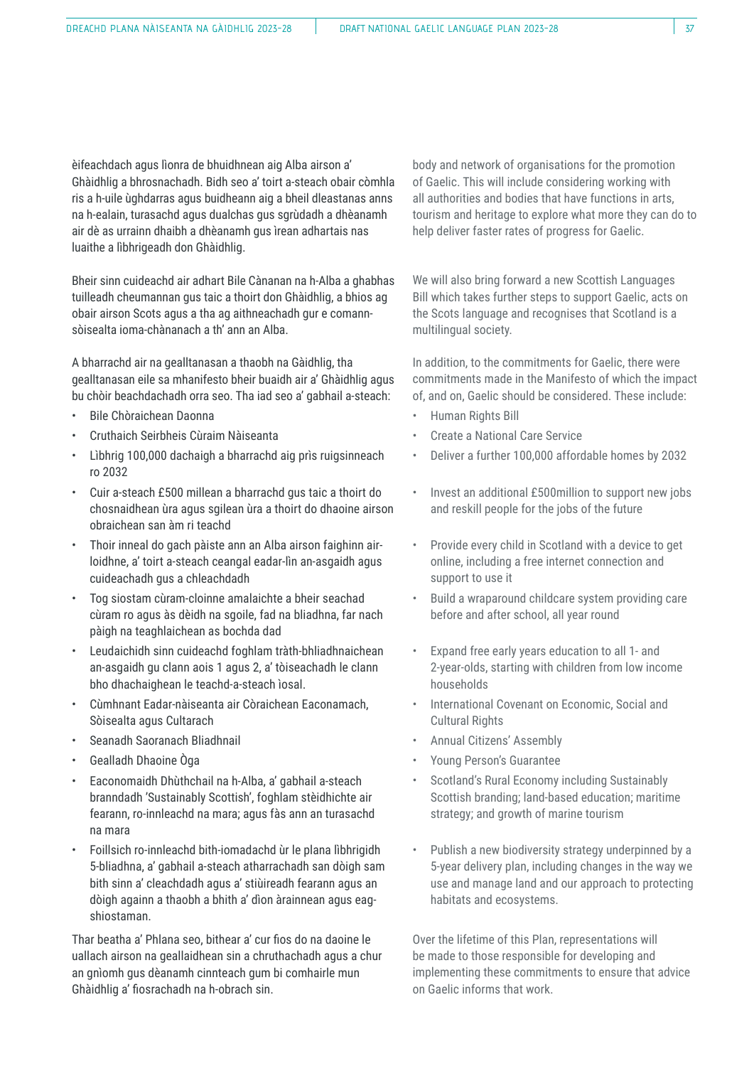èifeachdach agus lìonra de bhuidhnean aig Alba airson a' Ghàidhlig a bhrosnachadh. Bidh seo a' toirt a-steach obair còmhla ris a h-uile ùghdarras agus buidheann aig a bheil dleastanas anns na h-ealain, turasachd agus dualchas gus sgrùdadh a dhèanamh air dè as urrainn dhaibh a dhèanamh gus ìrean adhartais nas luaithe a lìbhrigeadh don Ghàidhlig.

Bheir sinn cuideachd air adhart Bile Cànanan na h-Alba a ghabhas tuilleadh cheumannan gus taic a thoirt don Ghàidhlig, a bhios ag obair airson Scots agus a tha ag aithneachadh gur e comann-sòisealta ioma-chànanach a th' ann an Alba.

A bharrachd air na gealltanasan a thaobh na Gàidhlig, tha gealltanasan eile sa mhanifesto bheir buaidh air a' Ghàidhlig agus bu chòir beachdachadh orra seo. Tha iad seo a' gabhail a-steach:

- Bile Chòraichean Daonna
- Cruthaich Seirbheis Cùraim Nàiseanta
- Lìbhrig 100,000 dachaigh a bharrachd aig prìs ruigsinneach ro 2032
- Cuir a-steach £500 millean a bharrachd gus taic a thoirt do chosnaidhean ùra agus sgilean ùra a thoirt do dhaoine airson obraichean san àm ri teachd
- Thoir inneal do gach pàiste ann an Alba airson faighinn air-loidhne, a' toirt a-steach ceangal eadar-lìn an-asgaidh agus cuideachadh gus a chleachdadh
- Tog siostam cùram-cloinne amalaichte a bheir seachad cùram ro agus às dèidh na sgoile, fad na bliadhna, far nach pàigh na teaghlaichean as bochda dad
- Leudaichidh sinn cuideachd foghlam tràth-bhliadhnaichean an-asgaidh gu clann aois 1 agus 2, a' tòiseachadh le clann bho dhachaighean le teachd-a-steach ìosal.
- Cùmhnant Eadar-nàiseanta air Còraichean Eaconamach, Sòisealta agus Cultarach
- Seanadh Saoranach Bliadhnail
- Gealladh Dhaoine Òga
- Eaconomaidh Dhùthchail na h-Alba, a' gabhail a-steach branndadh 'Sustainably Scottish', foghlam stèidhichte air fearann, ro-innleachd na mara; agus fàs ann an turasachd na mara
- Foillsich ro-innleachd bith-iomadachd ùr le plana lìbhrigidh 5-bliadhna, a' gabhail a-steach atharrachadh san dòigh sam bith sinn a' cleachdadh agus a' stiùireadh fearann agus an dòigh againn a thaobh a bhith a' dìon àrainnean agus eag-shiostaman.

Thar beatha a' Phlana seo, bithear a' cur fios do na daoine le uallach airson na geallaidhean sin a chruthachadh agus a chur an gnìomh gus dèanamh cinnteach gum bi comhairle mun Ghàidhlig a' fiosrachadh na h-obrach sin.

body and network of organisations for the promotion of Gaelic. This will include considering working with all authorities and bodies that have functions in arts, tourism and heritage to explore what more they can do to help deliver faster rates of progress for Gaelic.

We will also bring forward a new Scottish Languages Bill which takes further steps to support Gaelic, acts on the Scots language and recognises that Scotland is a multilingual society.

In addition, to the commitments for Gaelic, there were commitments made in the Manifesto of which the impact of, and on, Gaelic should be considered. These include:

- Human Rights Bill
- Create a National Care Service
- Deliver a further 100,000 affordable homes by 2032
- Invest an additional £500million to support new jobs and reskill people for the jobs of the future
- Provide every child in Scotland with a device to get online, including a free internet connection and support to use it
- Build a wraparound childcare system providing care before and after school, all year round
- Expand free early years education to all 1- and 2-year-olds, starting with children from low income households
- International Covenant on Economic, Social and Cultural Rights
- Annual Citizens' Assembly
- Young Person's Guarantee
- Scotland's Rural Economy including Sustainably Scottish branding; land-based education; maritime strategy; and growth of marine tourism
- Publish a new biodiversity strategy underpinned by a 5-year delivery plan, including changes in the way we use and manage land and our approach to protecting habitats and ecosystems.

Over the lifetime of this Plan, representations will be made to those responsible for developing and implementing these commitments to ensure that advice on Gaelic informs that work.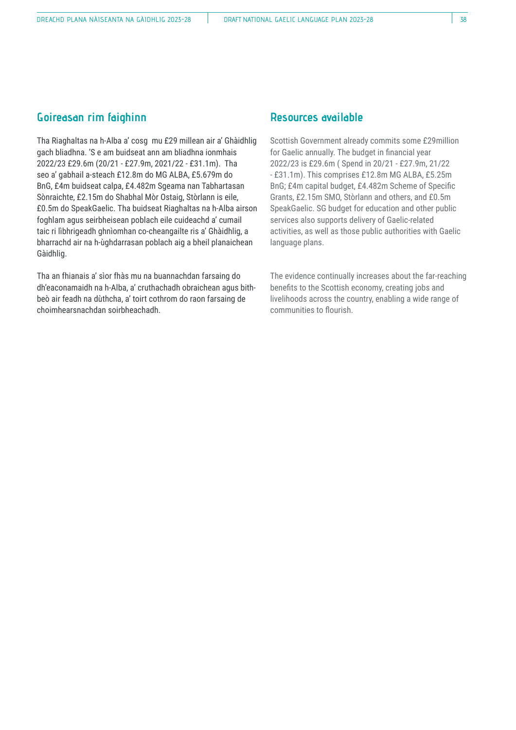## Goireasan rim faighinn

Tha Riaghaltas na h-Alba a' cosg mu £29 millean air a' Ghàidhlig gach bliadhna. 'S e am buidseat ann am bliadhna ionmhais 2022/23 £29.6m (20/21 - £27.9m, 2021/22 - £31.1m). Tha seo a' gabhail a-steach £12.8m do MG ALBA, £5.679m do BnG, £4m buidseat calpa, £4.482m Sgeama nan Tabhartasan Sònraichte, £2.15m do Shabhal Mòr Ostaig, Stòrlann is eile, £0.5m do SpeakGaelic. Tha buidseat Riaghaltas na h-Alba airson foghlam agus seirbheisean poblach eile cuideachd a' cumail taic ri lìbhrigeadh ghnìomhan co-cheangailte ris a' Ghàidhlig, a bharrachd air na h-ùghdarrasan poblach aig a bheil planaichean Gàidhlig.

Tha an fhianais a' sìor fhàs mu na buannachdan farsaing do dh'eaconamaidh na h-Alba, a' cruthachadh obraichean agus bith-beò air feadh na dùthcha, a' toirt cothrom do raon farsaing de choimhearsnachdan soirbheachadh.

## Resources available

Scottish Government already commits some £29million for Gaelic annually. The budget in financial year 2022/23 is £29.6m ( Spend in 20/21 - £27.9m, 21/22 - £31.1m). This comprises £12.8m MG ALBA, £5.25m BnG; £4m capital budget, £4.482m Scheme of Specific Grants, £2.15m SMO, Stòrlann and others, and £0.5m SpeakGaelic. SG budget for education and other public services also supports delivery of Gaelic-related activities, as well as those public authorities with Gaelic language plans.

The evidence continually increases about the far-reaching benefits to the Scottish economy, creating jobs and livelihoods across the country, enabling a wide range of communities to flourish.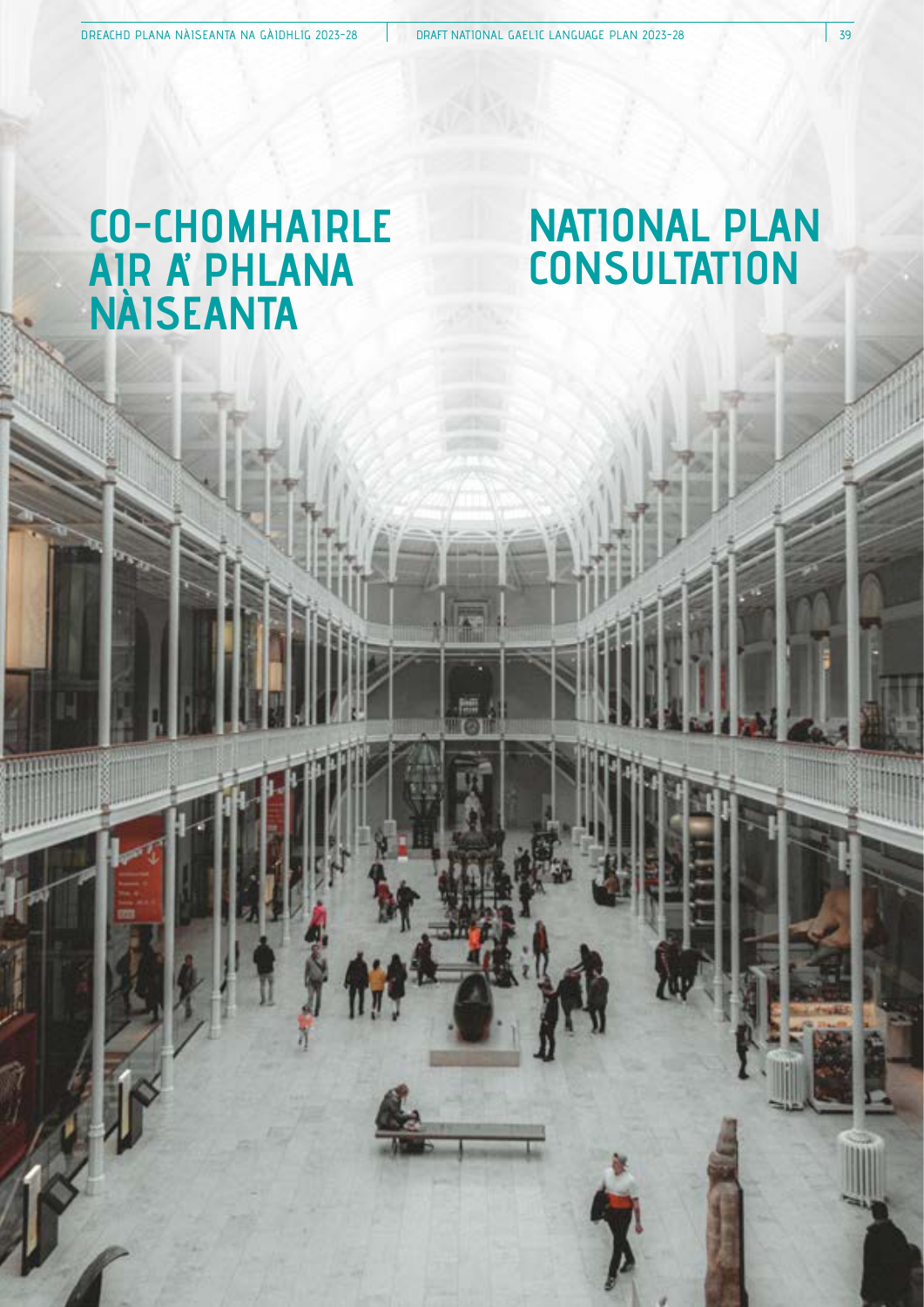# CO-CHOMHAIRLE AIR A' PHLANA NÀISEANTA

# NATIONAL PLAN CONSULTATION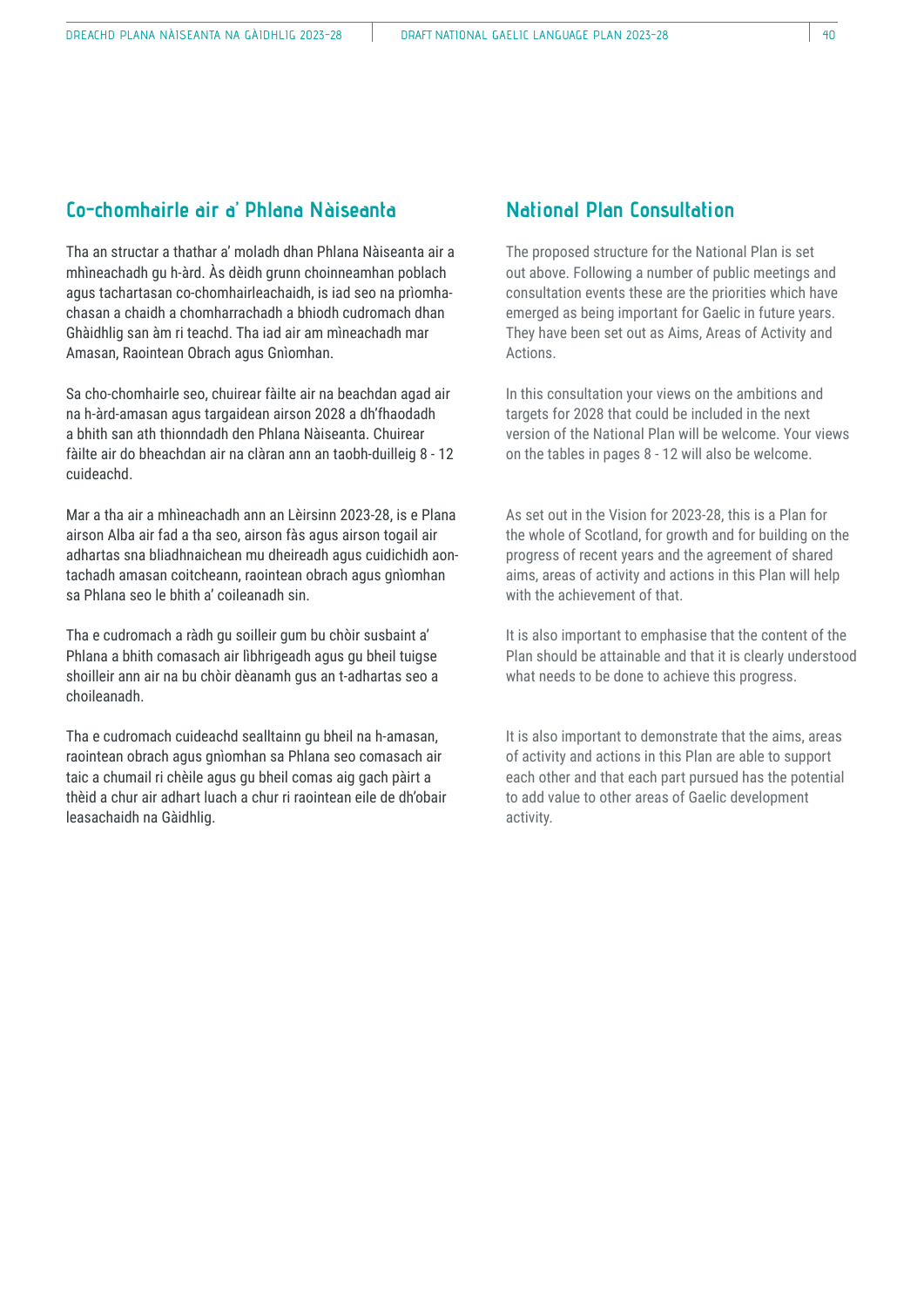## Co-chomhairle air a' Phlana Nàiseanta

Tha an structar a thathar a' moladh dhan Phlana Nàiseanta air a mhìneachadh gu h-àrd. Às dèidh grunn choinneamhan poblach agus tachartasan co-chomhairleachaidh, is iad seo na prìomhachasan a chaidh a chomharrachadh a bhiodh cudromach dhan Ghàidhlig san àm ri teachd. Tha iad air am mìneachadh mar Amasan, Raointean Obrach agus Gnìomhan.

Sa cho-chomhairle seo, chuirear fàilte air na beachdan agad air na h-àrd-amasan agus targaidean airson 2028 a dh'fhaodadh a bhith san ath thionndadh den Phlana Nàiseanta. Chuirear fàilte air do bheachdan air na clàran ann an taobh-duilleig 8 - 12 cuideachd.

Mar a tha air a mhìneachadh ann an Lèirsinn 2023-28, is e Plana airson Alba air fad a tha seo, airson fàs agus airson togail air adhartas sna bliadhnaichean mu dheireadh agus cuidichidh aontachadh amasan coitcheann, raointean obrach agus gnìomhan sa Phlana seo le bhith a' coileanadh sin.

Tha e cudromach a ràdh gu soilleir gum bu chòir susbaint a' Phlana a bhith comasach air lìbhrigeadh agus gu bheil tuigse shoilleir ann air na bu chòir dèanamh gus an t-adhartas seo a choileanadh.

Tha e cudromach cuideachd sealltainn gu bheil na h-amasan, raointean obrach agus gnìomhan sa Phlana seo comasach air taic a chumail ri chèile agus gu bheil comas aig gach pàirt a thèid a chur air adhart luach a chur ri raointean eile de dh'obair leasachaidh na Gàidhlig.

## National Plan Consultation

The proposed structure for the National Plan is set out above. Following a number of public meetings and consultation events these are the priorities which have emerged as being important for Gaelic in future years. They have been set out as Aims, Areas of Activity and Actions.

In this consultation your views on the ambitions and targets for 2028 that could be included in the next version of the National Plan will be welcome. Your views on the tables in pages 8 - 12 will also be welcome.

As set out in the Vision for 2023-28, this is a Plan for the whole of Scotland, for growth and for building on the progress of recent years and the agreement of shared aims, areas of activity and actions in this Plan will help with the achievement of that.

It is also important to emphasise that the content of the Plan should be attainable and that it is clearly understood what needs to be done to achieve this progress.

It is also important to demonstrate that the aims, areas of activity and actions in this Plan are able to support each other and that each part pursued has the potential to add value to other areas of Gaelic development activity.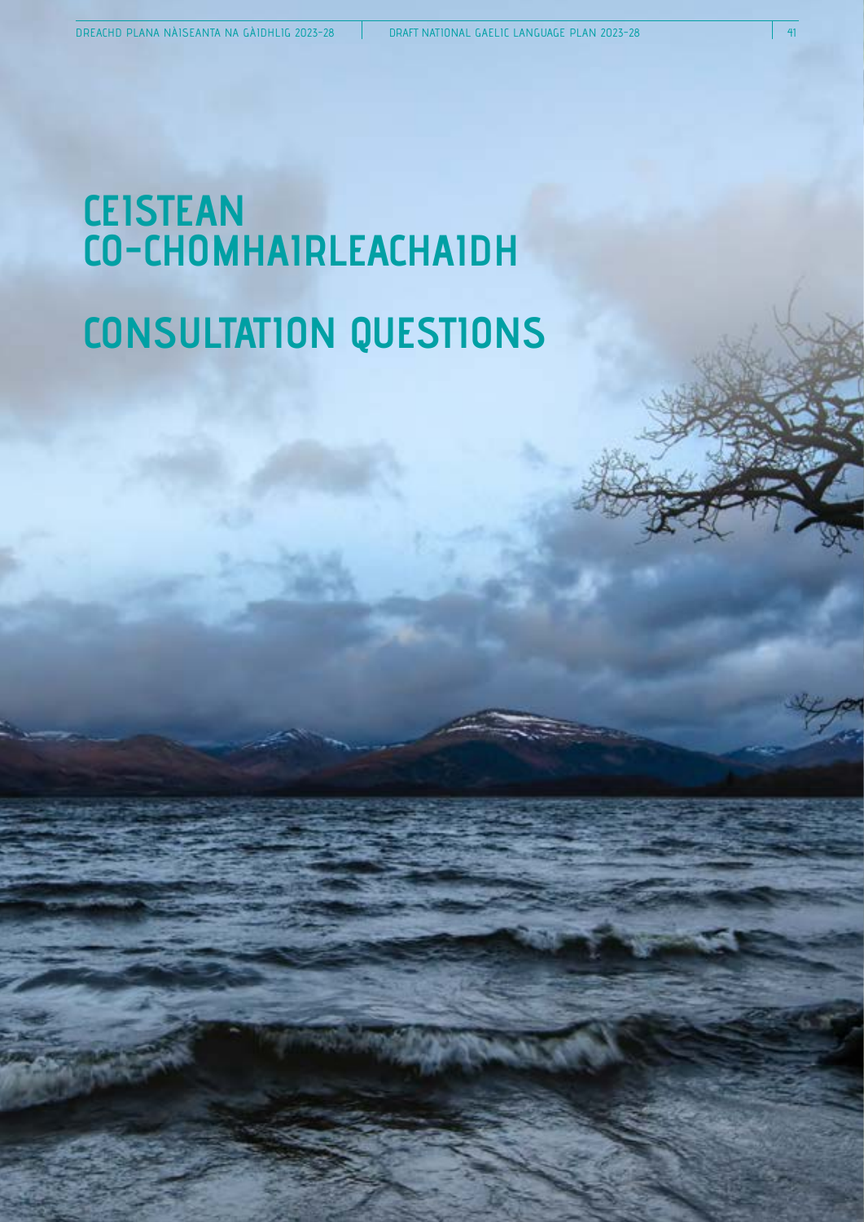# CEISTEAN CO-CHOMHAIRLEACHAIDH

# CONSULTATION QUESTIONS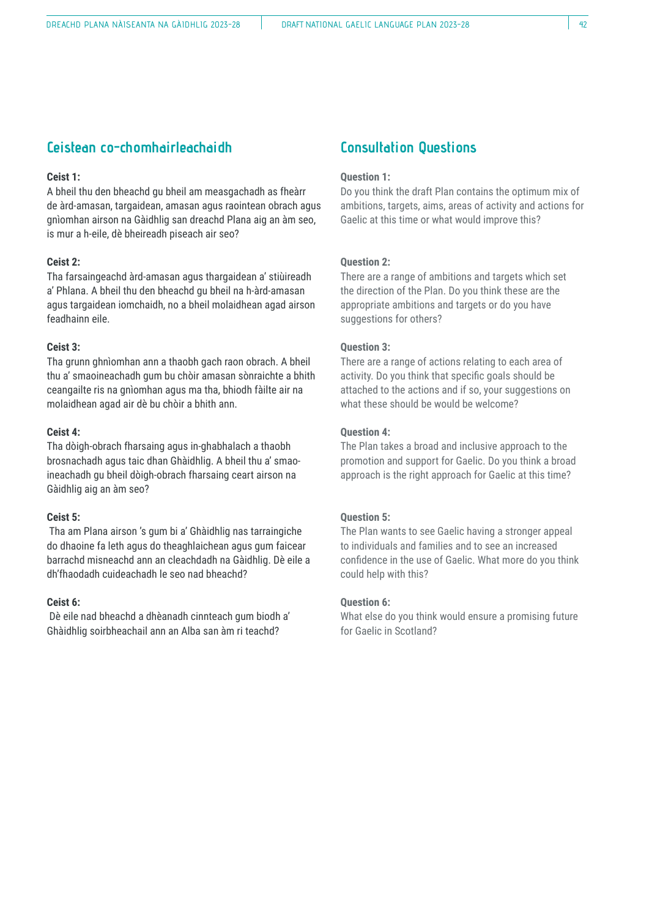## Ceistean co-chomhairleachaidh

**Ceist 1:**
A bheil thu den bheachd gu bheil am measgachadh as fheàrr de àrd-amasan, targaidean, amasan agus raointean obrach agus gnìomhan airson na Gàidhlig san dreachd Plana aig an àm seo, is mur a h-eile, dè bheireadh piseach air seo?

**Ceist 2:**
Tha farsaingeachd àrd-amasan agus thargaidean a' stiùireadh a' Phlana. A bheil thu den bheachd gu bheil na h-àrd-amasan agus targaidean iomchaidh, no a bheil molaidhean agad airson feadhainn eile.

**Ceist 3:**
Tha grunn ghnìomhan ann a thaobh gach raon obrach. A bheil thu a' smaoineachadh gum bu chòir amasan sònraichte a bhith ceangailte ris na gnìomhan agus ma tha, bhiodh fàilte air na molaidhean agad air dè bu chòir a bhith ann.

**Ceist 4:**
Tha dòigh-obrach fharsaing agus in-ghabhalach a thaobh brosnachadh agus taic dhan Ghàidhlig. A bheil thu a' smaoineachadh gu bheil dòigh-obrach fharsaing ceart airson na Gàidhlig aig an àm seo?

**Ceist 5:**
Tha am Plana airson 's gum bi a' Ghàidhlig nas tarraingiche do dhaoine fa leth agus do theaghlaichean agus gum faicear barrachd misneachd ann an cleachdadh na Gàidhlig. Dè eile a dh'fhaodadh cuideachadh le seo nad bheachd?

**Ceist 6:**
Dè eile nad bheachd a dhèanadh cinnteach gum biodh a' Ghàidhlig soirbheachail ann an Alba san àm ri teachd?

## Consultation Questions

**Question 1:**
Do you think the draft Plan contains the optimum mix of ambitions, targets, aims, areas of activity and actions for Gaelic at this time or what would improve this?

**Question 2:**
There are a range of ambitions and targets which set the direction of the Plan. Do you think these are the appropriate ambitions and targets or do you have suggestions for others?

**Question 3:**
There are a range of actions relating to each area of activity. Do you think that specific goals should be attached to the actions and if so, your suggestions on what these should be would be welcome?

**Question 4:**
The Plan takes a broad and inclusive approach to the promotion and support for Gaelic. Do you think a broad approach is the right approach for Gaelic at this time?

**Question 5:**
The Plan wants to see Gaelic having a stronger appeal to individuals and families and to see an increased confidence in the use of Gaelic. What more do you think could help with this?

**Question 6:**
What else do you think would ensure a promising future for Gaelic in Scotland?